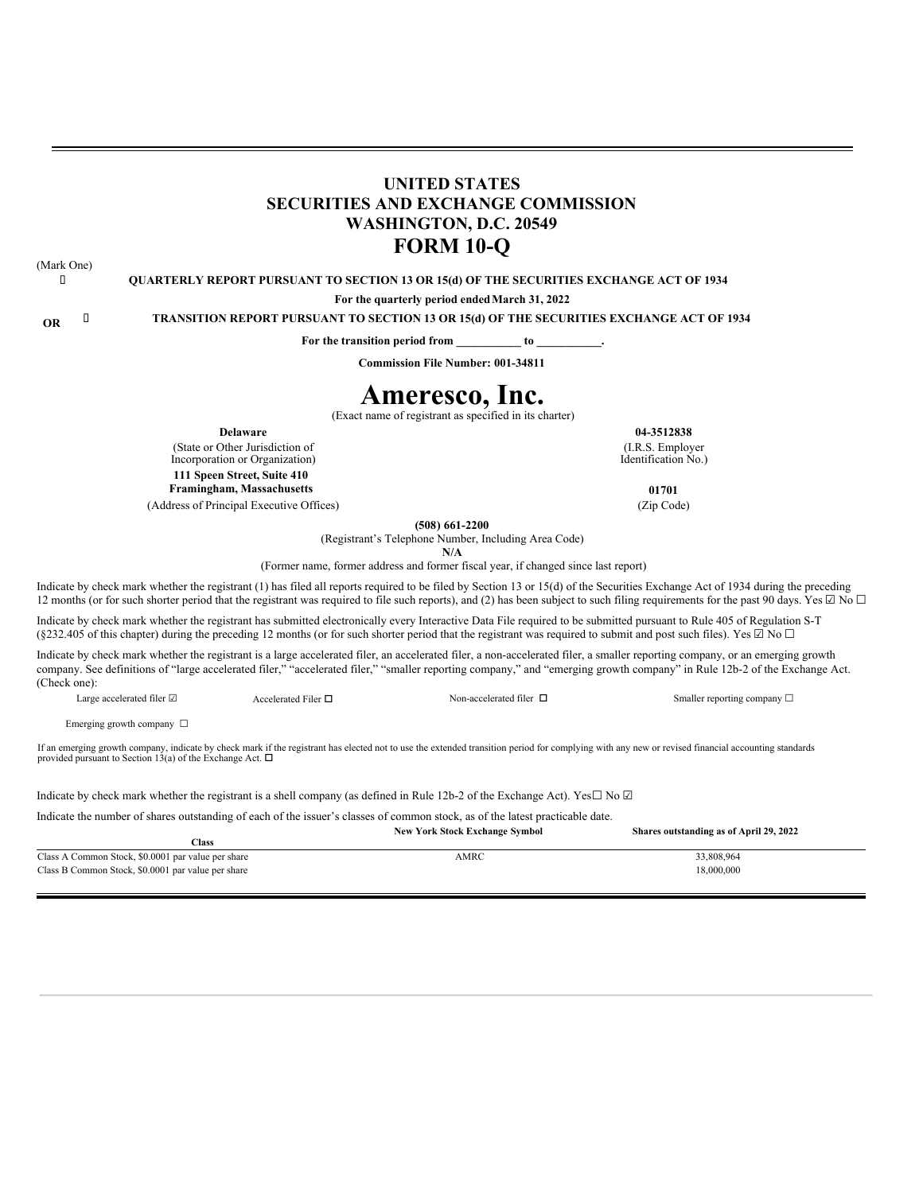# UNITED STATES
# SECURITIES AND EXCHANGE COMMISSION
# WASHINGTON, D.C. 20549
# FORM 10-Q

(Mark One)

☒ **QUARTERLY REPORT PURSUANT TO SECTION 13 OR 15(d) OF THE SECURITIES EXCHANGE ACT OF 1934**

**For the quarterly period ended March 31, 2022**

**OR** ☐ **TRANSITION REPORT PURSUANT TO SECTION 13 OR 15(d) OF THE SECURITIES EXCHANGE ACT OF 1934**

**For the transition period from \_\_\_\_\_\_\_\_\_\_\_ to \_\_\_\_\_\_\_\_\_\_\_.**

**Commission File Number: 001-34811**

# Ameresco, Inc.

(Exact name of registrant as specified in its charter)

| | |
|---|---|
| **Delaware** | **04-3512838** |
| (State or Other Jurisdiction of Incorporation or Organization) | (I.R.S. Employer Identification No.) |
| **111 Speen Street, Suite 410 Framingham, Massachusetts** | **01701** |
| (Address of Principal Executive Offices) | (Zip Code) |

**(508) 661-2200**

(Registrant's Telephone Number, Including Area Code)

**N/A**

(Former name, former address and former fiscal year, if changed since last report)

Indicate by check mark whether the registrant (1) has filed all reports required to be filed by Section 13 or 15(d) of the Securities Exchange Act of 1934 during the preceding 12 months (or for such shorter period that the registrant was required to file such reports), and (2) has been subject to such filing requirements for the past 90 days. Yes ☑ No ☐

Indicate by check mark whether the registrant has submitted electronically every Interactive Data File required to be submitted pursuant to Rule 405 of Regulation S-T (§232.405 of this chapter) during the preceding 12 months (or for such shorter period that the registrant was required to submit and post such files). Yes ☑ No ☐

Indicate by check mark whether the registrant is a large accelerated filer, an accelerated filer, a non-accelerated filer, a smaller reporting company, or an emerging growth company. See definitions of "large accelerated filer," "accelerated filer," "smaller reporting company," and "emerging growth company" in Rule 12b-2 of the Exchange Act. (Check one):

| | | | |
|---|---|---|---|
| Large accelerated filer ☑ | Accelerated Filer ☐ | Non-accelerated filer ☐ | Smaller reporting company ☐ |
| Emerging growth company ☐ | | | |

If an emerging growth company, indicate by check mark if the registrant has elected not to use the extended transition period for complying with any new or revised financial accounting standards provided pursuant to Section 13(a) of the Exchange Act. ☐

Indicate by check mark whether the registrant is a shell company (as defined in Rule 12b-2 of the Exchange Act). Yes☐ No ☑

Indicate the number of shares outstanding of each of the issuer's classes of common stock, as of the latest practicable date.

| Class | New York Stock Exchange Symbol | Shares outstanding as of April 29, 2022 |
|---|---|---|
| Class A Common Stock, $0.0001 par value per share | AMRC | 33,808,964 |
| Class B Common Stock, $0.0001 par value per share | | 18,000,000 |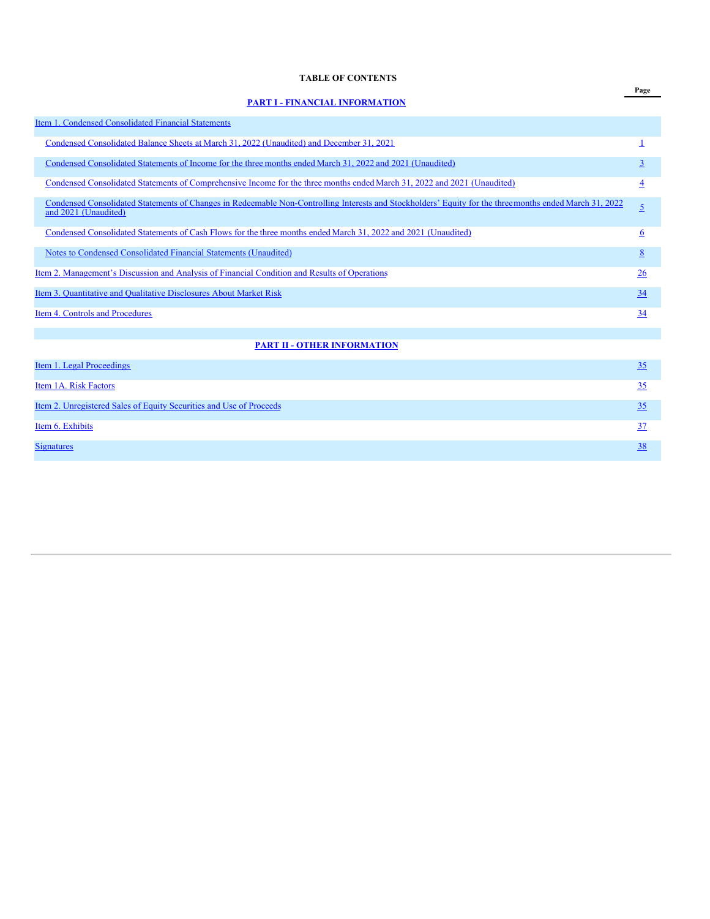**TABLE OF CONTENTS**

| | Page |
|---|---|
| **PART I - FINANCIAL INFORMATION** | |
| Item 1. Condensed Consolidated Financial Statements | |
| Condensed Consolidated Balance Sheets at March 31, 2022 (Unaudited) and December 31, 2021 | 1 |
| Condensed Consolidated Statements of Income for the three months ended March 31, 2022 and 2021 (Unaudited) | 3 |
| Condensed Consolidated Statements of Comprehensive Income for the three months ended March 31, 2022 and 2021 (Unaudited) | 4 |
| Condensed Consolidated Statements of Changes in Redeemable Non-Controlling Interests and Stockholders' Equity for the three months ended March 31, 2022 and 2021 (Unaudited) | 5 |
| Condensed Consolidated Statements of Cash Flows for the three months ended March 31, 2022 and 2021 (Unaudited) | 6 |
| Notes to Condensed Consolidated Financial Statements (Unaudited) | 8 |
| Item 2. Management's Discussion and Analysis of Financial Condition and Results of Operations | 26 |
| Item 3. Quantitative and Qualitative Disclosures About Market Risk | 34 |
| Item 4. Controls and Procedures | 34 |
| **PART II - OTHER INFORMATION** | |
| Item 1. Legal Proceedings | 35 |
| Item 1A. Risk Factors | 35 |
| Item 2. Unregistered Sales of Equity Securities and Use of Proceeds | 35 |
| Item 6. Exhibits | 37 |
| Signatures | 38 |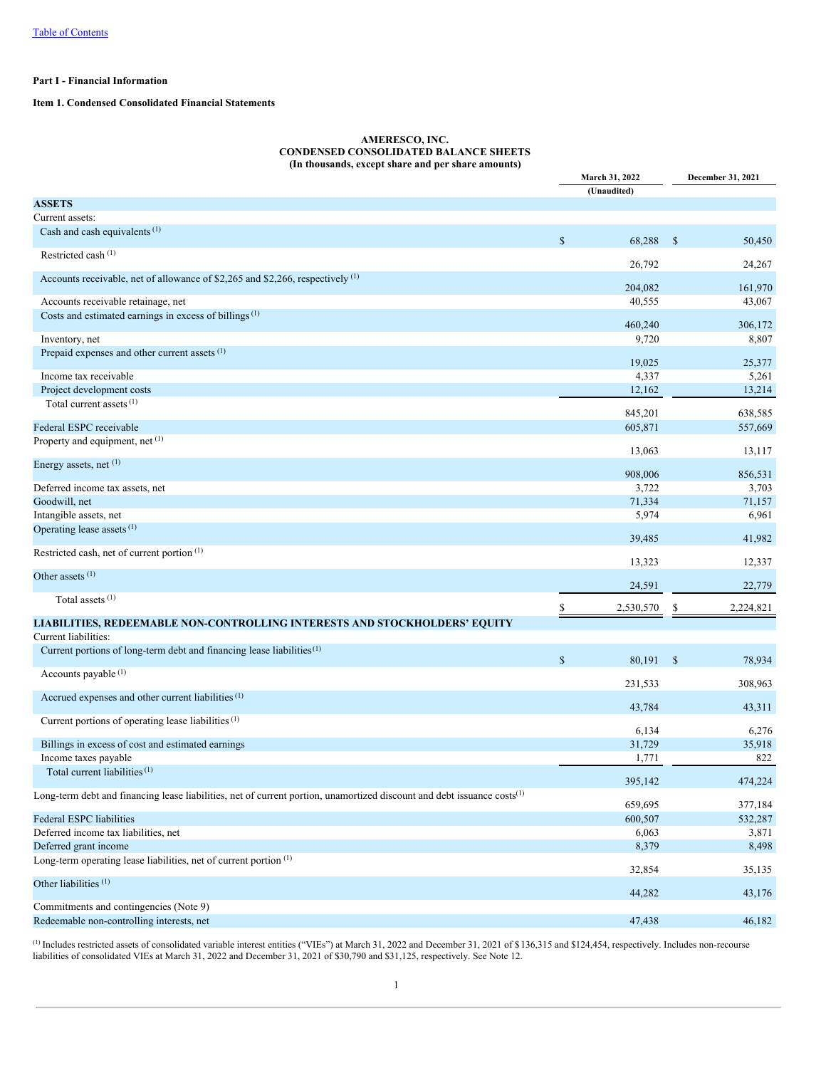[Table of Contents](#)

**Part I - Financial Information**

**Item 1. Condensed Consolidated Financial Statements**

**AMERESCO, INC.**
**CONDENSED CONSOLIDATED BALANCE SHEETS**
**(In thousands, except share and per share amounts)**

| | March 31, 2022 (Unaudited) | December 31, 2021 |
|---|---|---|
| **ASSETS** | | |
| Current assets: | | |
| Cash and cash equivalents [(1)] | $ 68,288 | $ 50,450 |
| Restricted cash [(1)] | 26,792 | 24,267 |
| Accounts receivable, net of allowance of $2,265 and $2,266, respectively [(1)] | 204,082 | 161,970 |
| Accounts receivable retainage, net | 40,555 | 43,067 |
| Costs and estimated earnings in excess of billings [(1)] | 460,240 | 306,172 |
| Inventory, net | 9,720 | 8,807 |
| Prepaid expenses and other current assets [(1)] | 19,025 | 25,377 |
| Income tax receivable | 4,337 | 5,261 |
| Project development costs | 12,162 | 13,214 |
| Total current assets [(1)] | 845,201 | 638,585 |
| Federal ESPC receivable | 605,871 | 557,669 |
| Property and equipment, net [(1)] | 13,063 | 13,117 |
| Energy assets, net [(1)] | 908,006 | 856,531 |
| Deferred income tax assets, net | 3,722 | 3,703 |
| Goodwill, net | 71,334 | 71,157 |
| Intangible assets, net | 5,974 | 6,961 |
| Operating lease assets [(1)] | 39,485 | 41,982 |
| Restricted cash, net of current portion [(1)] | 13,323 | 12,337 |
| Other assets [(1)] | 24,591 | 22,779 |
| Total assets [(1)] | $ 2,530,570 | $ 2,224,821 |
| **LIABILITIES, REDEEMABLE NON-CONTROLLING INTERESTS AND STOCKHOLDERS' EQUITY** | | |
| Current liabilities: | | |
| Current portions of long-term debt and financing lease liabilities [(1)] | $ 80,191 | $ 78,934 |
| Accounts payable [(1)] | 231,533 | 308,963 |
| Accrued expenses and other current liabilities [(1)] | 43,784 | 43,311 |
| Current portions of operating lease liabilities [(1)] | 6,134 | 6,276 |
| Billings in excess of cost and estimated earnings | 31,729 | 35,918 |
| Income taxes payable | 1,771 | 822 |
| Total current liabilities [(1)] | 395,142 | 474,224 |
| Long-term debt and financing lease liabilities, net of current portion, unamortized discount and debt issuance costs [(1)] | 659,695 | 377,184 |
| Federal ESPC liabilities | 600,507 | 532,287 |
| Deferred income tax liabilities, net | 6,063 | 3,871 |
| Deferred grant income | 8,379 | 8,498 |
| Long-term operating lease liabilities, net of current portion [(1)] | 32,854 | 35,135 |
| Other liabilities [(1)] | 44,282 | 43,176 |
| Commitments and contingencies (Note 9) | | |
| Redeemable non-controlling interests, net | 47,438 | 46,182 |

[(1)] Includes restricted assets of consolidated variable interest entities ("VIEs") at March 31, 2022 and December 31, 2021 of $136,315 and $124,454, respectively. Includes non-recourse liabilities of consolidated VIEs at March 31, 2022 and December 31, 2021 of $30,790 and $31,125, respectively. See Note 12.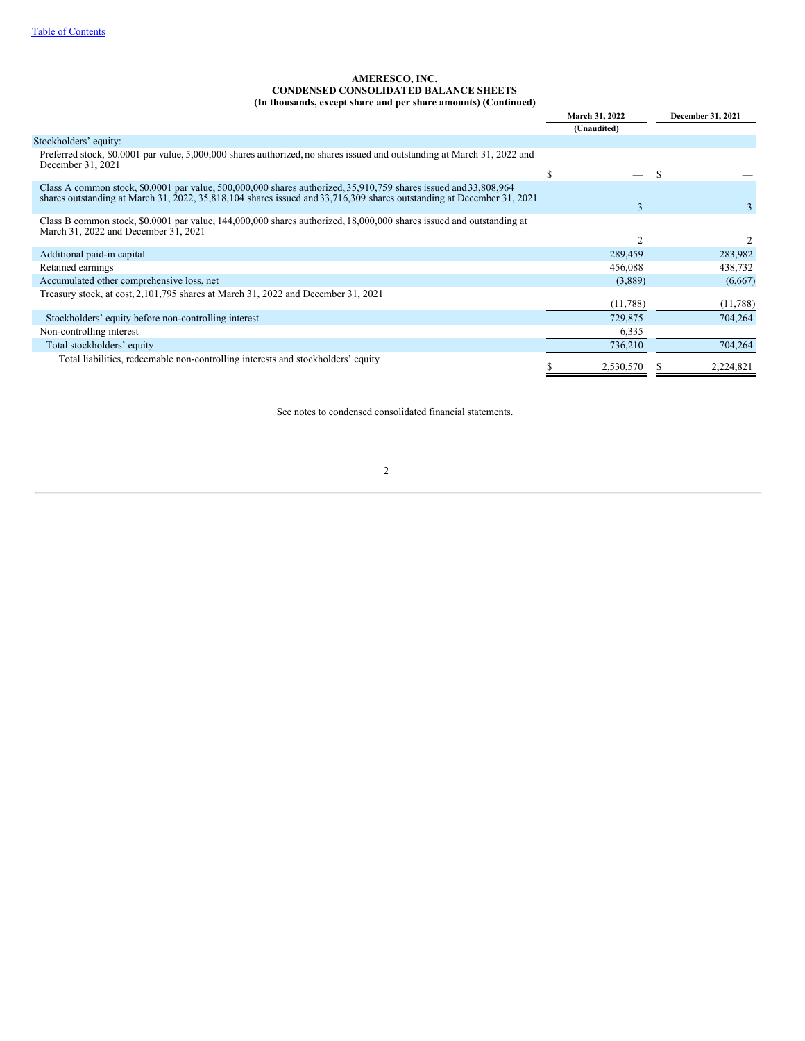[Table of Contents]

**AMERESCO, INC.**
**CONDENSED CONSOLIDATED BALANCE SHEETS**
**(In thousands, except share and per share amounts) (Continued)**

| | March 31, 2022 | December 31, 2021 |
|---|---|---|
| | (Unaudited) | |
| Stockholders' equity: | | |
| Preferred stock, $0.0001 par value, 5,000,000 shares authorized, no shares issued and outstanding at March 31, 2022 and December 31, 2021 | $ — | $ — |
| Class A common stock, $0.0001 par value, 500,000,000 shares authorized, 35,910,759 shares issued and 33,808,964 shares outstanding at March 31, 2022, 35,818,104 shares issued and 33,716,309 shares outstanding at December 31, 2021 | 3 | 3 |
| Class B common stock, $0.0001 par value, 144,000,000 shares authorized, 18,000,000 shares issued and outstanding at March 31, 2022 and December 31, 2021 | 2 | 2 |
| Additional paid-in capital | 289,459 | 283,982 |
| Retained earnings | 456,088 | 438,732 |
| Accumulated other comprehensive loss, net | (3,889) | (6,667) |
| Treasury stock, at cost, 2,101,795 shares at March 31, 2022 and December 31, 2021 | (11,788) | (11,788) |
| Stockholders' equity before non-controlling interest | 729,875 | 704,264 |
| Non-controlling interest | 6,335 | — |
| Total stockholders' equity | 736,210 | 704,264 |
| Total liabilities, redeemable non-controlling interests and stockholders' equity | $ 2,530,570 | $ 2,224,821 |

See notes to condensed consolidated financial statements.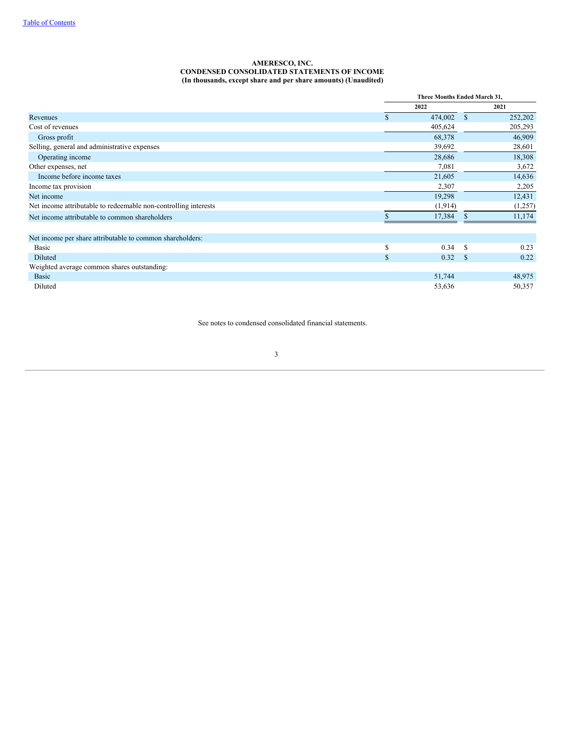# AMERESCO, INC.
## CONDENSED CONSOLIDATED STATEMENTS OF INCOME
### (In thousands, except share and per share amounts) (Unaudited)

| | Three Months Ended March 31, | |
|---|---|---|
| | 2022 | 2021 |
| Revenues | $ 474,002 | $ 252,202 |
| Cost of revenues | 405,624 | 205,293 |
| Gross profit | 68,378 | 46,909 |
| Selling, general and administrative expenses | 39,692 | 28,601 |
| Operating income | 28,686 | 18,308 |
| Other expenses, net | 7,081 | 3,672 |
| Income before income taxes | 21,605 | 14,636 |
| Income tax provision | 2,307 | 2,205 |
| Net income | 19,298 | 12,431 |
| Net income attributable to redeemable non-controlling interests | (1,914) | (1,257) |
| Net income attributable to common shareholders | $ 17,384 | $ 11,174 |
| | | |
| Net income per share attributable to common shareholders: | | |
| Basic | $ 0.34 | $ 0.23 |
| Diluted | $ 0.32 | $ 0.22 |
| Weighted average common shares outstanding: | | |
| Basic | 51,744 | 48,975 |
| Diluted | 53,636 | 50,357 |

See notes to condensed consolidated financial statements.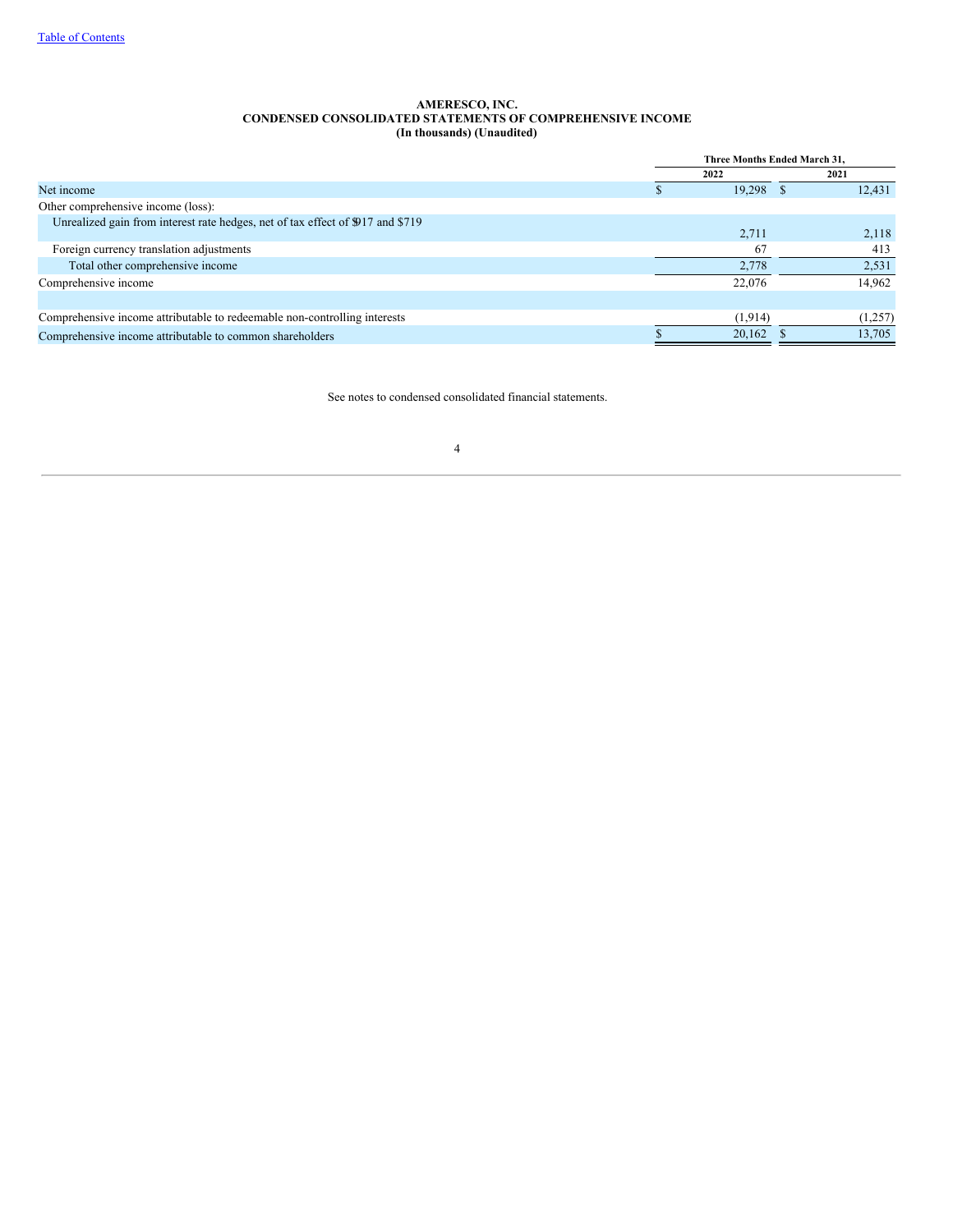**AMERESCO, INC.**
**CONDENSED CONSOLIDATED STATEMENTS OF COMPREHENSIVE INCOME**
**(In thousands) (Unaudited)**

| | Three Months Ended March 31, | |
|---|---|---|
| | 2022 | 2021 |
| Net income | $ 19,298 | $ 12,431 |
| Other comprehensive income (loss): | | |
| Unrealized gain from interest rate hedges, net of tax effect of $917 and $719 | 2,711 | 2,118 |
| Foreign currency translation adjustments | 67 | 413 |
| Total other comprehensive income | 2,778 | 2,531 |
| Comprehensive income | 22,076 | 14,962 |
| | | |
| Comprehensive income attributable to redeemable non-controlling interests | (1,914) | (1,257) |
| Comprehensive income attributable to common shareholders | $ 20,162 | $ 13,705 |

See notes to condensed consolidated financial statements.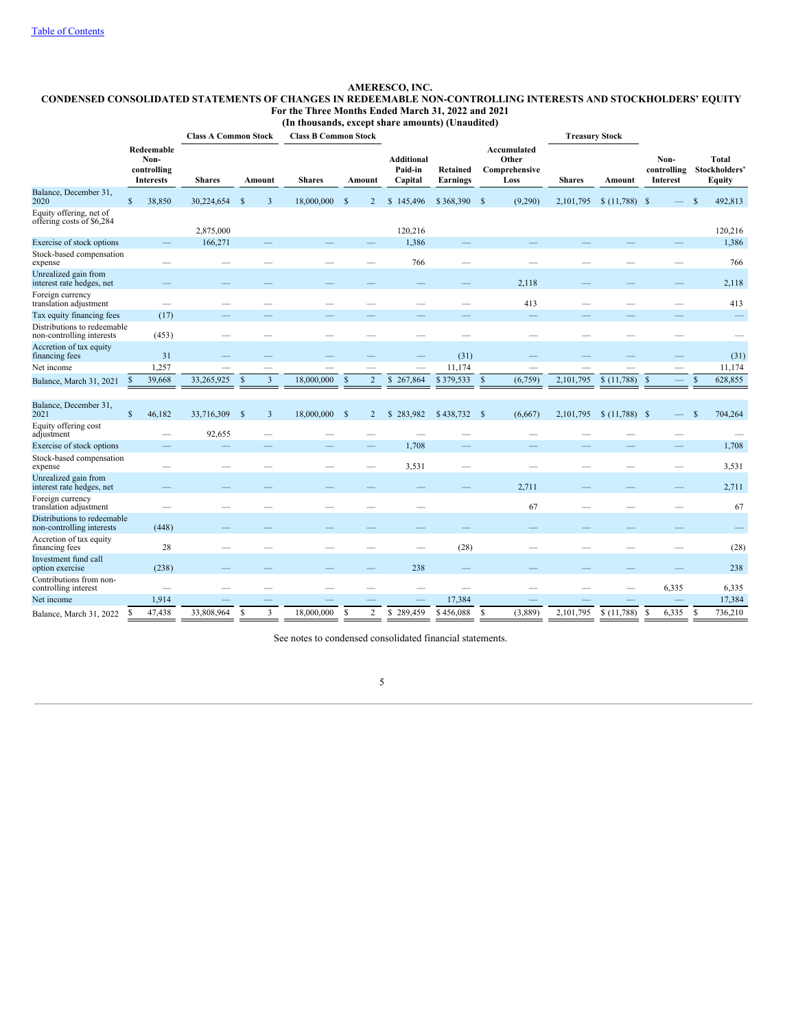[Table of Contents](#)

# AMERESCO, INC.
## CONDENSED CONSOLIDATED STATEMENTS OF CHANGES IN REDEEMABLE NON-CONTROLLING INTERESTS AND STOCKHOLDERS' EQUITY
### For the Three Months Ended March 31, 2022 and 2021
### (In thousands, except share amounts) (Unaudited)

| | Redeemable Non-controlling Interests | Class A Common Stock | | Class B Common Stock | | Additional Paid-in Capital | Retained Earnings | Accumulated Other Comprehensive Loss | Treasury Stock | | Non-controlling Interest | Total Stockholders' Equity |
|---|---|---|---|---|---|---|---|---|---|---|---|---|
| | | Shares | Amount | Shares | Amount | | | | Shares | Amount | | |
| Balance, December 31, 2020 | $ 38,850 | 30,224,654 | $ 3 | 18,000,000 | $ 2 | $ 145,496 | $ 368,390 | $ (9,290) | 2,101,795 | $ (11,788) | $ — | $ 492,813 |
| Equity offering, net of offering costs of $6,284 | | 2,875,000 | | | | 120,216 | | | | | | 120,216 |
| Exercise of stock options | — | 166,271 | — | — | — | 1,386 | — | — | — | — | — | 1,386 |
| Stock-based compensation expense | — | — | — | — | — | 766 | — | — | — | — | — | 766 |
| Unrealized gain from interest rate hedges, net | — | — | — | — | — | — | — | 2,118 | — | — | — | 2,118 |
| Foreign currency translation adjustment | — | — | — | — | — | — | — | 413 | — | — | — | 413 |
| Tax equity financing fees | (17) | — | — | — | — | — | — | — | — | — | — | — |
| Distributions to redeemable non-controlling interests | (453) | — | — | — | — | — | — | — | — | — | — | — |
| Accretion of tax equity financing fees | 31 | — | — | — | — | — | (31) | — | — | — | — | (31) |
| Net income | 1,257 | — | — | — | — | — | 11,174 | — | — | — | — | 11,174 |
| Balance, March 31, 2021 | $ 39,668 | 33,265,925 | $ 3 | 18,000,000 | $ 2 | $ 267,864 | $ 379,533 | $ (6,759) | 2,101,795 | $ (11,788) | $ — | $ 628,855 |
| | | | | | | | | | | | | |
| Balance, December 31, 2021 | $ 46,182 | 33,716,309 | $ 3 | 18,000,000 | $ 2 | $ 283,982 | $ 438,732 | $ (6,667) | 2,101,795 | $ (11,788) | $ — | $ 704,264 |
| Equity offering cost adjustment | — | 92,655 | — | — | — | — | — | — | — | — | — | — |
| Exercise of stock options | — | — | — | — | — | 1,708 | — | — | — | — | — | 1,708 |
| Stock-based compensation expense | — | — | — | — | — | 3,531 | — | — | — | — | — | 3,531 |
| Unrealized gain from interest rate hedges, net | — | — | — | — | — | — | — | 2,711 | — | — | — | 2,711 |
| Foreign currency translation adjustment | — | — | — | — | — | — | | 67 | — | — | — | 67 |
| Distributions to redeemable non-controlling interests | (448) | — | — | — | — | — | — | — | — | — | — | — |
| Accretion of tax equity financing fees | 28 | — | — | — | — | — | (28) | — | — | — | — | (28) |
| Investment fund call option exercise | (238) | — | — | — | — | 238 | — | — | — | — | — | 238 |
| Contributions from non-controlling interest | — | — | — | — | — | — | — | — | — | — | 6,335 | 6,335 |
| Net income | 1,914 | — | — | — | — | — | 17,384 | — | — | — | — | 17,384 |
| Balance, March 31, 2022 | $ 47,438 | 33,808,964 | $ 3 | 18,000,000 | $ 2 | $ 289,459 | $ 456,088 | $ (3,889) | 2,101,795 | $ (11,788) | $ 6,335 | $ 736,210 |

See notes to condensed consolidated financial statements.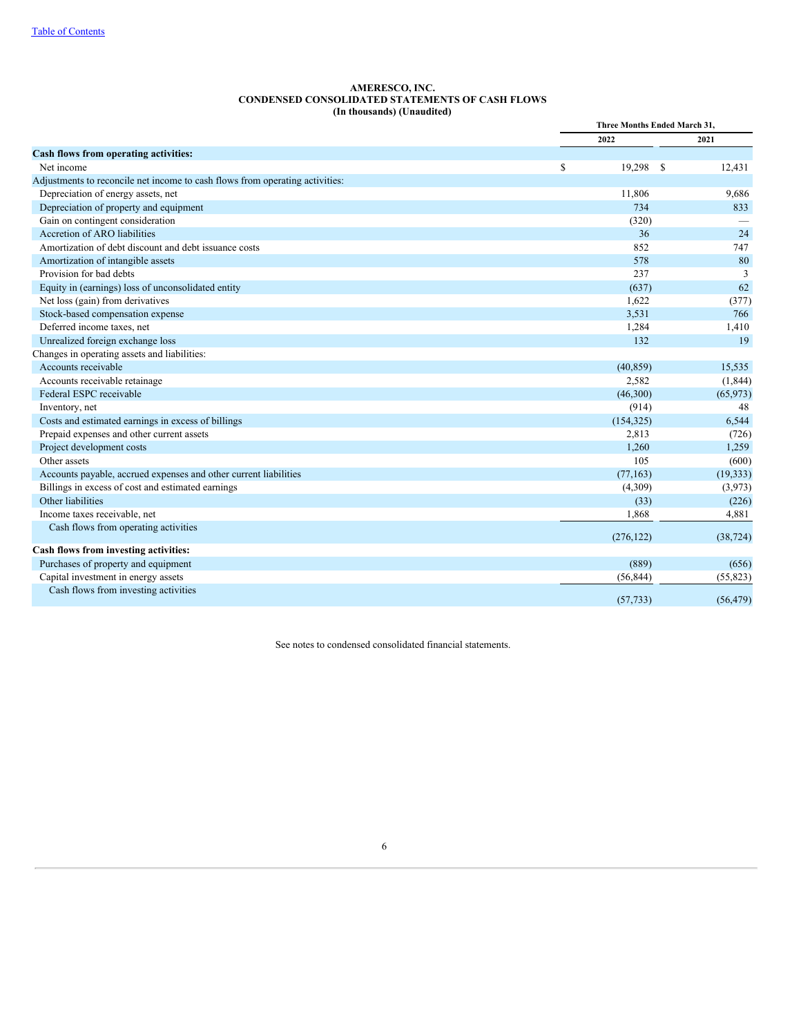AMERESCO, INC.
CONDENSED CONSOLIDATED STATEMENTS OF CASH FLOWS
(In thousands) (Unaudited)

| | Three Months Ended March 31, | |
|---|---|---|
| | 2022 | 2021 |
| **Cash flows from operating activities:** | | |
| Net income | $ 19,298 | $ 12,431 |
| Adjustments to reconcile net income to cash flows from operating activities: | | |
| Depreciation of energy assets, net | 11,806 | 9,686 |
| Depreciation of property and equipment | 734 | 833 |
| Gain on contingent consideration | (320) | — |
| Accretion of ARO liabilities | 36 | 24 |
| Amortization of debt discount and debt issuance costs | 852 | 747 |
| Amortization of intangible assets | 578 | 80 |
| Provision for bad debts | 237 | 3 |
| Equity in (earnings) loss of unconsolidated entity | (637) | 62 |
| Net loss (gain) from derivatives | 1,622 | (377) |
| Stock-based compensation expense | 3,531 | 766 |
| Deferred income taxes, net | 1,284 | 1,410 |
| Unrealized foreign exchange loss | 132 | 19 |
| Changes in operating assets and liabilities: | | |
| Accounts receivable | (40,859) | 15,535 |
| Accounts receivable retainage | 2,582 | (1,844) |
| Federal ESPC receivable | (46,300) | (65,973) |
| Inventory, net | (914) | 48 |
| Costs and estimated earnings in excess of billings | (154,325) | 6,544 |
| Prepaid expenses and other current assets | 2,813 | (726) |
| Project development costs | 1,260 | 1,259 |
| Other assets | 105 | (600) |
| Accounts payable, accrued expenses and other current liabilities | (77,163) | (19,333) |
| Billings in excess of cost and estimated earnings | (4,309) | (3,973) |
| Other liabilities | (33) | (226) |
| Income taxes receivable, net | 1,868 | 4,881 |
| Cash flows from operating activities | (276,122) | (38,724) |
| **Cash flows from investing activities:** | | |
| Purchases of property and equipment | (889) | (656) |
| Capital investment in energy assets | (56,844) | (55,823) |
| Cash flows from investing activities | (57,733) | (56,479) |

See notes to condensed consolidated financial statements.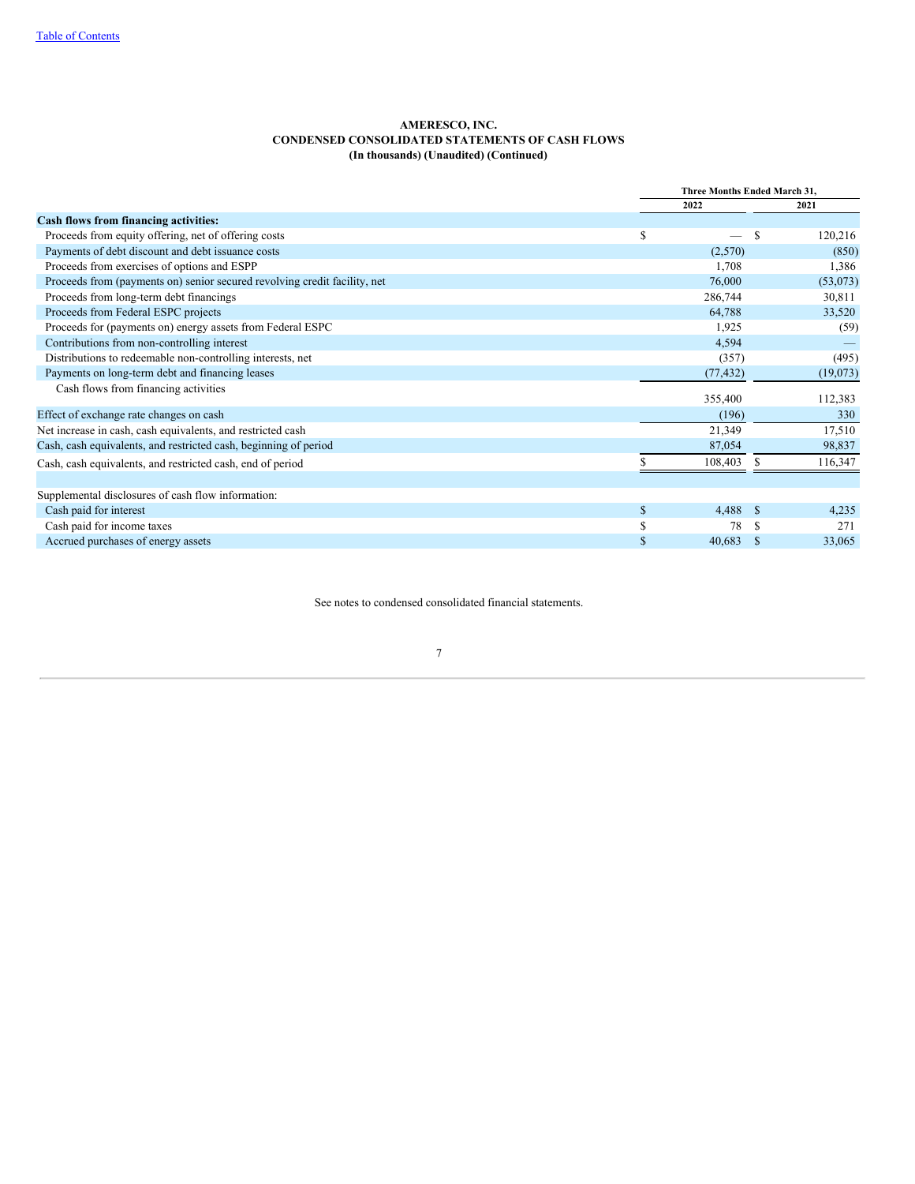**AMERESCO, INC.**
**CONDENSED CONSOLIDATED STATEMENTS OF CASH FLOWS**
**(In thousands) (Unaudited) (Continued)**

| | Three Months Ended March 31, | |
|---|---|---|
| | 2022 | 2021 |
| **Cash flows from financing activities:** | | |
| Proceeds from equity offering, net of offering costs | $ — | $ 120,216 |
| Payments of debt discount and debt issuance costs | (2,570) | (850) |
| Proceeds from exercises of options and ESPP | 1,708 | 1,386 |
| Proceeds from (payments on) senior secured revolving credit facility, net | 76,000 | (53,073) |
| Proceeds from long-term debt financings | 286,744 | 30,811 |
| Proceeds from Federal ESPC projects | 64,788 | 33,520 |
| Proceeds for (payments on) energy assets from Federal ESPC | 1,925 | (59) |
| Contributions from non-controlling interest | 4,594 | — |
| Distributions to redeemable non-controlling interests, net | (357) | (495) |
| Payments on long-term debt and financing leases | (77,432) | (19,073) |
| Cash flows from financing activities | 355,400 | 112,383 |
| Effect of exchange rate changes on cash | (196) | 330 |
| Net increase in cash, cash equivalents, and restricted cash | 21,349 | 17,510 |
| Cash, cash equivalents, and restricted cash, beginning of period | 87,054 | 98,837 |
| Cash, cash equivalents, and restricted cash, end of period | $ 108,403 | $ 116,347 |
| | | |
| Supplemental disclosures of cash flow information: | | |
| Cash paid for interest | $ 4,488 | $ 4,235 |
| Cash paid for income taxes | $ 78 | $ 271 |
| Accrued purchases of energy assets | $ 40,683 | $ 33,065 |

See notes to condensed consolidated financial statements.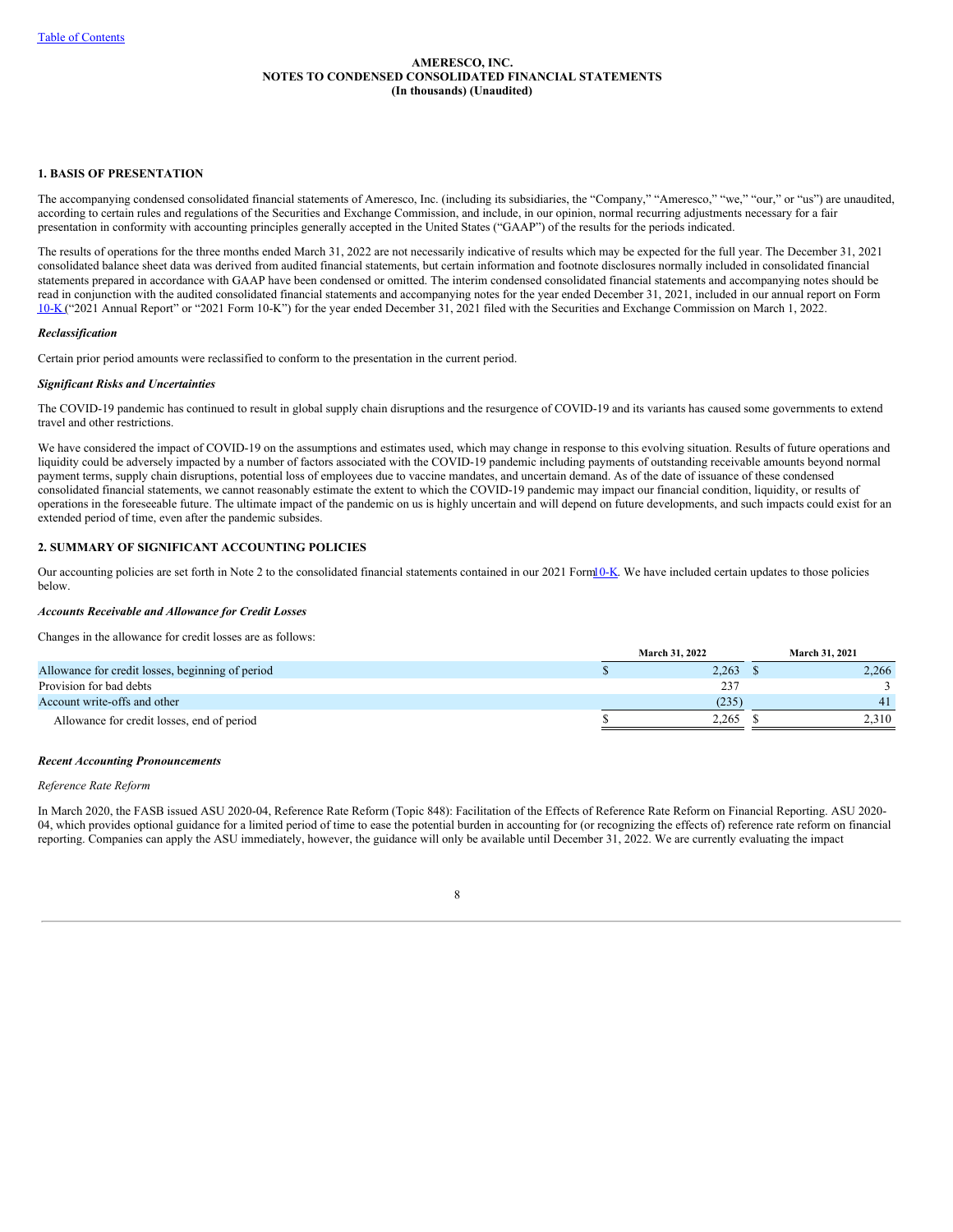[Table of Contents](#)

**AMERESCO, INC.**
**NOTES TO CONDENSED CONSOLIDATED FINANCIAL STATEMENTS**
**(In thousands) (Unaudited)**

## 1. BASIS OF PRESENTATION

The accompanying condensed consolidated financial statements of Ameresco, Inc. (including its subsidiaries, the "Company," "Ameresco," "we," "our," or "us") are unaudited, according to certain rules and regulations of the Securities and Exchange Commission, and include, in our opinion, normal recurring adjustments necessary for a fair presentation in conformity with accounting principles generally accepted in the United States ("GAAP") of the results for the periods indicated.

The results of operations for the three months ended March 31, 2022 are not necessarily indicative of results which may be expected for the full year. The December 31, 2021 consolidated balance sheet data was derived from audited financial statements, but certain information and footnote disclosures normally included in consolidated financial statements prepared in accordance with GAAP have been condensed or omitted. The interim condensed consolidated financial statements and accompanying notes should be read in conjunction with the audited consolidated financial statements and accompanying notes for the year ended December 31, 2021, included in our annual report on Form 10-K ("2021 Annual Report" or "2021 Form 10-K") for the year ended December 31, 2021 filed with the Securities and Exchange Commission on March 1, 2022.

### *Reclassification*

Certain prior period amounts were reclassified to conform to the presentation in the current period.

### *Significant Risks and Uncertainties*

The COVID-19 pandemic has continued to result in global supply chain disruptions and the resurgence of COVID-19 and its variants has caused some governments to extend travel and other restrictions.

We have considered the impact of COVID-19 on the assumptions and estimates used, which may change in response to this evolving situation. Results of future operations and liquidity could be adversely impacted by a number of factors associated with the COVID-19 pandemic including payments of outstanding receivable amounts beyond normal payment terms, supply chain disruptions, potential loss of employees due to vaccine mandates, and uncertain demand. As of the date of issuance of these condensed consolidated financial statements, we cannot reasonably estimate the extent to which the COVID-19 pandemic may impact our financial condition, liquidity, or results of operations in the foreseeable future. The ultimate impact of the pandemic on us is highly uncertain and will depend on future developments, and such impacts could exist for an extended period of time, even after the pandemic subsides.

## 2. SUMMARY OF SIGNIFICANT ACCOUNTING POLICIES

Our accounting policies are set forth in Note 2 to the consolidated financial statements contained in our 2021 Form 10-K. We have included certain updates to those policies below.

### *Accounts Receivable and Allowance for Credit Losses*

Changes in the allowance for credit losses are as follows:

| | March 31, 2022 | March 31, 2021 |
|---|---|---|
| Allowance for credit losses, beginning of period | $ 2,263 | $ 2,266 |
| Provision for bad debts | 237 | 3 |
| Account write-offs and other | (235) | 41 |
| Allowance for credit losses, end of period | $ 2,265 | $ 2,310 |

### *Recent Accounting Pronouncements*

*Reference Rate Reform*

In March 2020, the FASB issued ASU 2020-04, Reference Rate Reform (Topic 848): Facilitation of the Effects of Reference Rate Reform on Financial Reporting. ASU 2020-04, which provides optional guidance for a limited period of time to ease the potential burden in accounting for (or recognizing the effects of) reference rate reform on financial reporting. Companies can apply the ASU immediately, however, the guidance will only be available until December 31, 2022. We are currently evaluating the impact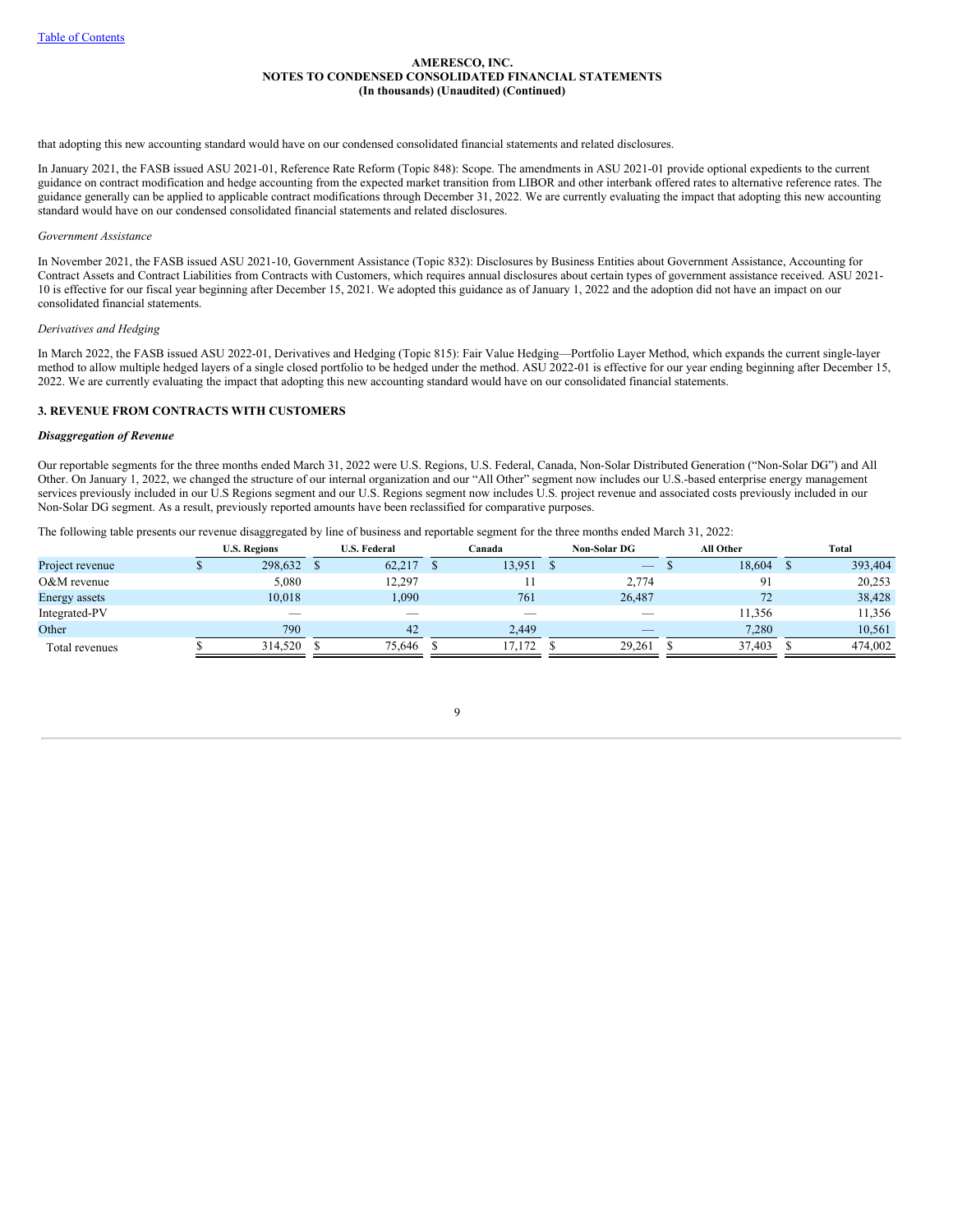that adopting this new accounting standard would have on our condensed consolidated financial statements and related disclosures.

In January 2021, the FASB issued ASU 2021-01, Reference Rate Reform (Topic 848): Scope. The amendments in ASU 2021-01 provide optional expedients to the current guidance on contract modification and hedge accounting from the expected market transition from LIBOR and other interbank offered rates to alternative reference rates. The guidance generally can be applied to applicable contract modifications through December 31, 2022. We are currently evaluating the impact that adopting this new accounting standard would have on our condensed consolidated financial statements and related disclosures.

*Government Assistance*

In November 2021, the FASB issued ASU 2021-10, Government Assistance (Topic 832): Disclosures by Business Entities about Government Assistance, Accounting for Contract Assets and Contract Liabilities from Contracts with Customers, which requires annual disclosures about certain types of government assistance received. ASU 2021-10 is effective for our fiscal year beginning after December 15, 2021. We adopted this guidance as of January 1, 2022 and the adoption did not have an impact on our consolidated financial statements.

*Derivatives and Hedging*

In March 2022, the FASB issued ASU 2022-01, Derivatives and Hedging (Topic 815): Fair Value Hedging—Portfolio Layer Method, which expands the current single-layer method to allow multiple hedged layers of a single closed portfolio to be hedged under the method. ASU 2022-01 is effective for our year ending beginning after December 15, 2022. We are currently evaluating the impact that adopting this new accounting standard would have on our consolidated financial statements.

### 3. REVENUE FROM CONTRACTS WITH CUSTOMERS

***Disaggregation of Revenue***

Our reportable segments for the three months ended March 31, 2022 were U.S. Regions, U.S. Federal, Canada, Non-Solar Distributed Generation ("Non-Solar DG") and All Other. On January 1, 2022, we changed the structure of our internal organization and our "All Other" segment now includes our U.S.-based enterprise energy management services previously included in our U.S Regions segment and our U.S. Regions segment now includes U.S. project revenue and associated costs previously included in our Non-Solar DG segment. As a result, previously reported amounts have been reclassified for comparative purposes.

The following table presents our revenue disaggregated by line of business and reportable segment for the three months ended March 31, 2022:

| | U.S. Regions | U.S. Federal | Canada | Non-Solar DG | All Other | Total |
|---|---|---|---|---|---|---|
| Project revenue | $ 298,632 | $ 62,217 | $ 13,951 | $ — | $ 18,604 | $ 393,404 |
| O&M revenue | 5,080 | 12,297 | 11 | 2,774 | 91 | 20,253 |
| Energy assets | 10,018 | 1,090 | 761 | 26,487 | 72 | 38,428 |
| Integrated-PV | — | — | — | — | 11,356 | 11,356 |
| Other | 790 | 42 | 2,449 | — | 7,280 | 10,561 |
| Total revenues | $ 314,520 | $ 75,646 | $ 17,172 | $ 29,261 | $ 37,403 | $ 474,002 |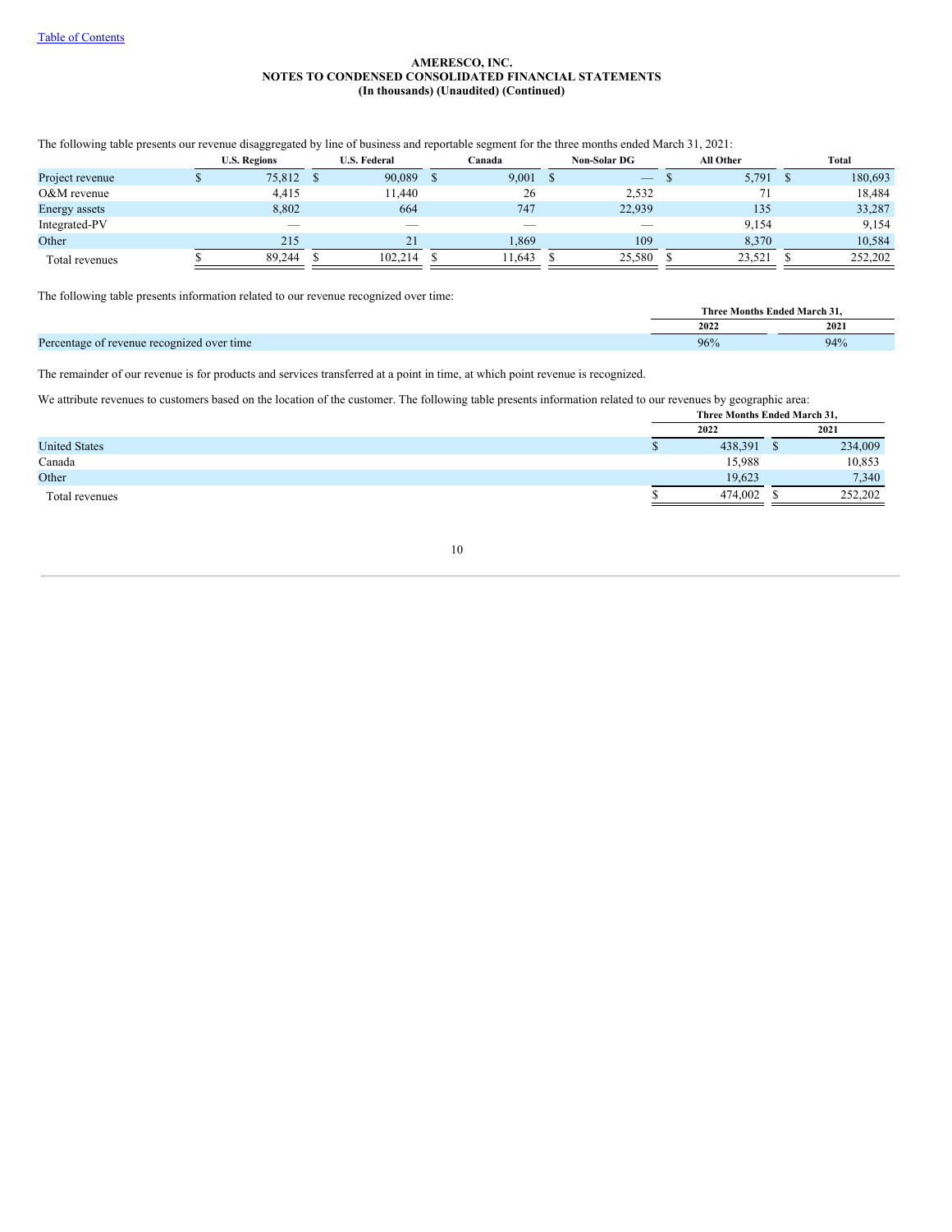**AMERESCO, INC.**
**NOTES TO CONDENSED CONSOLIDATED FINANCIAL STATEMENTS**
**(In thousands) (Unaudited) (Continued)**

The following table presents our revenue disaggregated by line of business and reportable segment for the three months ended March 31, 2021:

| | U.S. Regions | U.S. Federal | Canada | Non-Solar DG | All Other | Total |
|---|---|---|---|---|---|---|
| Project revenue | $ 75,812 | $ 90,089 | $ 9,001 | $ — | $ 5,791 | $ 180,693 |
| O&M revenue | 4,415 | 11,440 | 26 | 2,532 | 71 | 18,484 |
| Energy assets | 8,802 | 664 | 747 | 22,939 | 135 | 33,287 |
| Integrated-PV | — | — | — | — | 9,154 | 9,154 |
| Other | 215 | 21 | 1,869 | 109 | 8,370 | 10,584 |
| Total revenues | $ 89,244 | $ 102,214 | $ 11,643 | $ 25,580 | $ 23,521 | $ 252,202 |

The following table presents information related to our revenue recognized over time:

| | Three Months Ended March 31, | |
|---|---|---|
| | 2022 | 2021 |
| Percentage of revenue recognized over time | 96% | 94% |

The remainder of our revenue is for products and services transferred at a point in time, at which point revenue is recognized.

We attribute revenues to customers based on the location of the customer. The following table presents information related to our revenues by geographic area:

| | Three Months Ended March 31, | |
|---|---|---|
| | 2022 | 2021 |
| United States | $ 438,391 | $ 234,009 |
| Canada | 15,988 | 10,853 |
| Other | 19,623 | 7,340 |
| Total revenues | $ 474,002 | $ 252,202 |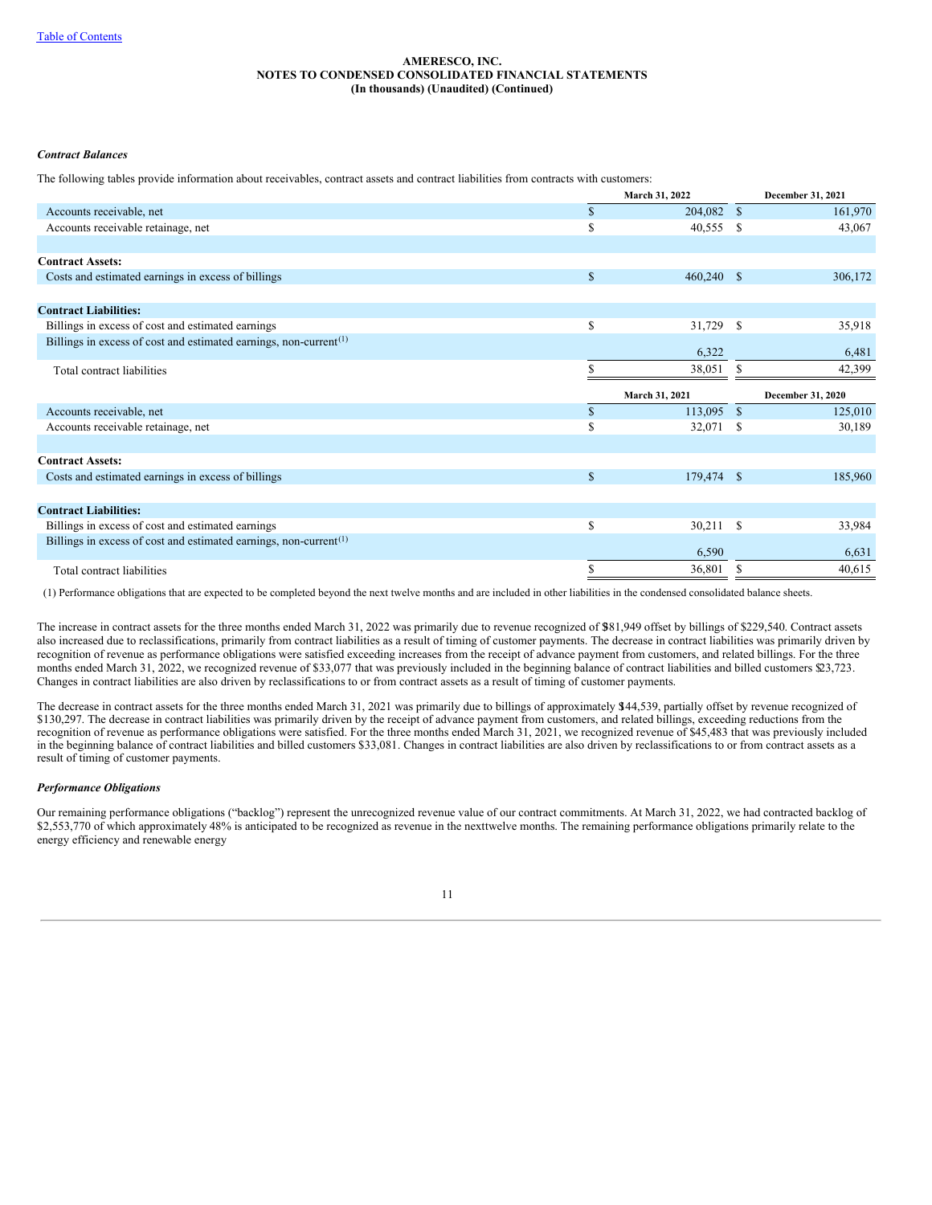AMERESCO, INC.
NOTES TO CONDENSED CONSOLIDATED FINANCIAL STATEMENTS
(In thousands) (Unaudited) (Continued)

***Contract Balances***

The following tables provide information about receivables, contract assets and contract liabilities from contracts with customers:

| | March 31, 2022 | December 31, 2021 |
|---|---|---|
| Accounts receivable, net | $ 204,082 | $ 161,970 |
| Accounts receivable retainage, net | $ 40,555 | $ 43,067 |
| | | |
| **Contract Assets:** | | |
| Costs and estimated earnings in excess of billings | $ 460,240 | $ 306,172 |
| | | |
| **Contract Liabilities:** | | |
| Billings in excess of cost and estimated earnings | $ 31,729 | $ 35,918 |
| Billings in excess of cost and estimated earnings, non-current[(1)] | 6,322 | 6,481 |
| Total contract liabilities | $ 38,051 | $ 42,399 |

| | March 31, 2021 | December 31, 2020 |
|---|---|---|
| Accounts receivable, net | $ 113,095 | $ 125,010 |
| Accounts receivable retainage, net | $ 32,071 | $ 30,189 |
| | | |
| **Contract Assets:** | | |
| Costs and estimated earnings in excess of billings | $ 179,474 | $ 185,960 |
| | | |
| **Contract Liabilities:** | | |
| Billings in excess of cost and estimated earnings | $ 30,211 | $ 33,984 |
| Billings in excess of cost and estimated earnings, non-current[(1)] | 6,590 | 6,631 |
| Total contract liabilities | $ 36,801 | $ 40,615 |

(1) Performance obligations that are expected to be completed beyond the next twelve months and are included in other liabilities in the condensed consolidated balance sheets.

The increase in contract assets for the three months ended March 31, 2022 was primarily due to revenue recognized of $381,949 offset by billings of $229,540. Contract assets also increased due to reclassifications, primarily from contract liabilities as a result of timing of customer payments. The decrease in contract liabilities was primarily driven by recognition of revenue as performance obligations were satisfied exceeding increases from the receipt of advance payment from customers, and related billings. For the three months ended March 31, 2022, we recognized revenue of $33,077 that was previously included in the beginning balance of contract liabilities and billed customers $23,723. Changes in contract liabilities are also driven by reclassifications to or from contract assets as a result of timing of customer payments.

The decrease in contract assets for the three months ended March 31, 2021 was primarily due to billings of approximately $144,539, partially offset by revenue recognized of $130,297. The decrease in contract liabilities was primarily driven by the receipt of advance payment from customers, and related billings, exceeding reductions from the recognition of revenue as performance obligations were satisfied. For the three months ended March 31, 2021, we recognized revenue of $45,483 that was previously included in the beginning balance of contract liabilities and billed customers $33,081. Changes in contract liabilities are also driven by reclassifications to or from contract assets as a result of timing of customer payments.

***Performance Obligations***

Our remaining performance obligations ("backlog") represent the unrecognized revenue value of our contract commitments. At March 31, 2022, we had contracted backlog of $2,553,770 of which approximately 48% is anticipated to be recognized as revenue in the next twelve months. The remaining performance obligations primarily relate to the energy efficiency and renewable energy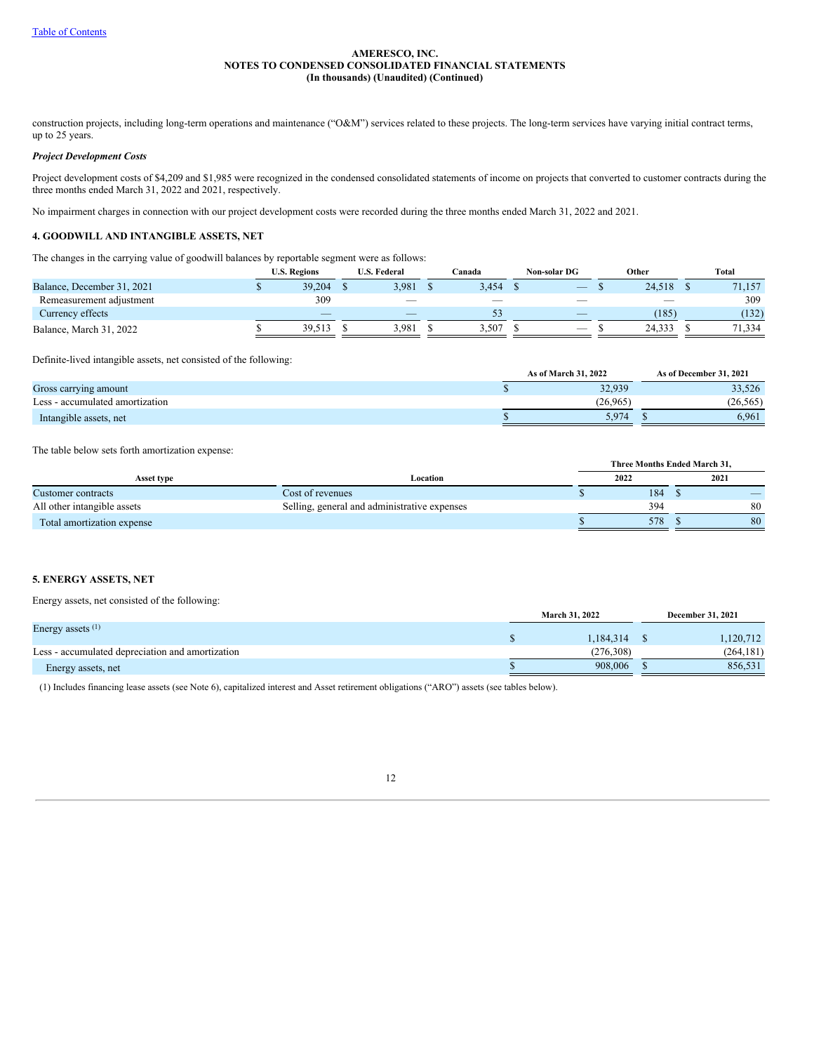construction projects, including long-term operations and maintenance ("O&M") services related to these projects. The long-term services have varying initial contract terms, up to 25 years.

***Project Development Costs***

Project development costs of $4,209 and $1,985 were recognized in the condensed consolidated statements of income on projects that converted to customer contracts during the three months ended March 31, 2022 and 2021, respectively.

No impairment charges in connection with our project development costs were recorded during the three months ended March 31, 2022 and 2021.

### 4. GOODWILL AND INTANGIBLE ASSETS, NET

The changes in the carrying value of goodwill balances by reportable segment were as follows:

| | U.S. Regions | U.S. Federal | Canada | Non-solar DG | Other | Total |
|---|---|---|---|---|---|---|
| Balance, December 31, 2021 | $ 39,204 | $ 3,981 | $ 3,454 | $ — | $ 24,518 | $ 71,157 |
| Remeasurement adjustment | 309 | — | — | — | — | 309 |
| Currency effects | — | — | 53 | — | (185) | (132) |
| Balance, March 31, 2022 | $ 39,513 | $ 3,981 | $ 3,507 | $ — | $ 24,333 | $ 71,334 |

Definite-lived intangible assets, net consisted of the following:

| | As of March 31, 2022 | As of December 31, 2021 |
|---|---|---|
| Gross carrying amount | $ 32,939 | 33,526 |
| Less - accumulated amortization | (26,965) | (26,565) |
| Intangible assets, net | $ 5,974 | $ 6,961 |

The table below sets forth amortization expense:

| | | Three Months Ended March 31, | |
|---|---|---|---|
| Asset type | Location | 2022 | 2021 |
| Customer contracts | Cost of revenues | $ 184 | $ — |
| All other intangible assets | Selling, general and administrative expenses | 394 | 80 |
| Total amortization expense | | $ 578 | $ 80 |

### 5. ENERGY ASSETS, NET

Energy assets, net consisted of the following:

| | March 31, 2022 | December 31, 2021 |
|---|---|---|
| Energy assets [(1)] | $ 1,184,314 | $ 1,120,712 |
| Less - accumulated depreciation and amortization | (276,308) | (264,181) |
| Energy assets, net | $ 908,006 | $ 856,531 |

(1) Includes financing lease assets (see Note 6), capitalized interest and Asset retirement obligations ("ARO") assets (see tables below).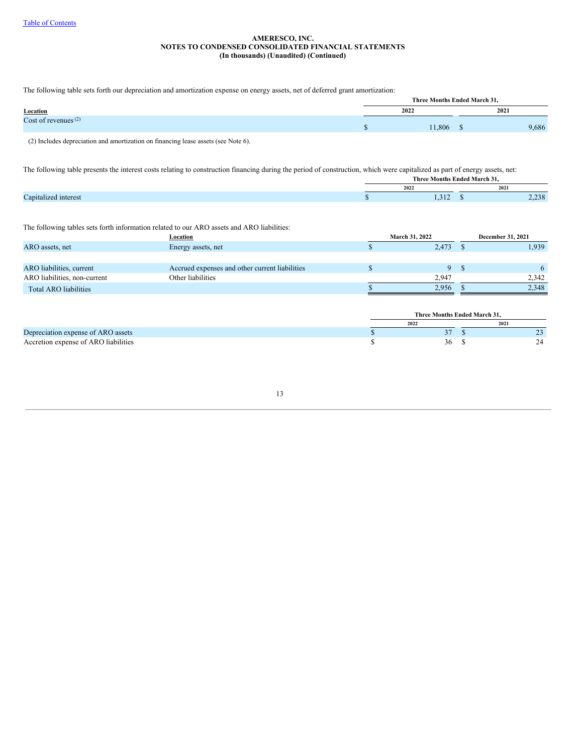Table of Contents

**AMERESCO, INC.**
**NOTES TO CONDENSED CONSOLIDATED FINANCIAL STATEMENTS**
**(In thousands) (Unaudited) (Continued)**

The following table sets forth our depreciation and amortization expense on energy assets, net of deferred grant amortization:

| Location | Three Months Ended March 31, 2022 | Three Months Ended March 31, 2021 |
|---|---|---|
| Cost of revenues (2) | $ 11,806 | $ 9,686 |

(2) Includes depreciation and amortization on financing lease assets (see Note 6).

The following table presents the interest costs relating to construction financing during the period of construction, which were capitalized as part of energy assets, net:

| | Three Months Ended March 31, 2022 | Three Months Ended March 31, 2021 |
|---|---|---|
| Capitalized interest | $ 1,312 | $ 2,238 |

The following tables sets forth information related to our ARO assets and ARO liabilities:

| | Location | March 31, 2022 | December 31, 2021 |
|---|---|---|---|
| ARO assets, net | Energy assets, net | $ 2,473 | $ 1,939 |
| | | | |
| ARO liabilities, current | Accrued expenses and other current liabilities | $ 9 | $ 6 |
| ARO liabilities, non-current | Other liabilities | 2,947 | 2,342 |
| Total ARO liabilities | | $ 2,956 | $ 2,348 |

| | Three Months Ended March 31, 2022 | Three Months Ended March 31, 2021 |
|---|---|---|
| Depreciation expense of ARO assets | $ 37 | $ 23 |
| Accretion expense of ARO liabilities | $ 36 | $ 24 |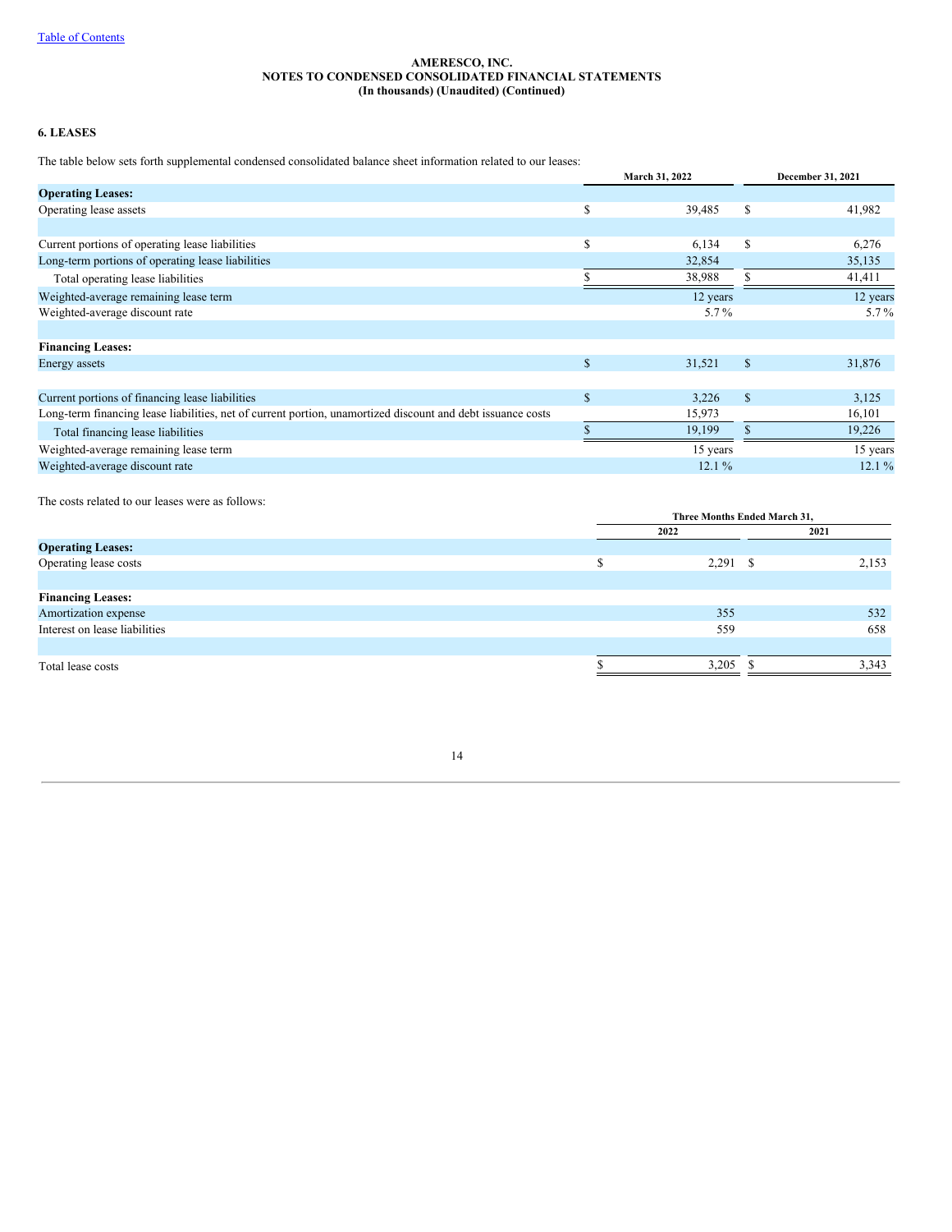AMERESCO, INC.
NOTES TO CONDENSED CONSOLIDATED FINANCIAL STATEMENTS
(In thousands) (Unaudited) (Continued)

### 6. LEASES

The table below sets forth supplemental condensed consolidated balance sheet information related to our leases:

| | March 31, 2022 | December 31, 2021 |
|---|---|---|
| **Operating Leases:** | | |
| Operating lease assets | $ 39,485 | $ 41,982 |
| | | |
| Current portions of operating lease liabilities | $ 6,134 | $ 6,276 |
| Long-term portions of operating lease liabilities | 32,854 | 35,135 |
| Total operating lease liabilities | $ 38,988 | $ 41,411 |
| Weighted-average remaining lease term | 12 years | 12 years |
| Weighted-average discount rate | 5.7 % | 5.7 % |
| | | |
| **Financing Leases:** | | |
| Energy assets | $ 31,521 | $ 31,876 |
| | | |
| Current portions of financing lease liabilities | $ 3,226 | $ 3,125 |
| Long-term financing lease liabilities, net of current portion, unamortized discount and debt issuance costs | 15,973 | 16,101 |
| Total financing lease liabilities | $ 19,199 | $ 19,226 |
| Weighted-average remaining lease term | 15 years | 15 years |
| Weighted-average discount rate | 12.1 % | 12.1 % |

The costs related to our leases were as follows:

| | Three Months Ended March 31, | |
|---|---|---|
| | 2022 | 2021 |
| **Operating Leases:** | | |
| Operating lease costs | $ 2,291 | $ 2,153 |
| | | |
| **Financing Leases:** | | |
| Amortization expense | 355 | 532 |
| Interest on lease liabilities | 559 | 658 |
| | | |
| Total lease costs | $ 3,205 | $ 3,343 |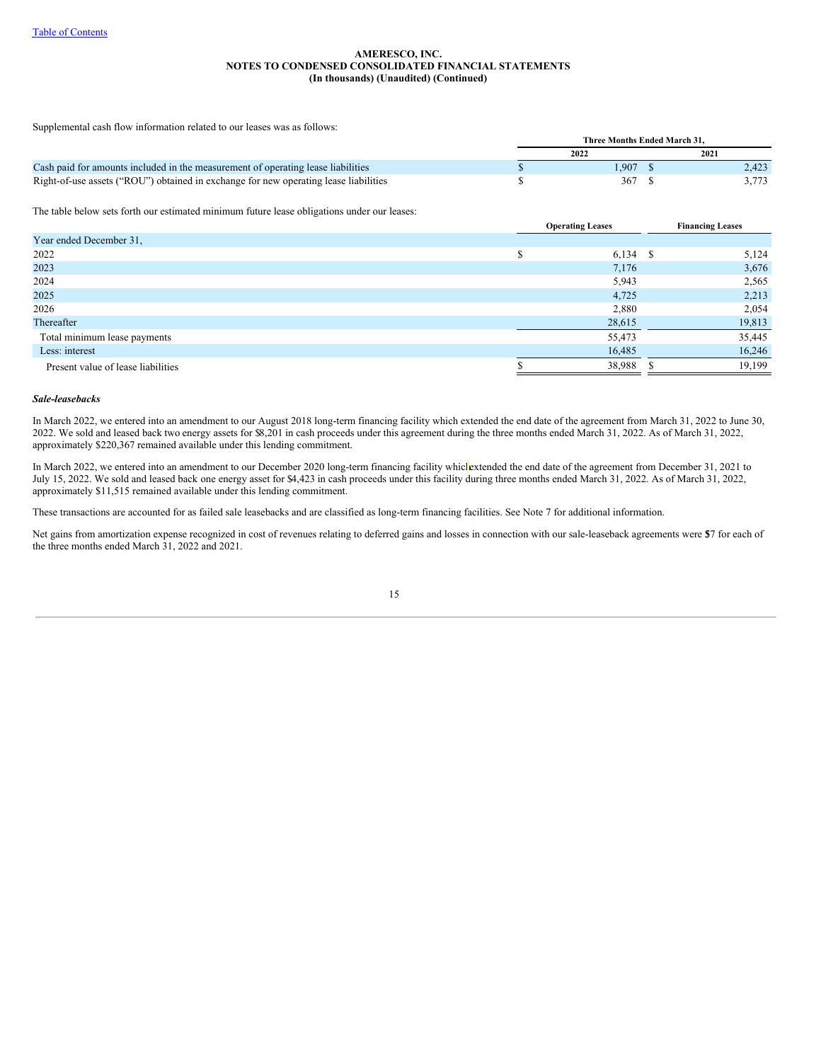Supplemental cash flow information related to our leases was as follows:

| | Three Months Ended March 31, | |
|---|---|---|
| | 2022 | 2021 |
| Cash paid for amounts included in the measurement of operating lease liabilities | $ 1,907 | $ 2,423 |
| Right-of-use assets ("ROU") obtained in exchange for new operating lease liabilities | $ 367 | $ 3,773 |

The table below sets forth our estimated minimum future lease obligations under our leases:

| | Operating Leases | Financing Leases |
|---|---|---|
| Year ended December 31, | | |
| 2022 | $ 6,134 | $ 5,124 |
| 2023 | 7,176 | 3,676 |
| 2024 | 5,943 | 2,565 |
| 2025 | 4,725 | 2,213 |
| 2026 | 2,880 | 2,054 |
| Thereafter | 28,615 | 19,813 |
| Total minimum lease payments | 55,473 | 35,445 |
| Less: interest | 16,485 | 16,246 |
| Present value of lease liabilities | $ 38,988 | $ 19,199 |

***Sale-leasebacks***

In March 2022, we entered into an amendment to our August 2018 long-term financing facility which extended the end date of the agreement from March 31, 2022 to June 30, 2022. We sold and leased back two energy assets for $8,201 in cash proceeds under this agreement during the three months ended March 31, 2022. As of March 31, 2022, approximately $220,367 remained available under this lending commitment.

In March 2022, we entered into an amendment to our December 2020 long-term financing facility which extended the end date of the agreement from December 31, 2021 to July 15, 2022. We sold and leased back one energy asset for $4,423 in cash proceeds under this facility during three months ended March 31, 2022. As of March 31, 2022, approximately $11,515 remained available under this lending commitment.

These transactions are accounted for as failed sale leasebacks and are classified as long-term financing facilities. See Note 7 for additional information.

Net gains from amortization expense recognized in cost of revenues relating to deferred gains and losses in connection with our sale-leaseback agreements were $7 for each of the three months ended March 31, 2022 and 2021.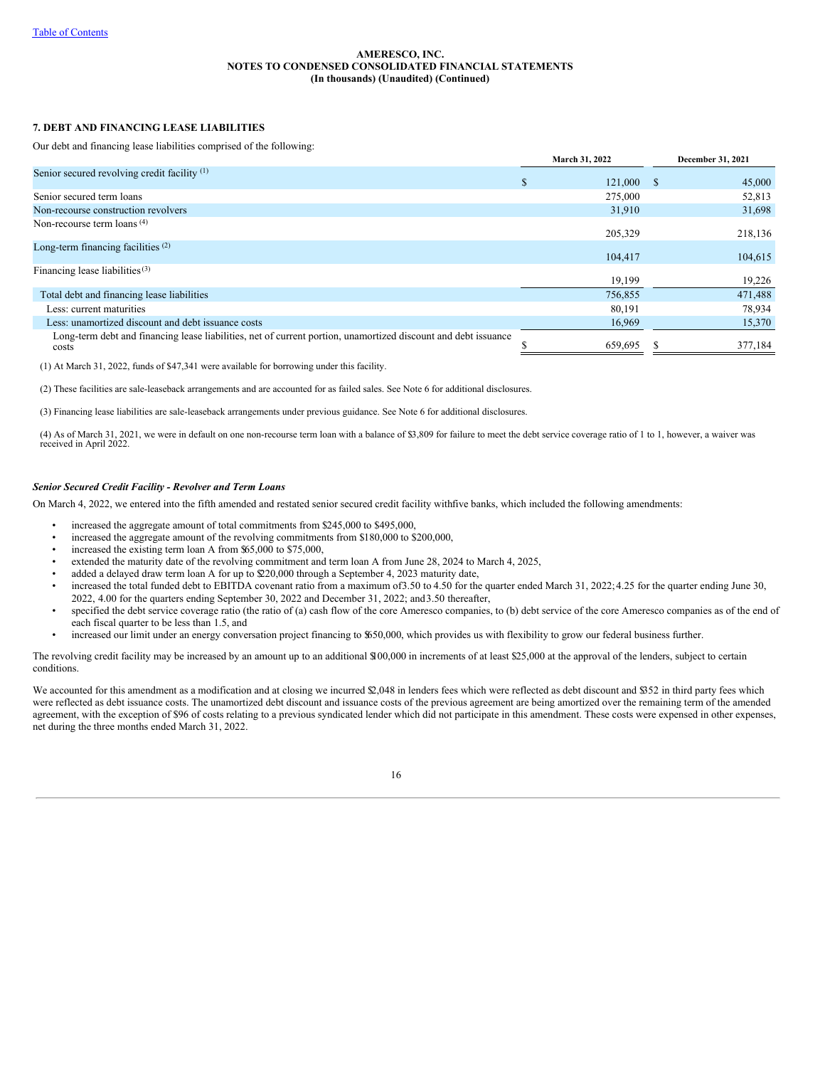**AMERESCO, INC.**
**NOTES TO CONDENSED CONSOLIDATED FINANCIAL STATEMENTS**
**(In thousands) (Unaudited) (Continued)**

### 7. DEBT AND FINANCING LEASE LIABILITIES

Our debt and financing lease liabilities comprised of the following:

| | March 31, 2022 | December 31, 2021 |
|---|---|---|
| Senior secured revolving credit facility [(1)] | $ 121,000 | $ 45,000 |
| Senior secured term loans | 275,000 | 52,813 |
| Non-recourse construction revolvers | 31,910 | 31,698 |
| Non-recourse term loans [(4)] | 205,329 | 218,136 |
| Long-term financing facilities [(2)] | 104,417 | 104,615 |
| Financing lease liabilities [(3)] | 19,199 | 19,226 |
| Total debt and financing lease liabilities | 756,855 | 471,488 |
| Less: current maturities | 80,191 | 78,934 |
| Less: unamortized discount and debt issuance costs | 16,969 | 15,370 |
| Long-term debt and financing lease liabilities, net of current portion, unamortized discount and debt issuance costs | $ 659,695 | $ 377,184 |

(1) At March 31, 2022, funds of $47,341 were available for borrowing under this facility.

(2) These facilities are sale-leaseback arrangements and are accounted for as failed sales. See Note 6 for additional disclosures.

(3) Financing lease liabilities are sale-leaseback arrangements under previous guidance. See Note 6 for additional disclosures.

(4) As of March 31, 2021, we were in default on one non-recourse term loan with a balance of $3,809 for failure to meet the debt service coverage ratio of 1 to 1, however, a waiver was received in April 2022.

***Senior Secured Credit Facility - Revolver and Term Loans***

On March 4, 2022, we entered into the fifth amended and restated senior secured credit facility with five banks, which included the following amendments:

- increased the aggregate amount of total commitments from $245,000 to $495,000,
- increased the aggregate amount of the revolving commitments from $180,000 to $200,000,
- increased the existing term loan A from $65,000 to $75,000,
- extended the maturity date of the revolving commitment and term loan A from June 28, 2024 to March 4, 2025,
- added a delayed draw term loan A for up to $220,000 through a September 4, 2023 maturity date,
- increased the total funded debt to EBITDA covenant ratio from a maximum of 3.50 to 4.50 for the quarter ended March 31, 2022; 4.25 for the quarter ending June 30, 2022, 4.00 for the quarters ending September 30, 2022 and December 31, 2022; and 3.50 thereafter,
- specified the debt service coverage ratio (the ratio of (a) cash flow of the core Ameresco companies, to (b) debt service of the core Ameresco companies as of the end of each fiscal quarter to be less than 1.5, and
- increased our limit under an energy conversation project financing to $650,000, which provides us with flexibility to grow our federal business further.

The revolving credit facility may be increased by an amount up to an additional $100,000 in increments of at least $25,000 at the approval of the lenders, subject to certain conditions.

We accounted for this amendment as a modification and at closing we incurred $2,048 in lenders fees which were reflected as debt discount and $352 in third party fees which were reflected as debt issuance costs. The unamortized debt discount and issuance costs of the previous agreement are being amortized over the remaining term of the amended agreement, with the exception of $96 of costs relating to a previous syndicated lender which did not participate in this amendment. These costs were expensed in other expenses, net during the three months ended March 31, 2022.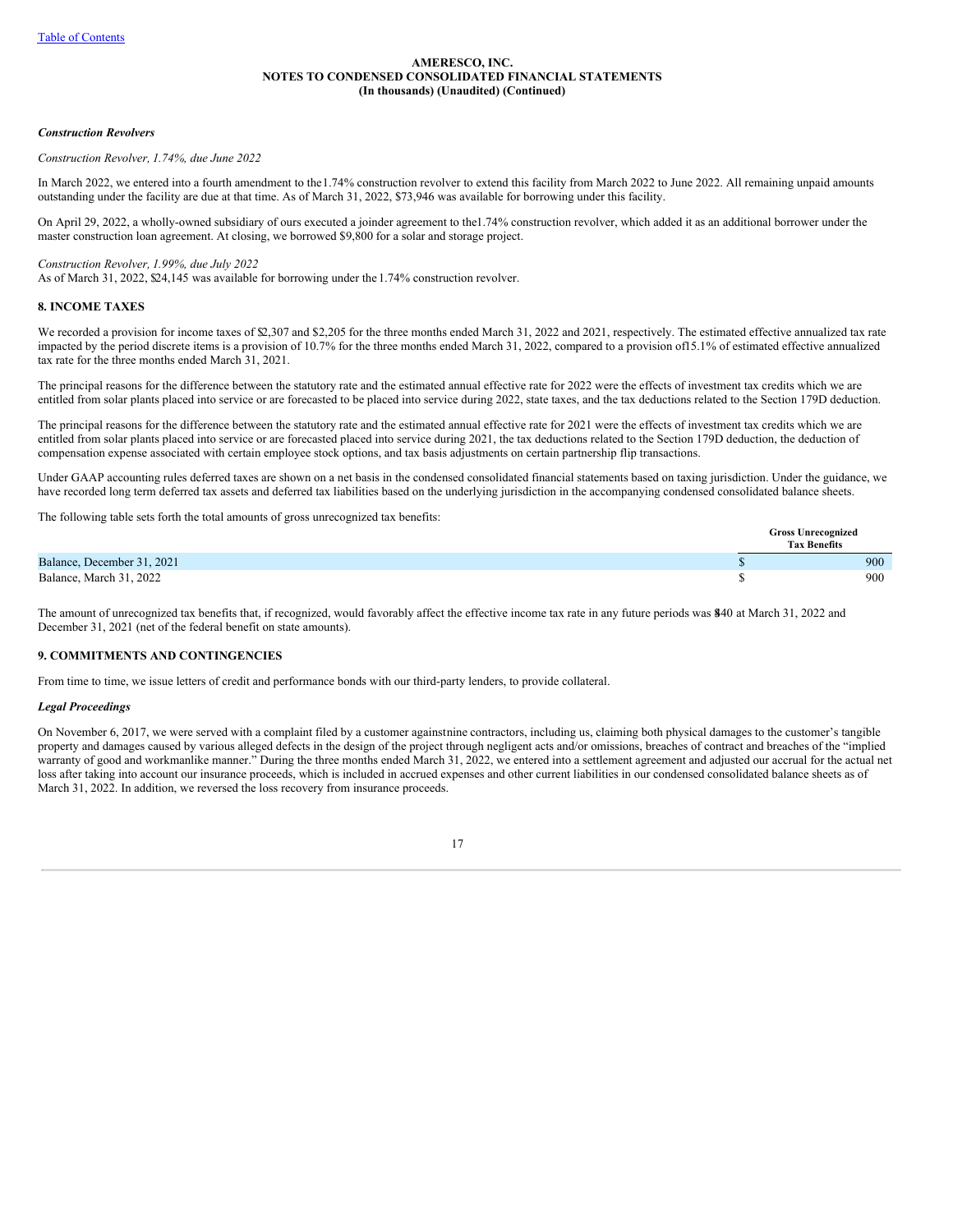### *Construction Revolvers*

*Construction Revolver, 1.74%, due June 2022*

In March 2022, we entered into a fourth amendment to the 1.74% construction revolver to extend this facility from March 2022 to June 2022. All remaining unpaid amounts outstanding under the facility are due at that time. As of March 31, 2022, $73,946 was available for borrowing under this facility.

On April 29, 2022, a wholly-owned subsidiary of ours executed a joinder agreement to the 1.74% construction revolver, which added it as an additional borrower under the master construction loan agreement. At closing, we borrowed $9,800 for a solar and storage project.

*Construction Revolver, 1.99%, due July 2022*
As of March 31, 2022, $24,145 was available for borrowing under the 1.74% construction revolver.

## 8. INCOME TAXES

We recorded a provision for income taxes of $2,307 and $2,205 for the three months ended March 31, 2022 and 2021, respectively. The estimated effective annualized tax rate impacted by the period discrete items is a provision of 10.7% for the three months ended March 31, 2022, compared to a provision of 15.1% of estimated effective annualized tax rate for the three months ended March 31, 2021.

The principal reasons for the difference between the statutory rate and the estimated annual effective rate for 2022 were the effects of investment tax credits which we are entitled from solar plants placed into service or are forecasted to be placed into service during 2022, state taxes, and the tax deductions related to the Section 179D deduction.

The principal reasons for the difference between the statutory rate and the estimated annual effective rate for 2021 were the effects of investment tax credits which we are entitled from solar plants placed into service or are forecasted placed into service during 2021, the tax deductions related to the Section 179D deduction, the deduction of compensation expense associated with certain employee stock options, and tax basis adjustments on certain partnership flip transactions.

Under GAAP accounting rules deferred taxes are shown on a net basis in the condensed consolidated financial statements based on taxing jurisdiction. Under the guidance, we have recorded long term deferred tax assets and deferred tax liabilities based on the underlying jurisdiction in the accompanying condensed consolidated balance sheets.

The following table sets forth the total amounts of gross unrecognized tax benefits:

| | Gross Unrecognized Tax Benefits |
|---|---|
| Balance, December 31, 2021 | $ 900 |
| Balance, March 31, 2022 | $ 900 |

The amount of unrecognized tax benefits that, if recognized, would favorably affect the effective income tax rate in any future periods was $840 at March 31, 2022 and December 31, 2021 (net of the federal benefit on state amounts).

## 9. COMMITMENTS AND CONTINGENCIES

From time to time, we issue letters of credit and performance bonds with our third-party lenders, to provide collateral.

### *Legal Proceedings*

On November 6, 2017, we were served with a complaint filed by a customer against nine contractors, including us, claiming both physical damages to the customer's tangible property and damages caused by various alleged defects in the design of the project through negligent acts and/or omissions, breaches of contract and breaches of the "implied warranty of good and workmanlike manner." During the three months ended March 31, 2022, we entered into a settlement agreement and adjusted our accrual for the actual net loss after taking into account our insurance proceeds, which is included in accrued expenses and other current liabilities in our condensed consolidated balance sheets as of March 31, 2022. In addition, we reversed the loss recovery from insurance proceeds.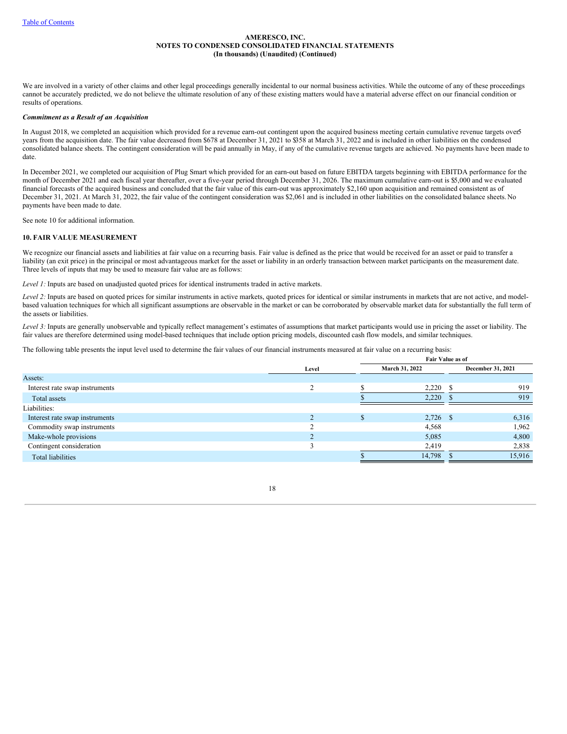We are involved in a variety of other claims and other legal proceedings generally incidental to our normal business activities. While the outcome of any of these proceedings cannot be accurately predicted, we do not believe the ultimate resolution of any of these existing matters would have a material adverse effect on our financial condition or results of operations.

***Commitment as a Result of an Acquisition***

In August 2018, we completed an acquisition which provided for a revenue earn-out contingent upon the acquired business meeting certain cumulative revenue targets over 5 years from the acquisition date. The fair value decreased from $678 at December 31, 2021 to $358 at March 31, 2022 and is included in other liabilities on the condensed consolidated balance sheets. The contingent consideration will be paid annually in May, if any of the cumulative revenue targets are achieved. No payments have been made to date.

In December 2021, we completed our acquisition of Plug Smart which provided for an earn-out based on future EBITDA targets beginning with EBITDA performance for the month of December 2021 and each fiscal year thereafter, over a five-year period through December 31, 2026. The maximum cumulative earn-out is $5,000 and we evaluated financial forecasts of the acquired business and concluded that the fair value of this earn-out was approximately $2,160 upon acquisition and remained consistent as of December 31, 2021. At March 31, 2022, the fair value of the contingent consideration was $2,061 and is included in other liabilities on the consolidated balance sheets. No payments have been made to date.

See note 10 for additional information.

**10. FAIR VALUE MEASUREMENT**

We recognize our financial assets and liabilities at fair value on a recurring basis. Fair value is defined as the price that would be received for an asset or paid to transfer a liability (an exit price) in the principal or most advantageous market for the asset or liability in an orderly transaction between market participants on the measurement date. Three levels of inputs that may be used to measure fair value are as follows:

*Level 1:* Inputs are based on unadjusted quoted prices for identical instruments traded in active markets.

*Level 2:* Inputs are based on quoted prices for similar instruments in active markets, quoted prices for identical or similar instruments in markets that are not active, and model-based valuation techniques for which all significant assumptions are observable in the market or can be corroborated by observable market data for substantially the full term of the assets or liabilities.

*Level 3:* Inputs are generally unobservable and typically reflect management's estimates of assumptions that market participants would use in pricing the asset or liability. The fair values are therefore determined using model-based techniques that include option pricing models, discounted cash flow models, and similar techniques.

The following table presents the input level used to determine the fair values of our financial instruments measured at fair value on a recurring basis:

| | | Fair Value as of | |
|---|---|---|---|
| | Level | March 31, 2022 | December 31, 2021 |
| Assets: | | | |
| Interest rate swap instruments | 2 | $ 2,220 | $ 919 |
| Total assets | | $ 2,220 | $ 919 |
| Liabilities: | | | |
| Interest rate swap instruments | 2 | $ 2,726 | $ 6,316 |
| Commodity swap instruments | 2 | 4,568 | 1,962 |
| Make-whole provisions | 2 | 5,085 | 4,800 |
| Contingent consideration | 3 | 2,419 | 2,838 |
| Total liabilities | | $ 14,798 | $ 15,916 |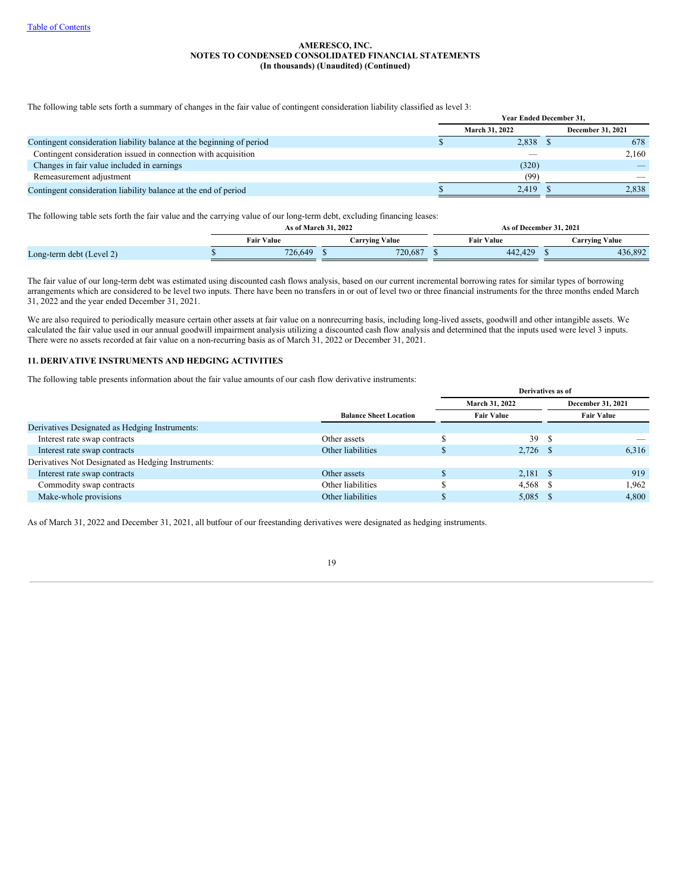**AMERESCO, INC.**
**NOTES TO CONDENSED CONSOLIDATED FINANCIAL STATEMENTS**
**(In thousands) (Unaudited) (Continued)**

The following table sets forth a summary of changes in the fair value of contingent consideration liability classified as level 3:

| | Year Ended December 31, | |
|---|---|---|
| | March 31, 2022 | December 31, 2021 |
| Contingent consideration liability balance at the beginning of period | $ 2,838 | $ 678 |
| Contingent consideration issued in connection with acquisition | — | 2,160 |
| Changes in fair value included in earnings | (320) | — |
| Remeasurement adjustment | (99) | — |
| Contingent consideration liability balance at the end of period | $ 2,419 | $ 2,838 |

The following table sets forth the fair value and the carrying value of our long-term debt, excluding financing leases:

| | As of March 31, 2022 | | As of December 31, 2021 | |
|---|---|---|---|---|
| | Fair Value | Carrying Value | Fair Value | Carrying Value |
| Long-term debt (Level 2) | $ 726,649 | $ 720,687 | $ 442,429 | $ 436,892 |

The fair value of our long-term debt was estimated using discounted cash flows analysis, based on our current incremental borrowing rates for similar types of borrowing arrangements which are considered to be level two inputs. There have been no transfers in or out of level two or three financial instruments for the three months ended March 31, 2022 and the year ended December 31, 2021.

We are also required to periodically measure certain other assets at fair value on a nonrecurring basis, including long-lived assets, goodwill and other intangible assets. We calculated the fair value used in our annual goodwill impairment analysis utilizing a discounted cash flow analysis and determined that the inputs used were level 3 inputs. There were no assets recorded at fair value on a non-recurring basis as of March 31, 2022 or December 31, 2021.

## 11. DERIVATIVE INSTRUMENTS AND HEDGING ACTIVITIES

The following table presents information about the fair value amounts of our cash flow derivative instruments:

| | | Derivatives as of | |
|---|---|---|---|
| | | March 31, 2022 | December 31, 2021 |
| | Balance Sheet Location | Fair Value | Fair Value |
| Derivatives Designated as Hedging Instruments: | | | |
| Interest rate swap contracts | Other assets | $ 39 | $ — |
| Interest rate swap contracts | Other liabilities | $ 2,726 | $ 6,316 |
| Derivatives Not Designated as Hedging Instruments: | | | |
| Interest rate swap contracts | Other assets | $ 2,181 | $ 919 |
| Commodity swap contracts | Other liabilities | $ 4,568 | $ 1,962 |
| Make-whole provisions | Other liabilities | $ 5,085 | $ 4,800 |

As of March 31, 2022 and December 31, 2021, all butfour of our freestanding derivatives were designated as hedging instruments.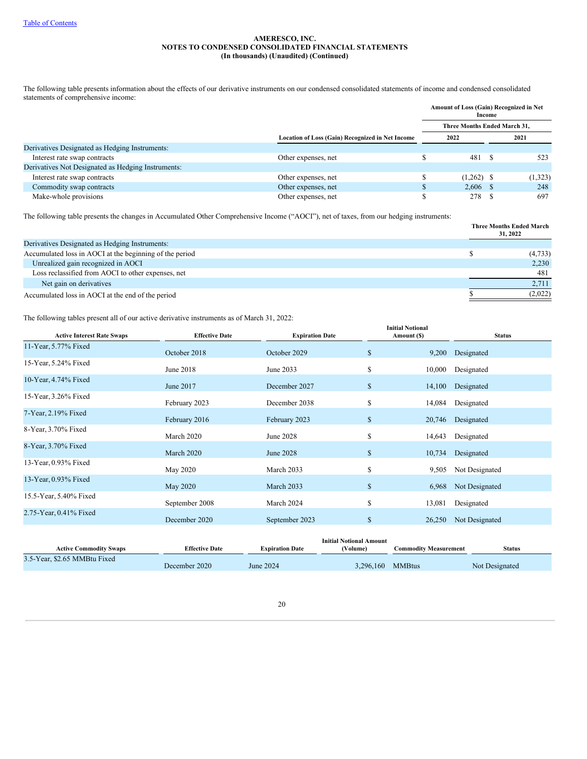**AMERESCO, INC.**
**NOTES TO CONDENSED CONSOLIDATED FINANCIAL STATEMENTS**
**(In thousands) (Unaudited) (Continued)**

The following table presents information about the effects of our derivative instruments on our condensed consolidated statements of income and condensed consolidated statements of comprehensive income:

| | Location of Loss (Gain) Recognized in Net Income | Amount of Loss (Gain) Recognized in Net Income — Three Months Ended March 31, 2022 | Amount of Loss (Gain) Recognized in Net Income — Three Months Ended March 31, 2021 |
|---|---|---|---|
| Derivatives Designated as Hedging Instruments: | | | |
| Interest rate swap contracts | Other expenses, net | $ 481 | $ 523 |
| Derivatives Not Designated as Hedging Instruments: | | | |
| Interest rate swap contracts | Other expenses, net | $ (1,262) | $ (1,323) |
| Commodity swap contracts | Other expenses, net | $ 2,606 | $ 248 |
| Make-whole provisions | Other expenses, net | $ 278 | $ 697 |

The following table presents the changes in Accumulated Other Comprehensive Income ("AOCI"), net of taxes, from our hedging instruments:

| | Three Months Ended March 31, 2022 |
|---|---|
| Derivatives Designated as Hedging Instruments: | |
| Accumulated loss in AOCI at the beginning of the period | $ (4,733) |
| Unrealized gain recognized in AOCI | 2,230 |
| Loss reclassified from AOCI to other expenses, net | 481 |
| Net gain on derivatives | 2,711 |
| Accumulated loss in AOCI at the end of the period | $ (2,022) |

The following tables present all of our active derivative instruments as of March 31, 2022:

| Active Interest Rate Swaps | Effective Date | Expiration Date | Initial Notional Amount ($) | Status |
|---|---|---|---|---|
| 11-Year, 5.77% Fixed | October 2018 | October 2029 | $ 9,200 | Designated |
| 15-Year, 5.24% Fixed | June 2018 | June 2033 | $ 10,000 | Designated |
| 10-Year, 4.74% Fixed | June 2017 | December 2027 | $ 14,100 | Designated |
| 15-Year, 3.26% Fixed | February 2023 | December 2038 | $ 14,084 | Designated |
| 7-Year, 2.19% Fixed | February 2016 | February 2023 | $ 20,746 | Designated |
| 8-Year, 3.70% Fixed | March 2020 | June 2028 | $ 14,643 | Designated |
| 8-Year, 3.70% Fixed | March 2020 | June 2028 | $ 10,734 | Designated |
| 13-Year, 0.93% Fixed | May 2020 | March 2033 | $ 9,505 | Not Designated |
| 13-Year, 0.93% Fixed | May 2020 | March 2033 | $ 6,968 | Not Designated |
| 15.5-Year, 5.40% Fixed | September 2008 | March 2024 | $ 13,081 | Designated |
| 2.75-Year, 0.41% Fixed | December 2020 | September 2023 | $ 26,250 | Not Designated |

| Active Commodity Swaps | Effective Date | Expiration Date | Initial Notional Amount (Volume) | Commodity Measurement | Status |
|---|---|---|---|---|---|
| 3.5-Year, $2.65 MMBtu Fixed | December 2020 | June 2024 | 3,296,160 | MMBtus | Not Designated |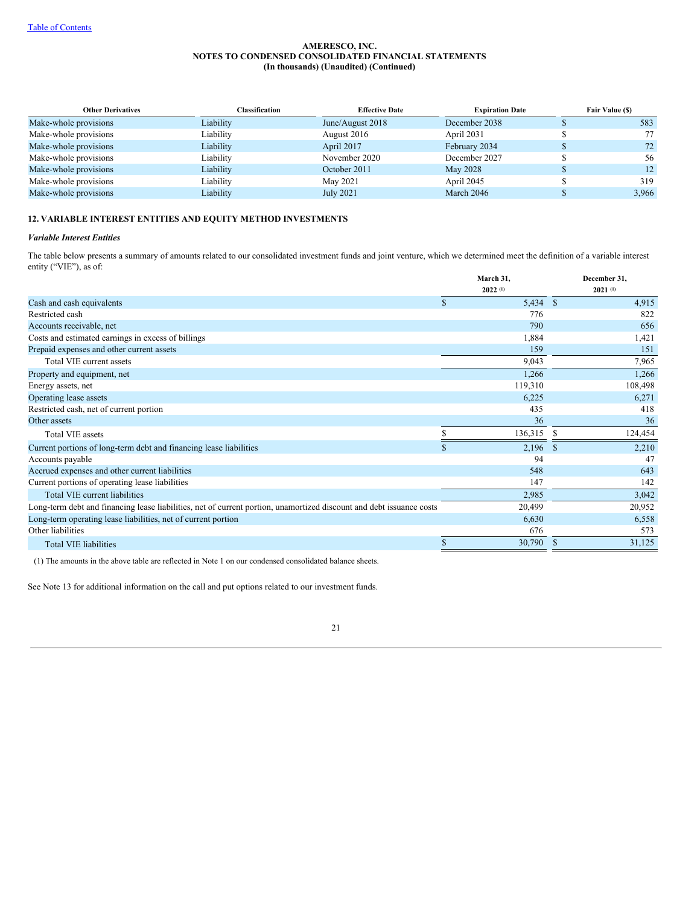| Other Derivatives | Classification | Effective Date | Expiration Date | Fair Value ($) |
|---|---|---|---|---|
| Make-whole provisions | Liability | June/August 2018 | December 2038 | $ 583 |
| Make-whole provisions | Liability | August 2016 | April 2031 | $ 77 |
| Make-whole provisions | Liability | April 2017 | February 2034 | $ 72 |
| Make-whole provisions | Liability | November 2020 | December 2027 | $ 56 |
| Make-whole provisions | Liability | October 2011 | May 2028 | $ 12 |
| Make-whole provisions | Liability | May 2021 | April 2045 | $ 319 |
| Make-whole provisions | Liability | July 2021 | March 2046 | $ 3,966 |

## 12. VARIABLE INTEREST ENTITIES AND EQUITY METHOD INVESTMENTS

### *Variable Interest Entities*

The table below presents a summary of amounts related to our consolidated investment funds and joint venture, which we determined meet the definition of a variable interest entity ("VIE"), as of:

| | March 31, 2022 (1) | December 31, 2021 (1) |
|---|---|---|
| Cash and cash equivalents | $ 5,434 | $ 4,915 |
| Restricted cash | 776 | 822 |
| Accounts receivable, net | 790 | 656 |
| Costs and estimated earnings in excess of billings | 1,884 | 1,421 |
| Prepaid expenses and other current assets | 159 | 151 |
| Total VIE current assets | 9,043 | 7,965 |
| Property and equipment, net | 1,266 | 1,266 |
| Energy assets, net | 119,310 | 108,498 |
| Operating lease assets | 6,225 | 6,271 |
| Restricted cash, net of current portion | 435 | 418 |
| Other assets | 36 | 36 |
| Total VIE assets | $ 136,315 | $ 124,454 |
| Current portions of long-term debt and financing lease liabilities | $ 2,196 | $ 2,210 |
| Accounts payable | 94 | 47 |
| Accrued expenses and other current liabilities | 548 | 643 |
| Current portions of operating lease liabilities | 147 | 142 |
| Total VIE current liabilities | 2,985 | 3,042 |
| Long-term debt and financing lease liabilities, net of current portion, unamortized discount and debt issuance costs | 20,499 | 20,952 |
| Long-term operating lease liabilities, net of current portion | 6,630 | 6,558 |
| Other liabilities | 676 | 573 |
| Total VIE liabilities | $ 30,790 | $ 31,125 |

(1) The amounts in the above table are reflected in Note 1 on our condensed consolidated balance sheets.

See Note 13 for additional information on the call and put options related to our investment funds.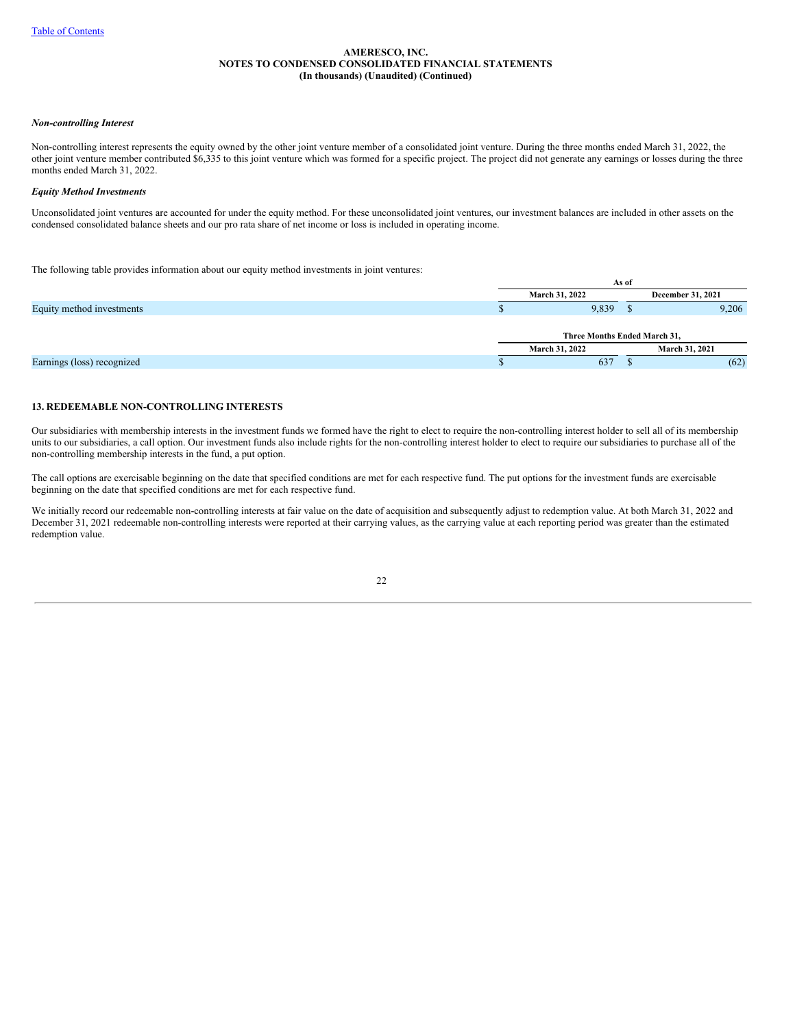**AMERESCO, INC.**
**NOTES TO CONDENSED CONSOLIDATED FINANCIAL STATEMENTS**
**(In thousands) (Unaudited) (Continued)**

***Non-controlling Interest***

Non-controlling interest represents the equity owned by the other joint venture member of a consolidated joint venture. During the three months ended March 31, 2022, the other joint venture member contributed $6,335 to this joint venture which was formed for a specific project. The project did not generate any earnings or losses during the three months ended March 31, 2022.

***Equity Method Investments***

Unconsolidated joint ventures are accounted for under the equity method. For these unconsolidated joint ventures, our investment balances are included in other assets on the condensed consolidated balance sheets and our pro rata share of net income or loss is included in operating income.

The following table provides information about our equity method investments in joint ventures:

| | As of | |
|---|---|---|
| | March 31, 2022 | December 31, 2021 |
| Equity method investments | $ 9,839 | $ 9,206 |

| | Three Months Ended March 31, | |
|---|---|---|
| | March 31, 2022 | March 31, 2021 |
| Earnings (loss) recognized | $ 637 | $ (62) |

## 13. REDEEMABLE NON-CONTROLLING INTERESTS

Our subsidiaries with membership interests in the investment funds we formed have the right to elect to require the non-controlling interest holder to sell all of its membership units to our subsidiaries, a call option. Our investment funds also include rights for the non-controlling interest holder to elect to require our subsidiaries to purchase all of the non-controlling membership interests in the fund, a put option.

The call options are exercisable beginning on the date that specified conditions are met for each respective fund. The put options for the investment funds are exercisable beginning on the date that specified conditions are met for each respective fund.

We initially record our redeemable non-controlling interests at fair value on the date of acquisition and subsequently adjust to redemption value. At both March 31, 2022 and December 31, 2021 redeemable non-controlling interests were reported at their carrying values, as the carrying value at each reporting period was greater than the estimated redemption value.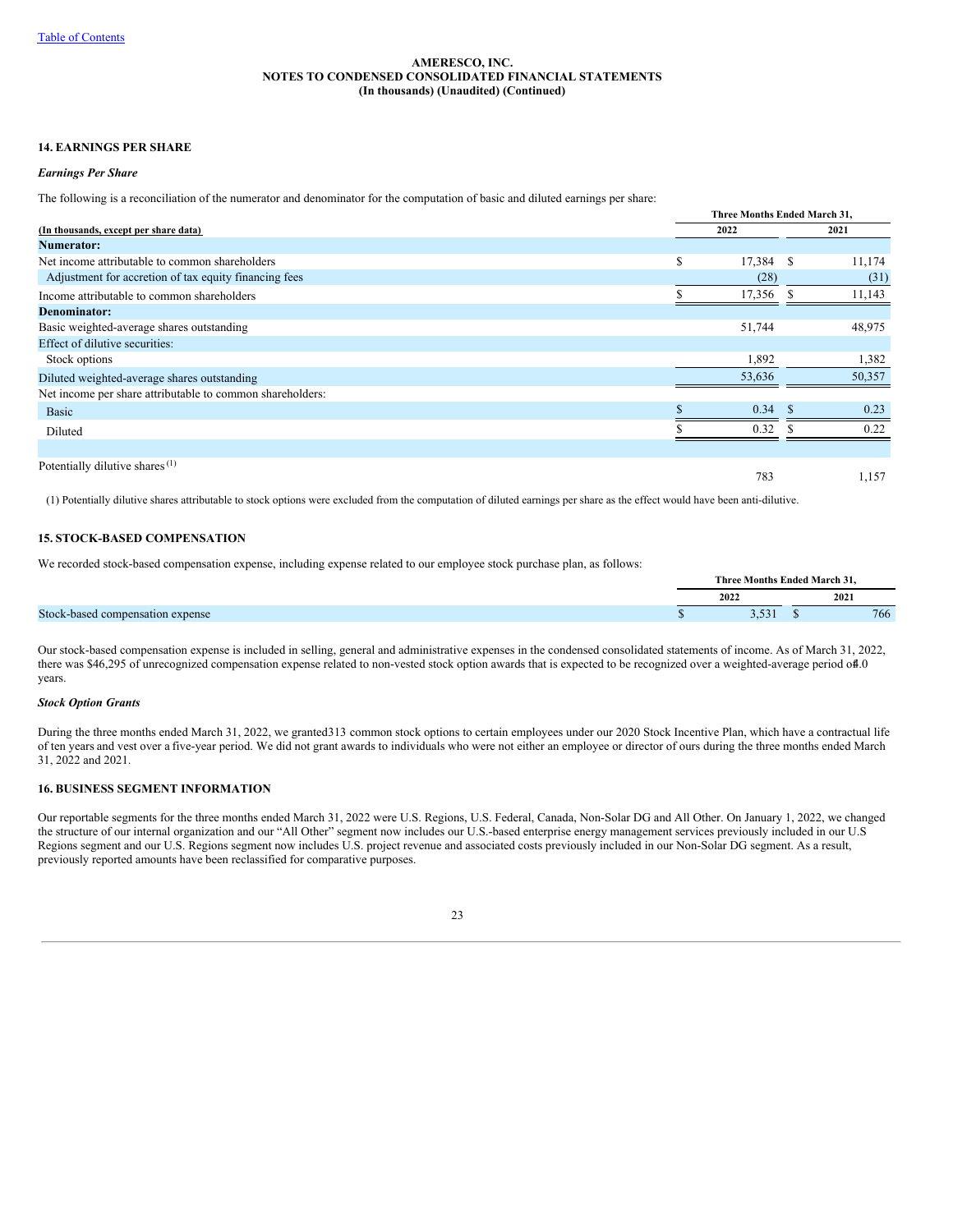AMERESCO, INC.
NOTES TO CONDENSED CONSOLIDATED FINANCIAL STATEMENTS
(In thousands) (Unaudited) (Continued)

## 14. EARNINGS PER SHARE

### *Earnings Per Share*

The following is a reconciliation of the numerator and denominator for the computation of basic and diluted earnings per share:

| (In thousands, except per share data) | Three Months Ended March 31, 2022 | 2021 |
|---|---|---|
| **Numerator:** | | |
| Net income attributable to common shareholders | $ 17,384 | $ 11,174 |
| Adjustment for accretion of tax equity financing fees | (28) | (31) |
| Income attributable to common shareholders | $ 17,356 | $ 11,143 |
| **Denominator:** | | |
| Basic weighted-average shares outstanding | 51,744 | 48,975 |
| Effect of dilutive securities: | | |
| Stock options | 1,892 | 1,382 |
| Diluted weighted-average shares outstanding | 53,636 | 50,357 |
| Net income per share attributable to common shareholders: | | |
| Basic | $ 0.34 | $ 0.23 |
| Diluted | $ 0.32 | $ 0.22 |
| | | |
| Potentially dilutive shares [(1)] | 783 | 1,157 |

(1) Potentially dilutive shares attributable to stock options were excluded from the computation of diluted earnings per share as the effect would have been anti-dilutive.

## 15. STOCK-BASED COMPENSATION

We recorded stock-based compensation expense, including expense related to our employee stock purchase plan, as follows:

| | Three Months Ended March 31, 2022 | 2021 |
|---|---|---|
| Stock-based compensation expense | $ 3,531 | $ 766 |

Our stock-based compensation expense is included in selling, general and administrative expenses in the condensed consolidated statements of income. As of March 31, 2022, there was $46,295 of unrecognized compensation expense related to non-vested stock option awards that is expected to be recognized over a weighted-average period of 4.0 years.

### *Stock Option Grants*

During the three months ended March 31, 2022, we granted 313 common stock options to certain employees under our 2020 Stock Incentive Plan, which have a contractual life of ten years and vest over a five-year period. We did not grant awards to individuals who were not either an employee or director of ours during the three months ended March 31, 2022 and 2021.

## 16. BUSINESS SEGMENT INFORMATION

Our reportable segments for the three months ended March 31, 2022 were U.S. Regions, U.S. Federal, Canada, Non-Solar DG and All Other. On January 1, 2022, we changed the structure of our internal organization and our "All Other" segment now includes our U.S.-based enterprise energy management services previously included in our U.S Regions segment and our U.S. Regions segment now includes U.S. project revenue and associated costs previously included in our Non-Solar DG segment. As a result, previously reported amounts have been reclassified for comparative purposes.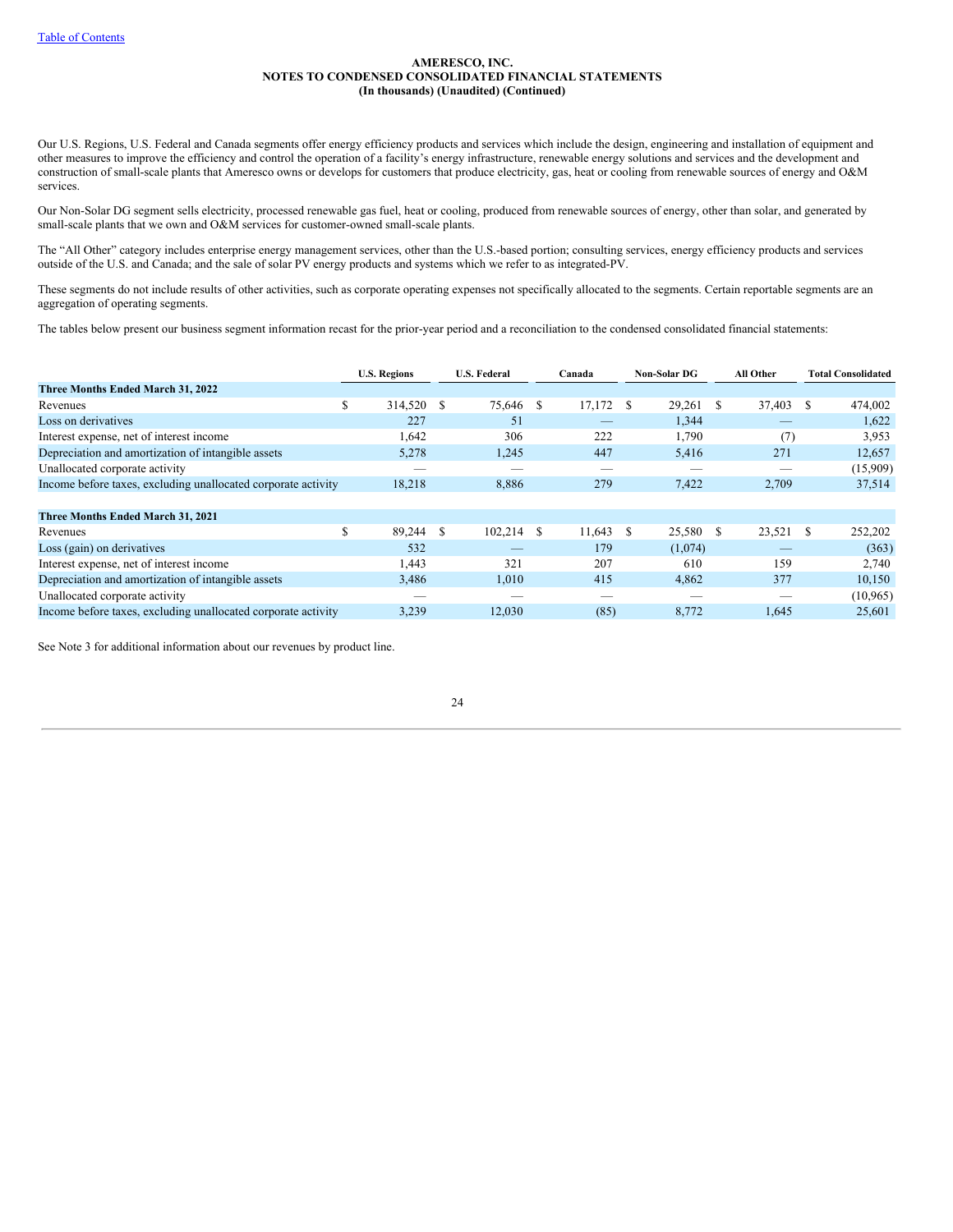**AMERESCO, INC.**
**NOTES TO CONDENSED CONSOLIDATED FINANCIAL STATEMENTS**
**(In thousands) (Unaudited) (Continued)**

Our U.S. Regions, U.S. Federal and Canada segments offer energy efficiency products and services which include the design, engineering and installation of equipment and other measures to improve the efficiency and control the operation of a facility's energy infrastructure, renewable energy solutions and services and the development and construction of small-scale plants that Ameresco owns or develops for customers that produce electricity, gas, heat or cooling from renewable sources of energy and O&M services.

Our Non-Solar DG segment sells electricity, processed renewable gas fuel, heat or cooling, produced from renewable sources of energy, other than solar, and generated by small-scale plants that we own and O&M services for customer-owned small-scale plants.

The "All Other" category includes enterprise energy management services, other than the U.S.-based portion; consulting services, energy efficiency products and services outside of the U.S. and Canada; and the sale of solar PV energy products and systems which we refer to as integrated-PV.

These segments do not include results of other activities, such as corporate operating expenses not specifically allocated to the segments. Certain reportable segments are an aggregation of operating segments.

The tables below present our business segment information recast for the prior-year period and a reconciliation to the condensed consolidated financial statements:

| | U.S. Regions | U.S. Federal | Canada | Non-Solar DG | All Other | Total Consolidated |
|---|---|---|---|---|---|---|
| **Three Months Ended March 31, 2022** | | | | | | |
| Revenues | $ 314,520 | $ 75,646 | $ 17,172 | $ 29,261 | $ 37,403 | $ 474,002 |
| Loss on derivatives | 227 | 51 | — | 1,344 | — | 1,622 |
| Interest expense, net of interest income | 1,642 | 306 | 222 | 1,790 | (7) | 3,953 |
| Depreciation and amortization of intangible assets | 5,278 | 1,245 | 447 | 5,416 | 271 | 12,657 |
| Unallocated corporate activity | — | — | — | — | — | (15,909) |
| Income before taxes, excluding unallocated corporate activity | 18,218 | 8,886 | 279 | 7,422 | 2,709 | 37,514 |
| | | | | | | |
| **Three Months Ended March 31, 2021** | | | | | | |
| Revenues | $ 89,244 | $ 102,214 | $ 11,643 | $ 25,580 | $ 23,521 | $ 252,202 |
| Loss (gain) on derivatives | 532 | — | 179 | (1,074) | — | (363) |
| Interest expense, net of interest income | 1,443 | 321 | 207 | 610 | 159 | 2,740 |
| Depreciation and amortization of intangible assets | 3,486 | 1,010 | 415 | 4,862 | 377 | 10,150 |
| Unallocated corporate activity | — | — | — | — | — | (10,965) |
| Income before taxes, excluding unallocated corporate activity | 3,239 | 12,030 | (85) | 8,772 | 1,645 | 25,601 |

See Note 3 for additional information about our revenues by product line.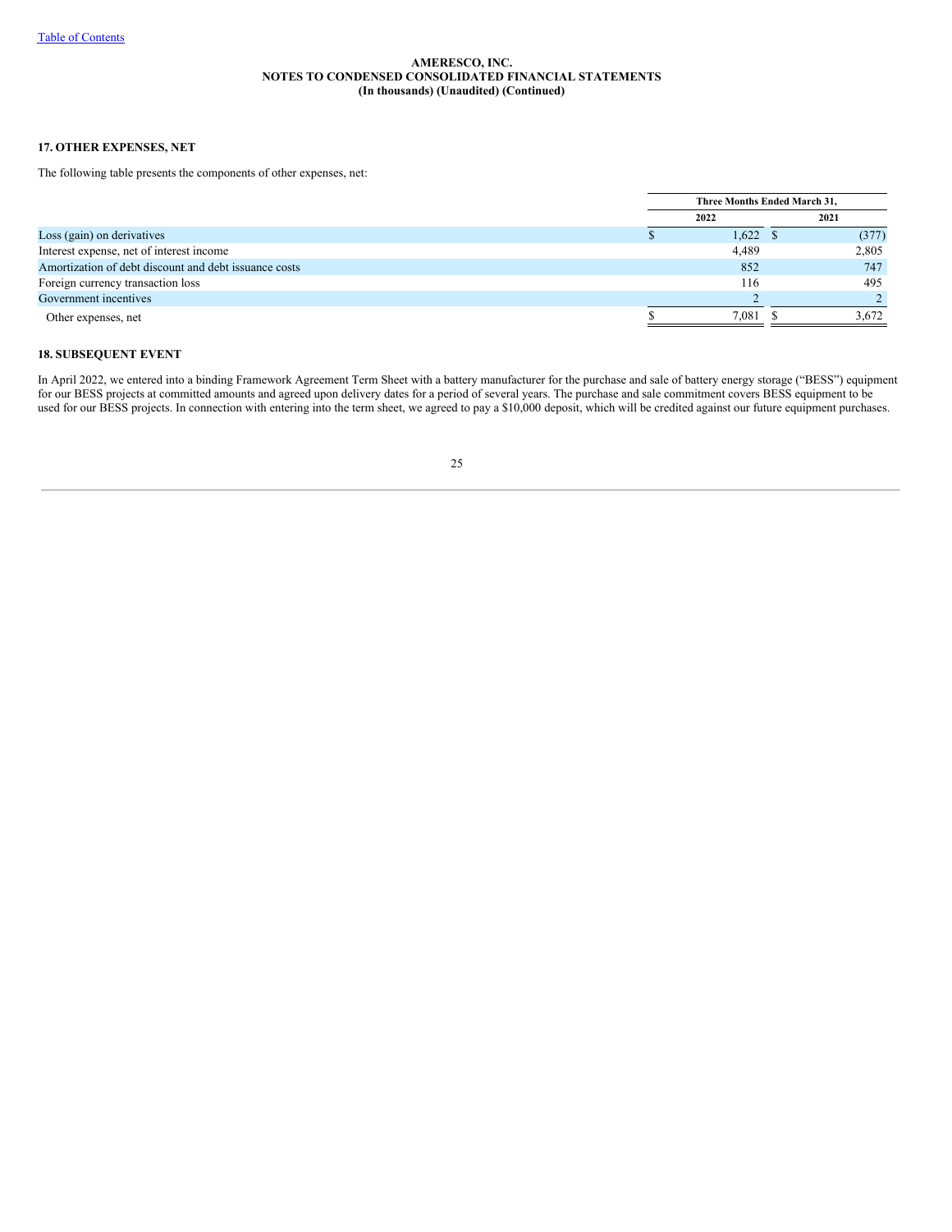AMERESCO, INC.
NOTES TO CONDENSED CONSOLIDATED FINANCIAL STATEMENTS
(In thousands) (Unaudited) (Continued)

## 17. OTHER EXPENSES, NET

The following table presents the components of other expenses, net:

| | Three Months Ended March 31, | |
|---|---|---|
| | 2022 | 2021 |
| Loss (gain) on derivatives | $ 1,622 | $ (377) |
| Interest expense, net of interest income | 4,489 | 2,805 |
| Amortization of debt discount and debt issuance costs | 852 | 747 |
| Foreign currency transaction loss | 116 | 495 |
| Government incentives | 2 | 2 |
| Other expenses, net | $ 7,081 | $ 3,672 |

## 18. SUBSEQUENT EVENT

In April 2022, we entered into a binding Framework Agreement Term Sheet with a battery manufacturer for the purchase and sale of battery energy storage ("BESS") equipment for our BESS projects at committed amounts and agreed upon delivery dates for a period of several years. The purchase and sale commitment covers BESS equipment to be used for our BESS projects. In connection with entering into the term sheet, we agreed to pay a $10,000 deposit, which will be credited against our future equipment purchases.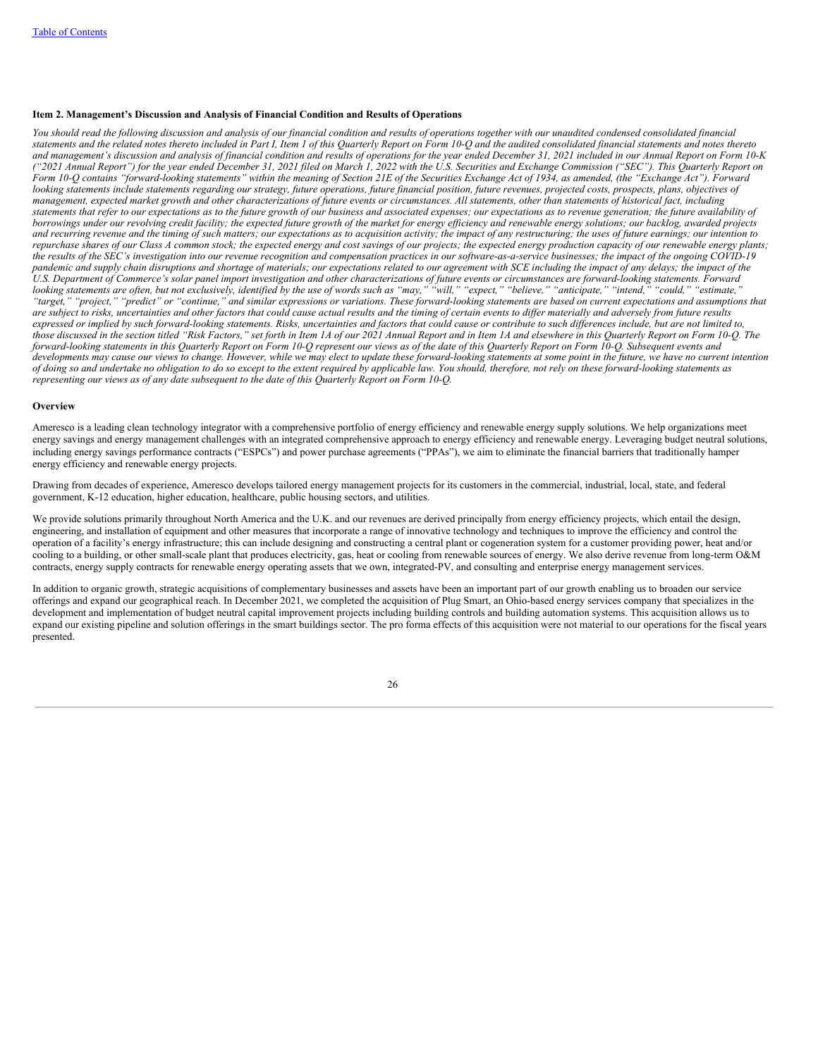[Table of Contents](#)

### Item 2. Management's Discussion and Analysis of Financial Condition and Results of Operations

*You should read the following discussion and analysis of our financial condition and results of operations together with our unaudited condensed consolidated financial statements and the related notes thereto included in Part I, Item 1 of this Quarterly Report on Form 10-Q and the audited consolidated financial statements and notes thereto and management's discussion and analysis of financial condition and results of operations for the year ended December 31, 2021 included in our Annual Report on Form 10-K ("2021 Annual Report") for the year ended December 31, 2021 filed on March 1, 2022 with the U.S. Securities and Exchange Commission ("SEC"). This Quarterly Report on Form 10-Q contains "forward-looking statements" within the meaning of Section 21E of the Securities Exchange Act of 1934, as amended, (the "Exchange Act"). Forward looking statements include statements regarding our strategy, future operations, future financial position, future revenues, projected costs, prospects, plans, objectives of management, expected market growth and other characterizations of future events or circumstances. All statements, other than statements of historical fact, including statements that refer to our expectations as to the future growth of our business and associated expenses; our expectations as to revenue generation; the future availability of borrowings under our revolving credit facility; the expected future growth of the market for energy efficiency and renewable energy solutions; our backlog, awarded projects and recurring revenue and the timing of such matters; our expectations as to acquisition activity; the impact of any restructuring; the uses of future earnings; our intention to repurchase shares of our Class A common stock; the expected energy and cost savings of our projects; the expected energy production capacity of our renewable energy plants; the results of the SEC's investigation into our revenue recognition and compensation practices in our software-as-a-service businesses; the impact of the ongoing COVID-19 pandemic and supply chain disruptions and shortage of materials; our expectations related to our agreement with SCE including the impact of any delays; the impact of the U.S. Department of Commerce's solar panel import investigation and other characterizations of future events or circumstances are forward-looking statements. Forward looking statements are often, but not exclusively, identified by the use of words such as "may," "will," "expect," "believe," "anticipate," "intend," "could," "estimate," "target," "project," "predict" or "continue," and similar expressions or variations. These forward-looking statements are based on current expectations and assumptions that are subject to risks, uncertainties and other factors that could cause actual results and the timing of certain events to differ materially and adversely from future results expressed or implied by such forward-looking statements. Risks, uncertainties and factors that could cause or contribute to such differences include, but are not limited to, those discussed in the section titled "Risk Factors," set forth in Item 1A of our 2021 Annual Report and in Item 1A and elsewhere in this Quarterly Report on Form 10-Q. The forward-looking statements in this Quarterly Report on Form 10-Q represent our views as of the date of this Quarterly Report on Form 10-Q. Subsequent events and developments may cause our views to change. However, while we may elect to update these forward-looking statements at some point in the future, we have no current intention of doing so and undertake no obligation to do so except to the extent required by applicable law. You should, therefore, not rely on these forward-looking statements as representing our views as of any date subsequent to the date of this Quarterly Report on Form 10-Q.*

### Overview

Ameresco is a leading clean technology integrator with a comprehensive portfolio of energy efficiency and renewable energy supply solutions. We help organizations meet energy savings and energy management challenges with an integrated comprehensive approach to energy efficiency and renewable energy. Leveraging budget neutral solutions, including energy savings performance contracts ("ESPCs") and power purchase agreements ("PPAs"), we aim to eliminate the financial barriers that traditionally hamper energy efficiency and renewable energy projects.

Drawing from decades of experience, Ameresco develops tailored energy management projects for its customers in the commercial, industrial, local, state, and federal government, K-12 education, higher education, healthcare, public housing sectors, and utilities.

We provide solutions primarily throughout North America and the U.K. and our revenues are derived principally from energy efficiency projects, which entail the design, engineering, and installation of equipment and other measures that incorporate a range of innovative technology and techniques to improve the efficiency and control the operation of a facility's energy infrastructure; this can include designing and constructing a central plant or cogeneration system for a customer providing power, heat and/or cooling to a building, or other small-scale plant that produces electricity, gas, heat or cooling from renewable sources of energy. We also derive revenue from long-term O&M contracts, energy supply contracts for renewable energy operating assets that we own, integrated-PV, and consulting and enterprise energy management services.

In addition to organic growth, strategic acquisitions of complementary businesses and assets have been an important part of our growth enabling us to broaden our service offerings and expand our geographical reach. In December 2021, we completed the acquisition of Plug Smart, an Ohio-based energy services company that specializes in the development and implementation of budget neutral capital improvement projects including building controls and building automation systems. This acquisition allows us to expand our existing pipeline and solution offerings in the smart buildings sector. The pro forma effects of this acquisition were not material to our operations for the fiscal years presented.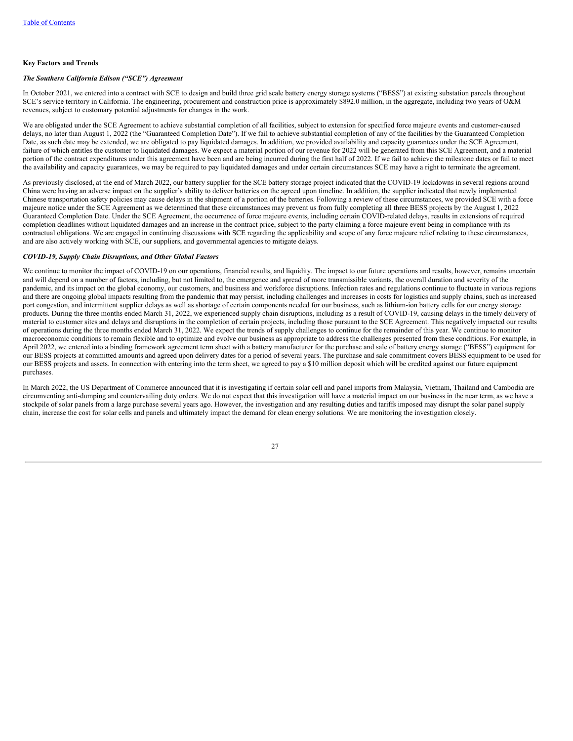**Key Factors and Trends**

***The Southern California Edison ("SCE") Agreement***

In October 2021, we entered into a contract with SCE to design and build three grid scale battery energy storage systems ("BESS") at existing substation parcels throughout SCE's service territory in California. The engineering, procurement and construction price is approximately $892.0 million, in the aggregate, including two years of O&M revenues, subject to customary potential adjustments for changes in the work.

We are obligated under the SCE Agreement to achieve substantial completion of all facilities, subject to extension for specified force majeure events and customer-caused delays, no later than August 1, 2022 (the "Guaranteed Completion Date"). If we fail to achieve substantial completion of any of the facilities by the Guaranteed Completion Date, as such date may be extended, we are obligated to pay liquidated damages. In addition, we provided availability and capacity guarantees under the SCE Agreement, failure of which entitles the customer to liquidated damages. We expect a material portion of our revenue for 2022 will be generated from this SCE Agreement, and a material portion of the contract expenditures under this agreement have been and are being incurred during the first half of 2022. If we fail to achieve the milestone dates or fail to meet the availability and capacity guarantees, we may be required to pay liquidated damages and under certain circumstances SCE may have a right to terminate the agreement.

As previously disclosed, at the end of March 2022, our battery supplier for the SCE battery storage project indicated that the COVID-19 lockdowns in several regions around China were having an adverse impact on the supplier's ability to deliver batteries on the agreed upon timeline. In addition, the supplier indicated that newly implemented Chinese transportation safety policies may cause delays in the shipment of a portion of the batteries. Following a review of these circumstances, we provided SCE with a force majeure notice under the SCE Agreement as we determined that these circumstances may prevent us from fully completing all three BESS projects by the August 1, 2022 Guaranteed Completion Date. Under the SCE Agreement, the occurrence of force majeure events, including certain COVID-related delays, results in extensions of required completion deadlines without liquidated damages and an increase in the contract price, subject to the party claiming a force majeure event being in compliance with its contractual obligations. We are engaged in continuing discussions with SCE regarding the applicability and scope of any force majeure relief relating to these circumstances, and are also actively working with SCE, our suppliers, and governmental agencies to mitigate delays.

***COVID-19, Supply Chain Disruptions, and Other Global Factors***

We continue to monitor the impact of COVID-19 on our operations, financial results, and liquidity. The impact to our future operations and results, however, remains uncertain and will depend on a number of factors, including, but not limited to, the emergence and spread of more transmissible variants, the overall duration and severity of the pandemic, and its impact on the global economy, our customers, and business and workforce disruptions. Infection rates and regulations continue to fluctuate in various regions and there are ongoing global impacts resulting from the pandemic that may persist, including challenges and increases in costs for logistics and supply chains, such as increased port congestion, and intermittent supplier delays as well as shortage of certain components needed for our business, such as lithium-ion battery cells for our energy storage products. During the three months ended March 31, 2022, we experienced supply chain disruptions, including as a result of COVID-19, causing delays in the timely delivery of material to customer sites and delays and disruptions in the completion of certain projects, including those pursuant to the SCE Agreement. This negatively impacted our results of operations during the three months ended March 31, 2022. We expect the trends of supply challenges to continue for the remainder of this year. We continue to monitor macroeconomic conditions to remain flexible and to optimize and evolve our business as appropriate to address the challenges presented from these conditions. For example, in April 2022, we entered into a binding framework agreement term sheet with a battery manufacturer for the purchase and sale of battery energy storage ("BESS") equipment for our BESS projects at committed amounts and agreed upon delivery dates for a period of several years. The purchase and sale commitment covers BESS equipment to be used for our BESS projects and assets. In connection with entering into the term sheet, we agreed to pay a $10 million deposit which will be credited against our future equipment purchases.

In March 2022, the US Department of Commerce announced that it is investigating if certain solar cell and panel imports from Malaysia, Vietnam, Thailand and Cambodia are circumventing anti-dumping and countervailing duty orders. We do not expect that this investigation will have a material impact on our business in the near term, as we have a stockpile of solar panels from a large purchase several years ago. However, the investigation and any resulting duties and tariffs imposed may disrupt the solar panel supply chain, increase the cost for solar cells and panels and ultimately impact the demand for clean energy solutions. We are monitoring the investigation closely.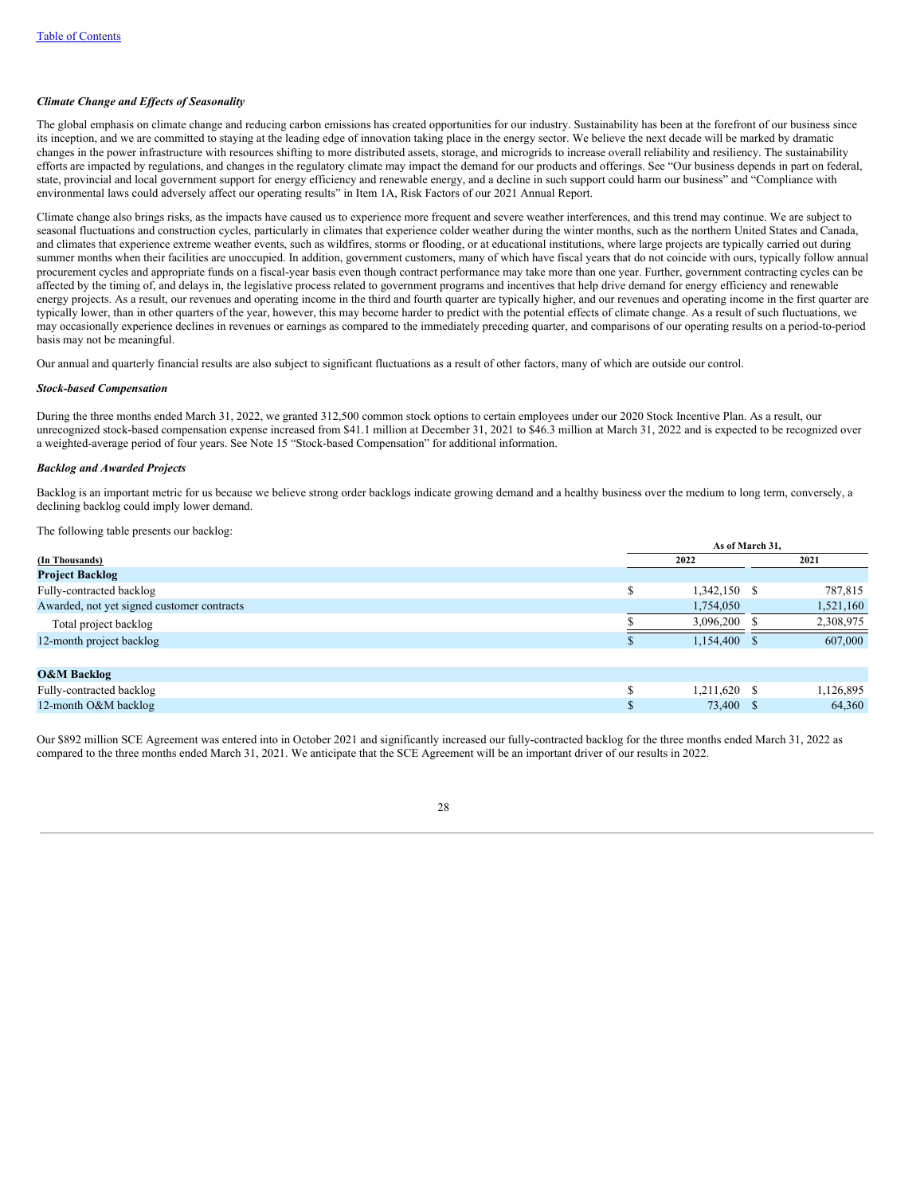*Climate Change and Effects of Seasonality*

The global emphasis on climate change and reducing carbon emissions has created opportunities for our industry. Sustainability has been at the forefront of our business since its inception, and we are committed to staying at the leading edge of innovation taking place in the energy sector. We believe the next decade will be marked by dramatic changes in the power infrastructure with resources shifting to more distributed assets, storage, and microgrids to increase overall reliability and resiliency. The sustainability efforts are impacted by regulations, and changes in the regulatory climate may impact the demand for our products and offerings. See "Our business depends in part on federal, state, provincial and local government support for energy efficiency and renewable energy, and a decline in such support could harm our business" and "Compliance with environmental laws could adversely affect our operating results" in Item 1A, Risk Factors of our 2021 Annual Report.

Climate change also brings risks, as the impacts have caused us to experience more frequent and severe weather interferences, and this trend may continue. We are subject to seasonal fluctuations and construction cycles, particularly in climates that experience colder weather during the winter months, such as the northern United States and Canada, and climates that experience extreme weather events, such as wildfires, storms or flooding, or at educational institutions, where large projects are typically carried out during summer months when their facilities are unoccupied. In addition, government customers, many of which have fiscal years that do not coincide with ours, typically follow annual procurement cycles and appropriate funds on a fiscal-year basis even though contract performance may take more than one year. Further, government contracting cycles can be affected by the timing of, and delays in, the legislative process related to government programs and incentives that help drive demand for energy efficiency and renewable energy projects. As a result, our revenues and operating income in the third and fourth quarter are typically higher, and our revenues and operating income in the first quarter are typically lower, than in other quarters of the year, however, this may become harder to predict with the potential effects of climate change. As a result of such fluctuations, we may occasionally experience declines in revenues or earnings as compared to the immediately preceding quarter, and comparisons of our operating results on a period-to-period basis may not be meaningful.

Our annual and quarterly financial results are also subject to significant fluctuations as a result of other factors, many of which are outside our control.

*Stock-based Compensation*

During the three months ended March 31, 2022, we granted 312,500 common stock options to certain employees under our 2020 Stock Incentive Plan. As a result, our unrecognized stock-based compensation expense increased from $41.1 million at December 31, 2021 to $46.3 million at March 31, 2022 and is expected to be recognized over a weighted-average period of four years. See Note 15 "Stock-based Compensation" for additional information.

*Backlog and Awarded Projects*

Backlog is an important metric for us because we believe strong order backlogs indicate growing demand and a healthy business over the medium to long term, conversely, a declining backlog could imply lower demand.

The following table presents our backlog:

| | As of March 31, | |
|---|---|---|
| (In Thousands) | 2022 | 2021 |
| **Project Backlog** | | |
| Fully-contracted backlog | $ 1,342,150 | $ 787,815 |
| Awarded, not yet signed customer contracts | 1,754,050 | 1,521,160 |
| Total project backlog | $ 3,096,200 | $ 2,308,975 |
| 12-month project backlog | $ 1,154,400 | $ 607,000 |
| | | |
| **O&M Backlog** | | |
| Fully-contracted backlog | $ 1,211,620 | $ 1,126,895 |
| 12-month O&M backlog | $ 73,400 | $ 64,360 |

Our $892 million SCE Agreement was entered into in October 2021 and significantly increased our fully-contracted backlog for the three months ended March 31, 2022 as compared to the three months ended March 31, 2021. We anticipate that the SCE Agreement will be an important driver of our results in 2022.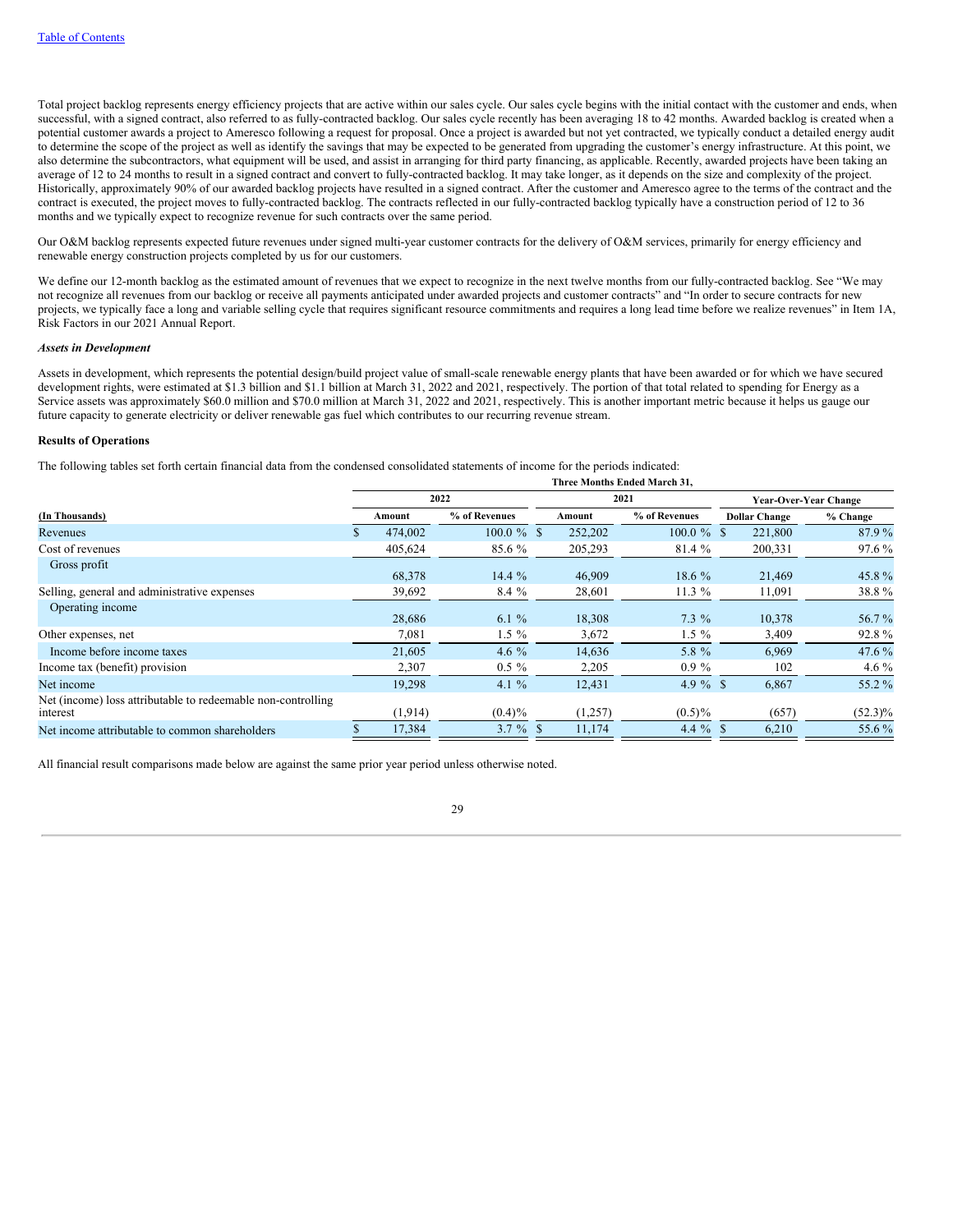Total project backlog represents energy efficiency projects that are active within our sales cycle. Our sales cycle begins with the initial contact with the customer and ends, when successful, with a signed contract, also referred to as fully-contracted backlog. Our sales cycle recently has been averaging 18 to 42 months. Awarded backlog is created when a potential customer awards a project to Ameresco following a request for proposal. Once a project is awarded but not yet contracted, we typically conduct a detailed energy audit to determine the scope of the project as well as identify the savings that may be expected to be generated from upgrading the customer's energy infrastructure. At this point, we also determine the subcontractors, what equipment will be used, and assist in arranging for third party financing, as applicable. Recently, awarded projects have been taking an average of 12 to 24 months to result in a signed contract and convert to fully-contracted backlog. It may take longer, as it depends on the size and complexity of the project. Historically, approximately 90% of our awarded backlog projects have resulted in a signed contract. After the customer and Ameresco agree to the terms of the contract and the contract is executed, the project moves to fully-contracted backlog. The contracts reflected in our fully-contracted backlog typically have a construction period of 12 to 36 months and we typically expect to recognize revenue for such contracts over the same period.

Our O&M backlog represents expected future revenues under signed multi-year customer contracts for the delivery of O&M services, primarily for energy efficiency and renewable energy construction projects completed by us for our customers.

We define our 12-month backlog as the estimated amount of revenues that we expect to recognize in the next twelve months from our fully-contracted backlog. See "We may not recognize all revenues from our backlog or receive all payments anticipated under awarded projects and customer contracts" and "In order to secure contracts for new projects, we typically face a long and variable selling cycle that requires significant resource commitments and requires a long lead time before we realize revenues" in Item 1A, Risk Factors in our 2021 Annual Report.

***Assets in Development***

Assets in development, which represents the potential design/build project value of small-scale renewable energy plants that have been awarded or for which we have secured development rights, were estimated at $1.3 billion and $1.1 billion at March 31, 2022 and 2021, respectively. The portion of that total related to spending for Energy as a Service assets was approximately $60.0 million and $70.0 million at March 31, 2022 and 2021, respectively. This is another important metric because it helps us gauge our future capacity to generate electricity or deliver renewable gas fuel which contributes to our recurring revenue stream.

**Results of Operations**

The following tables set forth certain financial data from the condensed consolidated statements of income for the periods indicated:

| | Three Months Ended March 31, | | | | | |
|---|---|---|---|---|---|---|
| | 2022 | | 2021 | | Year-Over-Year Change | |
| (In Thousands) | Amount | % of Revenues | Amount | % of Revenues | Dollar Change | % Change |
| Revenues | $ 474,002 | 100.0 % | $ 252,202 | 100.0 % | $ 221,800 | 87.9 % |
| Cost of revenues | 405,624 | 85.6 % | 205,293 | 81.4 % | 200,331 | 97.6 % |
| Gross profit | 68,378 | 14.4 % | 46,909 | 18.6 % | 21,469 | 45.8 % |
| Selling, general and administrative expenses | 39,692 | 8.4 % | 28,601 | 11.3 % | 11,091 | 38.8 % |
| Operating income | 28,686 | 6.1 % | 18,308 | 7.3 % | 10,378 | 56.7 % |
| Other expenses, net | 7,081 | 1.5 % | 3,672 | 1.5 % | 3,409 | 92.8 % |
| Income before income taxes | 21,605 | 4.6 % | 14,636 | 5.8 % | 6,969 | 47.6 % |
| Income tax (benefit) provision | 2,307 | 0.5 % | 2,205 | 0.9 % | 102 | 4.6 % |
| Net income | 19,298 | 4.1 % | 12,431 | 4.9 % | $ 6,867 | 55.2 % |
| Net (income) loss attributable to redeemable non-controlling interest | (1,914) | (0.4)% | (1,257) | (0.5)% | (657) | (52.3)% |
| Net income attributable to common shareholders | $ 17,384 | 3.7 % | $ 11,174 | 4.4 % | $ 6,210 | 55.6 % |

All financial result comparisons made below are against the same prior year period unless otherwise noted.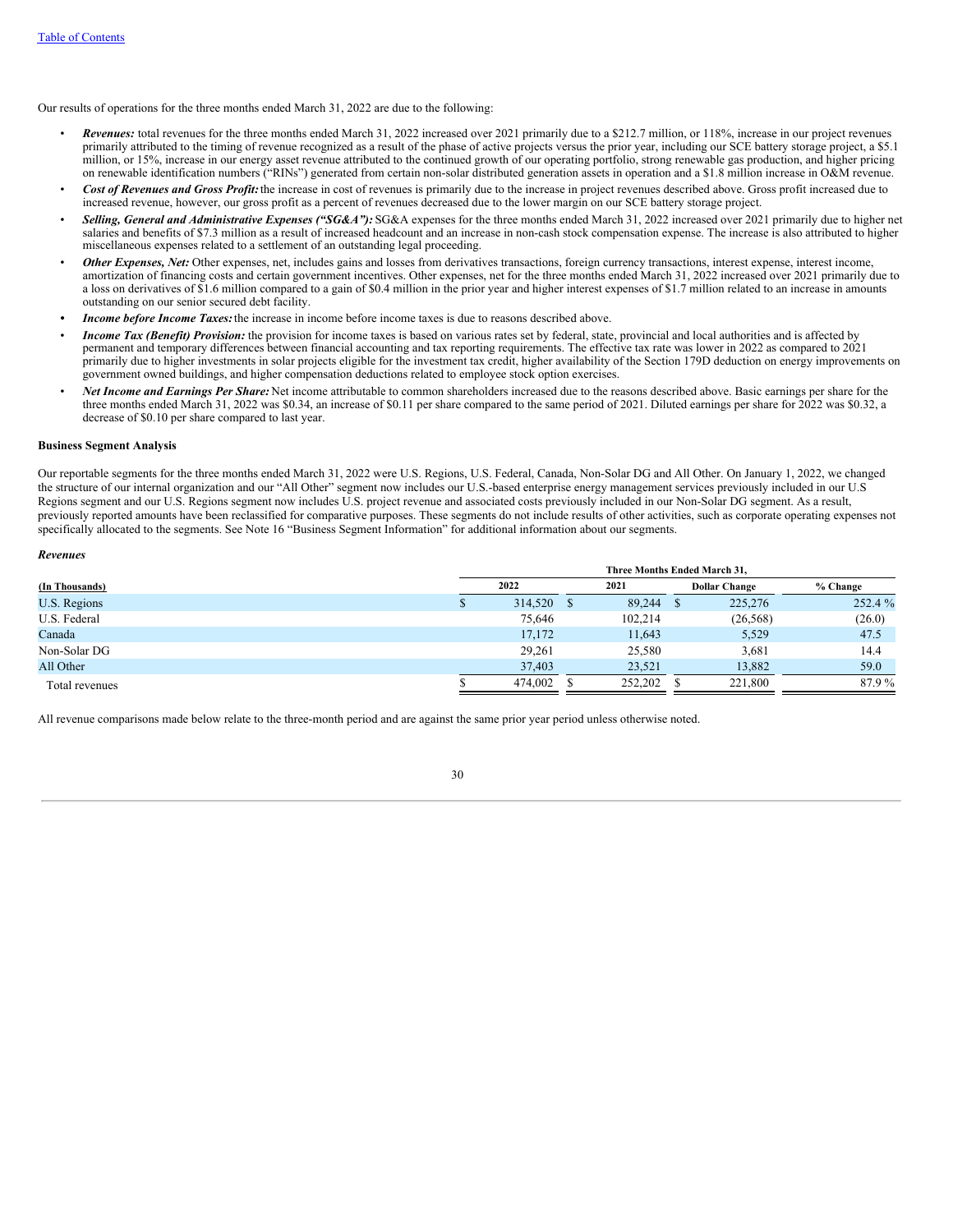Our results of operations for the three months ended March 31, 2022 are due to the following:

- ***Revenues:*** total revenues for the three months ended March 31, 2022 increased over 2021 primarily due to a $212.7 million, or 118%, increase in our project revenues primarily attributed to the timing of revenue recognized as a result of the phase of active projects versus the prior year, including our SCE battery storage project, a $5.1 million, or 15%, increase in our energy asset revenue attributed to the continued growth of our operating portfolio, strong renewable gas production, and higher pricing on renewable identification numbers ("RINs") generated from certain non-solar distributed generation assets in operation and a $1.8 million increase in O&M revenue.
- ***Cost of Revenues and Gross Profit:*** the increase in cost of revenues is primarily due to the increase in project revenues described above. Gross profit increased due to increased revenue, however, our gross profit as a percent of revenues decreased due to the lower margin on our SCE battery storage project.
- ***Selling, General and Administrative Expenses ("SG&A"):*** SG&A expenses for the three months ended March 31, 2022 increased over 2021 primarily due to higher net salaries and benefits of $7.3 million as a result of increased headcount and an increase in non-cash stock compensation expense. The increase is also attributed to higher miscellaneous expenses related to a settlement of an outstanding legal proceeding.
- ***Other Expenses, Net:*** Other expenses, net, includes gains and losses from derivatives transactions, foreign currency transactions, interest expense, interest income, amortization of financing costs and certain government incentives. Other expenses, net for the three months ended March 31, 2022 increased over 2021 primarily due to a loss on derivatives of $1.6 million compared to a gain of $0.4 million in the prior year and higher interest expenses of $1.7 million related to an increase in amounts outstanding on our senior secured debt facility.
- ***Income before Income Taxes:*** the increase in income before income taxes is due to reasons described above.
- ***Income Tax (Benefit) Provision:*** the provision for income taxes is based on various rates set by federal, state, provincial and local authorities and is affected by permanent and temporary differences between financial accounting and tax reporting requirements. The effective tax rate was lower in 2022 as compared to 2021 primarily due to higher investments in solar projects eligible for the investment tax credit, higher availability of the Section 179D deduction on energy improvements on government owned buildings, and higher compensation deductions related to employee stock option exercises.
- ***Net Income and Earnings Per Share:*** Net income attributable to common shareholders increased due to the reasons described above. Basic earnings per share for the three months ended March 31, 2022 was $0.34, an increase of $0.11 per share compared to the same period of 2021. Diluted earnings per share for 2022 was $0.32, a decrease of $0.10 per share compared to last year.

**Business Segment Analysis**

Our reportable segments for the three months ended March 31, 2022 were U.S. Regions, U.S. Federal, Canada, Non-Solar DG and All Other. On January 1, 2022, we changed the structure of our internal organization and our "All Other" segment now includes our U.S.-based enterprise energy management services previously included in our U.S Regions segment and our U.S. Regions segment now includes U.S. project revenue and associated costs previously included in our Non-Solar DG segment. As a result, previously reported amounts have been reclassified for comparative purposes. These segments do not include results of other activities, such as corporate operating expenses not specifically allocated to the segments. See Note 16 "Business Segment Information" for additional information about our segments.

***Revenues***

| | Three Months Ended March 31, | | | |
|---|---|---|---|---|
| (In Thousands) | 2022 | 2021 | Dollar Change | % Change |
| U.S. Regions | $ 314,520 | $ 89,244 | $ 225,276 | 252.4 % |
| U.S. Federal | 75,646 | 102,214 | (26,568) | (26.0) |
| Canada | 17,172 | 11,643 | 5,529 | 47.5 |
| Non-Solar DG | 29,261 | 25,580 | 3,681 | 14.4 |
| All Other | 37,403 | 23,521 | 13,882 | 59.0 |
| Total revenues | $ 474,002 | $ 252,202 | $ 221,800 | 87.9 % |

All revenue comparisons made below relate to the three-month period and are against the same prior year period unless otherwise noted.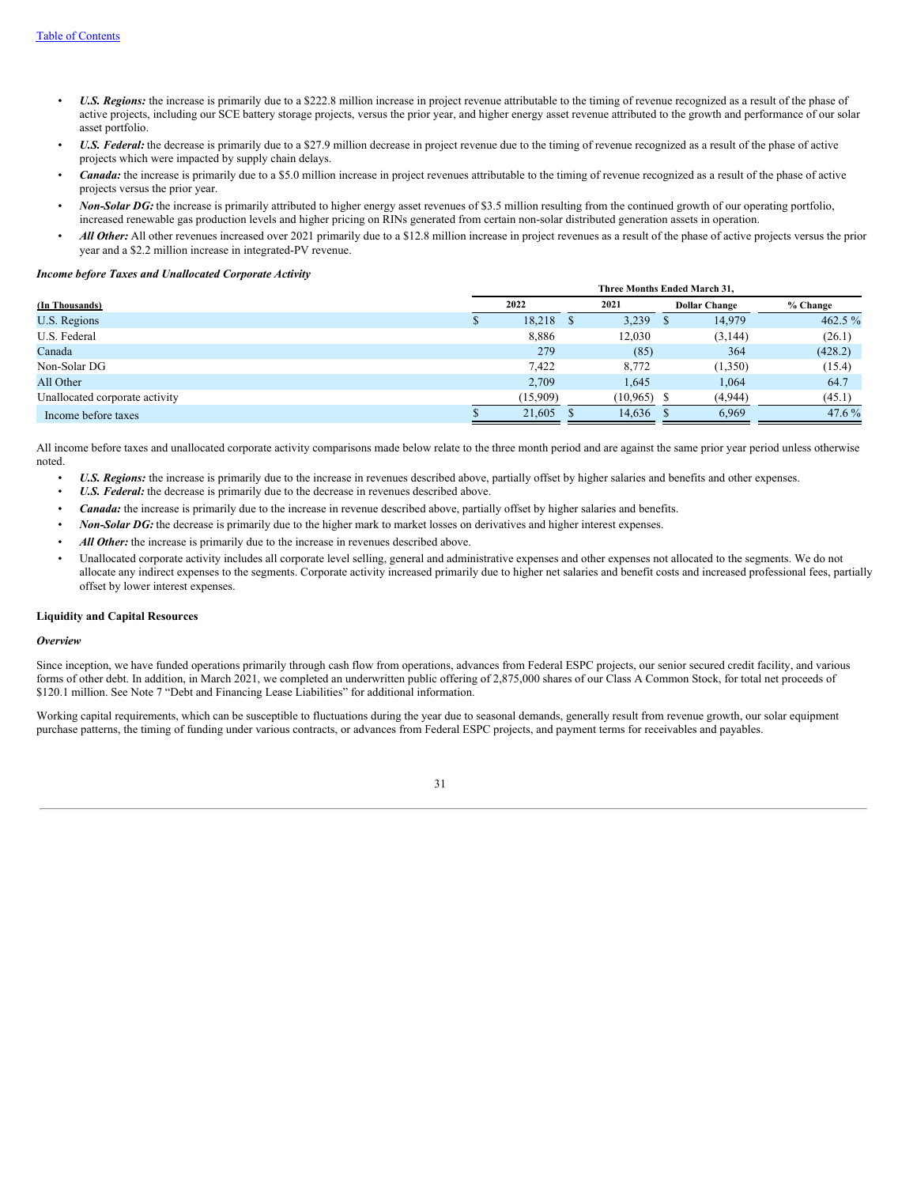- ***U.S. Regions:*** the increase is primarily due to a $222.8 million increase in project revenue attributable to the timing of revenue recognized as a result of the phase of active projects, including our SCE battery storage projects, versus the prior year, and higher energy asset revenue attributed to the growth and performance of our solar asset portfolio.
- ***U.S. Federal:*** the decrease is primarily due to a $27.9 million decrease in project revenue due to the timing of revenue recognized as a result of the phase of active projects which were impacted by supply chain delays.
- ***Canada:*** the increase is primarily due to a $5.0 million increase in project revenues attributable to the timing of revenue recognized as a result of the phase of active projects versus the prior year.
- ***Non-Solar DG:*** the increase is primarily attributed to higher energy asset revenues of $3.5 million resulting from the continued growth of our operating portfolio, increased renewable gas production levels and higher pricing on RINs generated from certain non-solar distributed generation assets in operation.
- ***All Other:*** All other revenues increased over 2021 primarily due to a $12.8 million increase in project revenues as a result of the phase of active projects versus the prior year and a $2.2 million increase in integrated-PV revenue.

***Income before Taxes and Unallocated Corporate Activity***

| | Three Months Ended March 31, | | | |
|---|---|---|---|---|
| **(In Thousands)** | **2022** | **2021** | **Dollar Change** | **% Change** |
| U.S. Regions | $ 18,218 | $ 3,239 | $ 14,979 | 462.5 % |
| U.S. Federal | 8,886 | 12,030 | (3,144) | (26.1) |
| Canada | 279 | (85) | 364 | (428.2) |
| Non-Solar DG | 7,422 | 8,772 | (1,350) | (15.4) |
| All Other | 2,709 | 1,645 | 1,064 | 64.7 |
| Unallocated corporate activity | (15,909) | (10,965) | $ (4,944) | (45.1) |
| Income before taxes | $ 21,605 | $ 14,636 | $ 6,969 | 47.6 % |

All income before taxes and unallocated corporate activity comparisons made below relate to the three month period and are against the same prior year period unless otherwise noted.

- ***U.S. Regions:*** the increase is primarily due to the increase in revenues described above, partially offset by higher salaries and benefits and other expenses.
- ***U.S. Federal:*** the decrease is primarily due to the decrease in revenues described above.
- ***Canada:*** the increase is primarily due to the increase in revenue described above, partially offset by higher salaries and benefits.
- ***Non-Solar DG:*** the decrease is primarily due to the higher mark to market losses on derivatives and higher interest expenses.
- ***All Other:*** the increase is primarily due to the increase in revenues described above.
- Unallocated corporate activity includes all corporate level selling, general and administrative expenses and other expenses not allocated to the segments. We do not allocate any indirect expenses to the segments. Corporate activity increased primarily due to higher net salaries and benefit costs and increased professional fees, partially offset by lower interest expenses.

**Liquidity and Capital Resources**

***Overview***

Since inception, we have funded operations primarily through cash flow from operations, advances from Federal ESPC projects, our senior secured credit facility, and various forms of other debt. In addition, in March 2021, we completed an underwritten public offering of 2,875,000 shares of our Class A Common Stock, for total net proceeds of $120.1 million. See Note 7 "Debt and Financing Lease Liabilities" for additional information.

Working capital requirements, which can be susceptible to fluctuations during the year due to seasonal demands, generally result from revenue growth, our solar equipment purchase patterns, the timing of funding under various contracts, or advances from Federal ESPC projects, and payment terms for receivables and payables.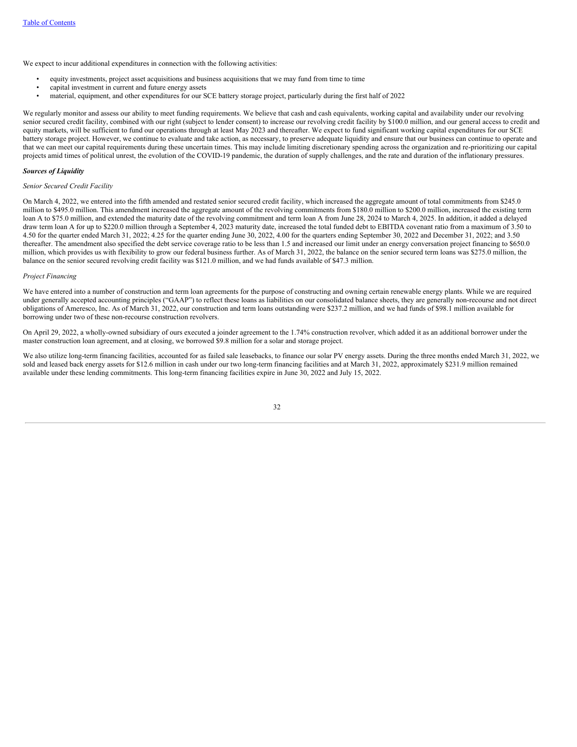We expect to incur additional expenditures in connection with the following activities:

- equity investments, project asset acquisitions and business acquisitions that we may fund from time to time
- capital investment in current and future energy assets
- material, equipment, and other expenditures for our SCE battery storage project, particularly during the first half of 2022

We regularly monitor and assess our ability to meet funding requirements. We believe that cash and cash equivalents, working capital and availability under our revolving senior secured credit facility, combined with our right (subject to lender consent) to increase our revolving credit facility by $100.0 million, and our general access to credit and equity markets, will be sufficient to fund our operations through at least May 2023 and thereafter. We expect to fund significant working capital expenditures for our SCE battery storage project. However, we continue to evaluate and take action, as necessary, to preserve adequate liquidity and ensure that our business can continue to operate and that we can meet our capital requirements during these uncertain times. This may include limiting discretionary spending across the organization and re-prioritizing our capital projects amid times of political unrest, the evolution of the COVID-19 pandemic, the duration of supply challenges, and the rate and duration of the inflationary pressures.

***Sources of Liquidity***

*Senior Secured Credit Facility*

On March 4, 2022, we entered into the fifth amended and restated senior secured credit facility, which increased the aggregate amount of total commitments from $245.0 million to $495.0 million. This amendment increased the aggregate amount of the revolving commitments from $180.0 million to $200.0 million, increased the existing term loan A to $75.0 million, and extended the maturity date of the revolving commitment and term loan A from June 28, 2024 to March 4, 2025. In addition, it added a delayed draw term loan A for up to $220.0 million through a September 4, 2023 maturity date, increased the total funded debt to EBITDA covenant ratio from a maximum of 3.50 to 4.50 for the quarter ended March 31, 2022; 4.25 for the quarter ending June 30, 2022, 4.00 for the quarters ending September 30, 2022 and December 31, 2022; and 3.50 thereafter. The amendment also specified the debt service coverage ratio to be less than 1.5 and increased our limit under an energy conversation project financing to $650.0 million, which provides us with flexibility to grow our federal business further. As of March 31, 2022, the balance on the senior secured term loans was $275.0 million, the balance on the senior secured revolving credit facility was $121.0 million, and we had funds available of $47.3 million.

*Project Financing*

We have entered into a number of construction and term loan agreements for the purpose of constructing and owning certain renewable energy plants. While we are required under generally accepted accounting principles ("GAAP") to reflect these loans as liabilities on our consolidated balance sheets, they are generally non-recourse and not direct obligations of Ameresco, Inc. As of March 31, 2022, our construction and term loans outstanding were $237.2 million, and we had funds of $98.1 million available for borrowing under two of these non-recourse construction revolvers.

On April 29, 2022, a wholly-owned subsidiary of ours executed a joinder agreement to the 1.74% construction revolver, which added it as an additional borrower under the master construction loan agreement, and at closing, we borrowed $9.8 million for a solar and storage project.

We also utilize long-term financing facilities, accounted for as failed sale leasebacks, to finance our solar PV energy assets. During the three months ended March 31, 2022, we sold and leased back energy assets for $12.6 million in cash under our two long-term financing facilities and at March 31, 2022, approximately $231.9 million remained available under these lending commitments. This long-term financing facilities expire in June 30, 2022 and July 15, 2022.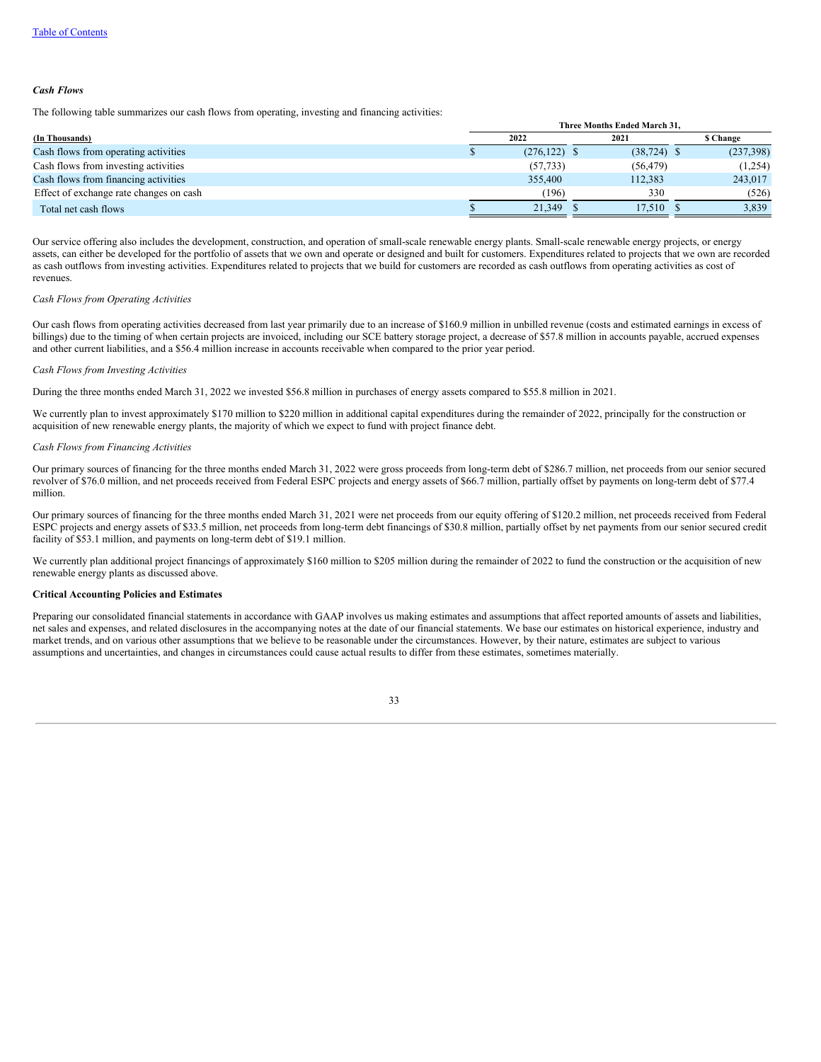*Cash Flows*

The following table summarizes our cash flows from operating, investing and financing activities:

| (In Thousands) | Three Months Ended March 31, 2022 | 2021 | $ Change |
|---|---|---|---|
| Cash flows from operating activities | $ (276,122) | $ (38,724) | $ (237,398) |
| Cash flows from investing activities | (57,733) | (56,479) | (1,254) |
| Cash flows from financing activities | 355,400 | 112,383 | 243,017 |
| Effect of exchange rate changes on cash | (196) | 330 | (526) |
| Total net cash flows | $ 21,349 | $ 17,510 | $ 3,839 |

Our service offering also includes the development, construction, and operation of small-scale renewable energy plants. Small-scale renewable energy projects, or energy assets, can either be developed for the portfolio of assets that we own and operate or designed and built for customers. Expenditures related to projects that we own are recorded as cash outflows from investing activities. Expenditures related to projects that we build for customers are recorded as cash outflows from operating activities as cost of revenues.

*Cash Flows from Operating Activities*

Our cash flows from operating activities decreased from last year primarily due to an increase of $160.9 million in unbilled revenue (costs and estimated earnings in excess of billings) due to the timing of when certain projects are invoiced, including our SCE battery storage project, a decrease of $57.8 million in accounts payable, accrued expenses and other current liabilities, and a $56.4 million increase in accounts receivable when compared to the prior year period.

*Cash Flows from Investing Activities*

During the three months ended March 31, 2022 we invested $56.8 million in purchases of energy assets compared to $55.8 million in 2021.

We currently plan to invest approximately $170 million to $220 million in additional capital expenditures during the remainder of 2022, principally for the construction or acquisition of new renewable energy plants, the majority of which we expect to fund with project finance debt.

*Cash Flows from Financing Activities*

Our primary sources of financing for the three months ended March 31, 2022 were gross proceeds from long-term debt of $286.7 million, net proceeds from our senior secured revolver of $76.0 million, and net proceeds received from Federal ESPC projects and energy assets of $66.7 million, partially offset by payments on long-term debt of $77.4 million.

Our primary sources of financing for the three months ended March 31, 2021 were net proceeds from our equity offering of $120.2 million, net proceeds received from Federal ESPC projects and energy assets of $33.5 million, net proceeds from long-term debt financings of $30.8 million, partially offset by net payments from our senior secured credit facility of $53.1 million, and payments on long-term debt of $19.1 million.

We currently plan additional project financings of approximately $160 million to $205 million during the remainder of 2022 to fund the construction or the acquisition of new renewable energy plants as discussed above.

**Critical Accounting Policies and Estimates**

Preparing our consolidated financial statements in accordance with GAAP involves us making estimates and assumptions that affect reported amounts of assets and liabilities, net sales and expenses, and related disclosures in the accompanying notes at the date of our financial statements. We base our estimates on historical experience, industry and market trends, and on various other assumptions that we believe to be reasonable under the circumstances. However, by their nature, estimates are subject to various assumptions and uncertainties, and changes in circumstances could cause actual results to differ from these estimates, sometimes materially.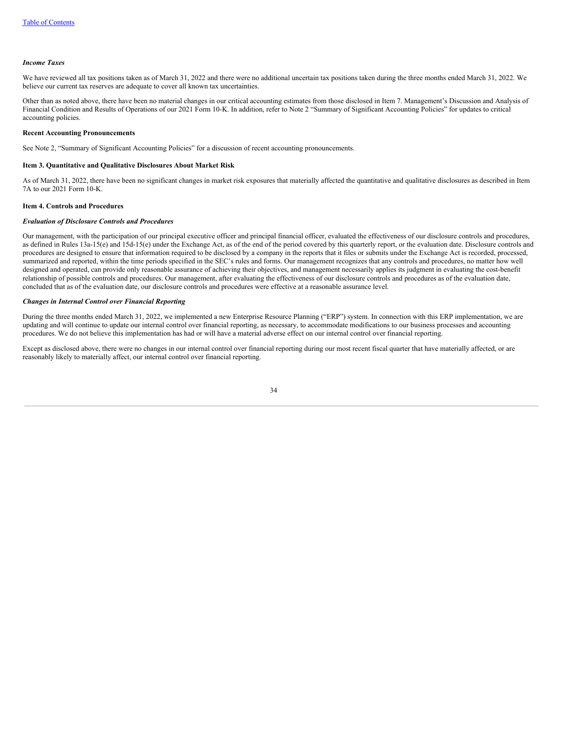***Income Taxes***

We have reviewed all tax positions taken as of March 31, 2022 and there were no additional uncertain tax positions taken during the three months ended March 31, 2022. We believe our current tax reserves are adequate to cover all known tax uncertainties.

Other than as noted above, there have been no material changes in our critical accounting estimates from those disclosed in Item 7. Management's Discussion and Analysis of Financial Condition and Results of Operations of our 2021 Form 10-K. In addition, refer to Note 2 "Summary of Significant Accounting Policies" for updates to critical accounting policies.

**Recent Accounting Pronouncements**

See Note 2, "Summary of Significant Accounting Policies" for a discussion of recent accounting pronouncements.

**Item 3. Quantitative and Qualitative Disclosures About Market Risk**

As of March 31, 2022, there have been no significant changes in market risk exposures that materially affected the quantitative and qualitative disclosures as described in Item 7A to our 2021 Form 10-K.

**Item 4. Controls and Procedures**

***Evaluation of Disclosure Controls and Procedures***

Our management, with the participation of our principal executive officer and principal financial officer, evaluated the effectiveness of our disclosure controls and procedures, as defined in Rules 13a-15(e) and 15d-15(e) under the Exchange Act, as of the end of the period covered by this quarterly report, or the evaluation date. Disclosure controls and procedures are designed to ensure that information required to be disclosed by a company in the reports that it files or submits under the Exchange Act is recorded, processed, summarized and reported, within the time periods specified in the SEC's rules and forms. Our management recognizes that any controls and procedures, no matter how well designed and operated, can provide only reasonable assurance of achieving their objectives, and management necessarily applies its judgment in evaluating the cost-benefit relationship of possible controls and procedures. Our management, after evaluating the effectiveness of our disclosure controls and procedures as of the evaluation date, concluded that as of the evaluation date, our disclosure controls and procedures were effective at a reasonable assurance level.

***Changes in Internal Control over Financial Reporting***

During the three months ended March 31, 2022, we implemented a new Enterprise Resource Planning ("ERP") system. In connection with this ERP implementation, we are updating and will continue to update our internal control over financial reporting, as necessary, to accommodate modifications to our business processes and accounting procedures. We do not believe this implementation has had or will have a material adverse effect on our internal control over financial reporting.

Except as disclosed above, there were no changes in our internal control over financial reporting during our most recent fiscal quarter that have materially affected, or are reasonably likely to materially affect, our internal control over financial reporting.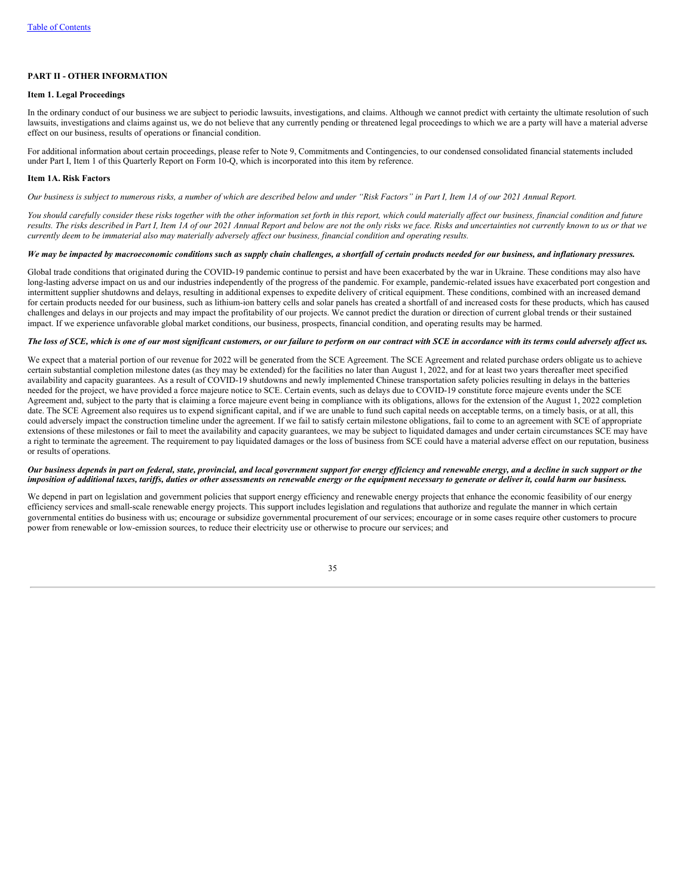## PART II - OTHER INFORMATION

### Item 1. Legal Proceedings

In the ordinary conduct of our business we are subject to periodic lawsuits, investigations, and claims. Although we cannot predict with certainty the ultimate resolution of such lawsuits, investigations and claims against us, we do not believe that any currently pending or threatened legal proceedings to which we are a party will have a material adverse effect on our business, results of operations or financial condition.

For additional information about certain proceedings, please refer to Note 9, Commitments and Contingencies, to our condensed consolidated financial statements included under Part I, Item 1 of this Quarterly Report on Form 10-Q, which is incorporated into this item by reference.

### Item 1A. Risk Factors

*Our business is subject to numerous risks, a number of which are described below and under "Risk Factors" in Part I, Item 1A of our 2021 Annual Report.*

*You should carefully consider these risks together with the other information set forth in this report, which could materially affect our business, financial condition and future results. The risks described in Part I, Item 1A of our 2021 Annual Report and below are not the only risks we face. Risks and uncertainties not currently known to us or that we currently deem to be immaterial also may materially adversely affect our business, financial condition and operating results.*

***We may be impacted by macroeconomic conditions such as supply chain challenges, a shortfall of certain products needed for our business, and inflationary pressures.***

Global trade conditions that originated during the COVID-19 pandemic continue to persist and have been exacerbated by the war in Ukraine. These conditions may also have long-lasting adverse impact on us and our industries independently of the progress of the pandemic. For example, pandemic-related issues have exacerbated port congestion and intermittent supplier shutdowns and delays, resulting in additional expenses to expedite delivery of critical equipment. These conditions, combined with an increased demand for certain products needed for our business, such as lithium-ion battery cells and solar panels has created a shortfall of and increased costs for these products, which has caused challenges and delays in our projects and may impact the profitability of our projects. We cannot predict the duration or direction of current global trends or their sustained impact. If we experience unfavorable global market conditions, our business, prospects, financial condition, and operating results may be harmed.

***The loss of SCE, which is one of our most significant customers, or our failure to perform on our contract with SCE in accordance with its terms could adversely affect us.***

We expect that a material portion of our revenue for 2022 will be generated from the SCE Agreement. The SCE Agreement and related purchase orders obligate us to achieve certain substantial completion milestone dates (as they may be extended) for the facilities no later than August 1, 2022, and for at least two years thereafter meet specified availability and capacity guarantees. As a result of COVID-19 shutdowns and newly implemented Chinese transportation safety policies resulting in delays in the batteries needed for the project, we have provided a force majeure notice to SCE. Certain events, such as delays due to COVID-19 constitute force majeure events under the SCE Agreement and, subject to the party that is claiming a force majeure event being in compliance with its obligations, allows for the extension of the August 1, 2022 completion date. The SCE Agreement also requires us to expend significant capital, and if we are unable to fund such capital needs on acceptable terms, on a timely basis, or at all, this could adversely impact the construction timeline under the agreement. If we fail to satisfy certain milestone obligations, fail to come to an agreement with SCE of appropriate extensions of these milestones or fail to meet the availability and capacity guarantees, we may be subject to liquidated damages and under certain circumstances SCE may have a right to terminate the agreement. The requirement to pay liquidated damages or the loss of business from SCE could have a material adverse effect on our reputation, business or results of operations.

***Our business depends in part on federal, state, provincial, and local government support for energy efficiency and renewable energy, and a decline in such support or the imposition of additional taxes, tariffs, duties or other assessments on renewable energy or the equipment necessary to generate or deliver it, could harm our business.***

We depend in part on legislation and government policies that support energy efficiency and renewable energy projects that enhance the economic feasibility of our energy efficiency services and small-scale renewable energy projects. This support includes legislation and regulations that authorize and regulate the manner in which certain governmental entities do business with us; encourage or subsidize governmental procurement of our services; encourage or in some cases require other customers to procure power from renewable or low-emission sources, to reduce their electricity use or otherwise to procure our services; and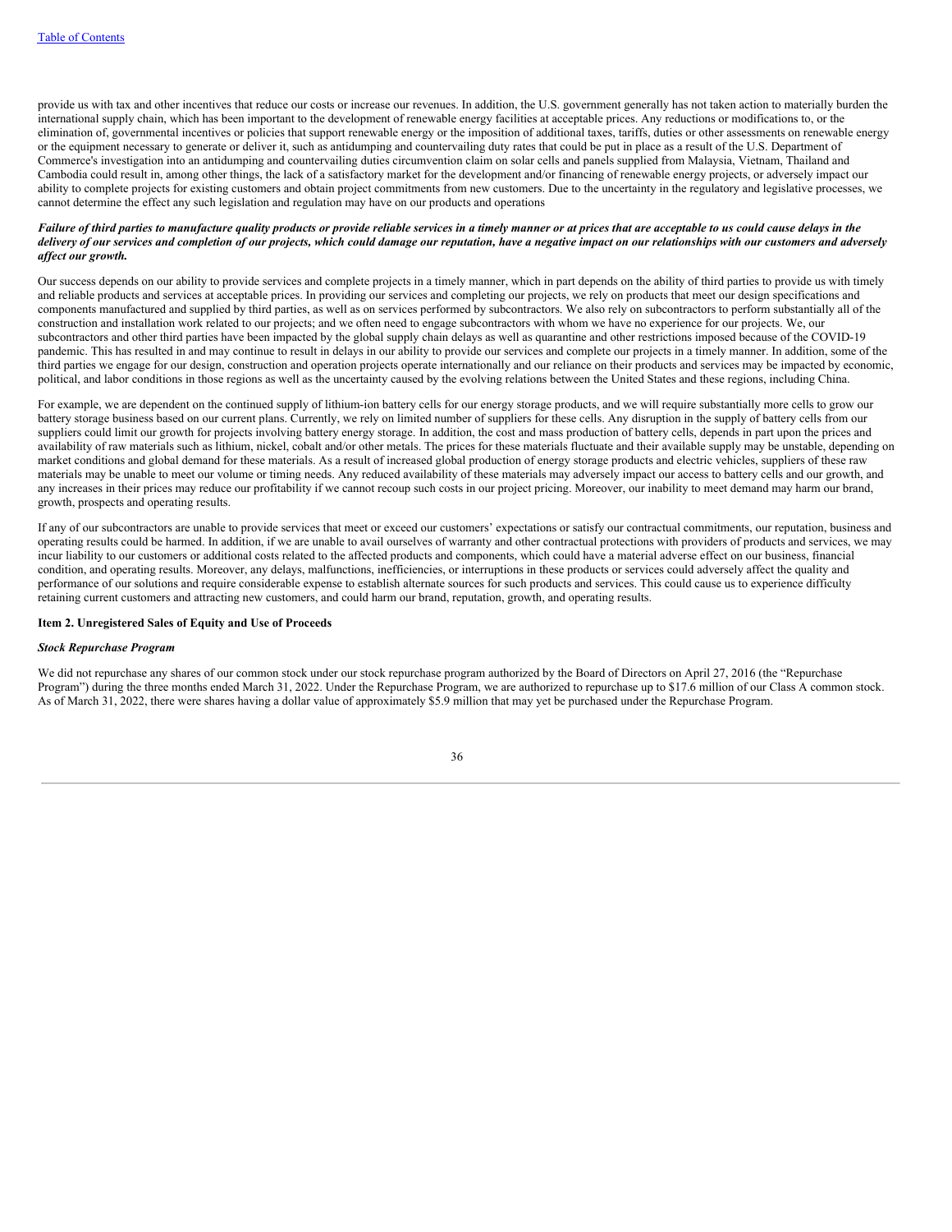provide us with tax and other incentives that reduce our costs or increase our revenues. In addition, the U.S. government generally has not taken action to materially burden the international supply chain, which has been important to the development of renewable energy facilities at acceptable prices. Any reductions or modifications to, or the elimination of, governmental incentives or policies that support renewable energy or the imposition of additional taxes, tariffs, duties or other assessments on renewable energy or the equipment necessary to generate or deliver it, such as antidumping and countervailing duty rates that could be put in place as a result of the U.S. Department of Commerce's investigation into an antidumping and countervailing duties circumvention claim on solar cells and panels supplied from Malaysia, Vietnam, Thailand and Cambodia could result in, among other things, the lack of a satisfactory market for the development and/or financing of renewable energy projects, or adversely impact our ability to complete projects for existing customers and obtain project commitments from new customers. Due to the uncertainty in the regulatory and legislative processes, we cannot determine the effect any such legislation and regulation may have on our products and operations

***Failure of third parties to manufacture quality products or provide reliable services in a timely manner or at prices that are acceptable to us could cause delays in the delivery of our services and completion of our projects, which could damage our reputation, have a negative impact on our relationships with our customers and adversely affect our growth.***

Our success depends on our ability to provide services and complete projects in a timely manner, which in part depends on the ability of third parties to provide us with timely and reliable products and services at acceptable prices. In providing our services and completing our projects, we rely on products that meet our design specifications and components manufactured and supplied by third parties, as well as on services performed by subcontractors. We also rely on subcontractors to perform substantially all of the construction and installation work related to our projects; and we often need to engage subcontractors with whom we have no experience for our projects. We, our subcontractors and other third parties have been impacted by the global supply chain delays as well as quarantine and other restrictions imposed because of the COVID-19 pandemic. This has resulted in and may continue to result in delays in our ability to provide our services and complete our projects in a timely manner. In addition, some of the third parties we engage for our design, construction and operation projects operate internationally and our reliance on their products and services may be impacted by economic, political, and labor conditions in those regions as well as the uncertainty caused by the evolving relations between the United States and these regions, including China.

For example, we are dependent on the continued supply of lithium-ion battery cells for our energy storage products, and we will require substantially more cells to grow our battery storage business based on our current plans. Currently, we rely on limited number of suppliers for these cells. Any disruption in the supply of battery cells from our suppliers could limit our growth for projects involving battery energy storage. In addition, the cost and mass production of battery cells, depends in part upon the prices and availability of raw materials such as lithium, nickel, cobalt and/or other metals. The prices for these materials fluctuate and their available supply may be unstable, depending on market conditions and global demand for these materials. As a result of increased global production of energy storage products and electric vehicles, suppliers of these raw materials may be unable to meet our volume or timing needs. Any reduced availability of these materials may adversely impact our access to battery cells and our growth, and any increases in their prices may reduce our profitability if we cannot recoup such costs in our project pricing. Moreover, our inability to meet demand may harm our brand, growth, prospects and operating results.

If any of our subcontractors are unable to provide services that meet or exceed our customers' expectations or satisfy our contractual commitments, our reputation, business and operating results could be harmed. In addition, if we are unable to avail ourselves of warranty and other contractual protections with providers of products and services, we may incur liability to our customers or additional costs related to the affected products and components, which could have a material adverse effect on our business, financial condition, and operating results. Moreover, any delays, malfunctions, inefficiencies, or interruptions in these products or services could adversely affect the quality and performance of our solutions and require considerable expense to establish alternate sources for such products and services. This could cause us to experience difficulty retaining current customers and attracting new customers, and could harm our brand, reputation, growth, and operating results.

**Item 2. Unregistered Sales of Equity and Use of Proceeds**

***Stock Repurchase Program***

We did not repurchase any shares of our common stock under our stock repurchase program authorized by the Board of Directors on April 27, 2016 (the "Repurchase Program") during the three months ended March 31, 2022. Under the Repurchase Program, we are authorized to repurchase up to $17.6 million of our Class A common stock. As of March 31, 2022, there were shares having a dollar value of approximately $5.9 million that may yet be purchased under the Repurchase Program.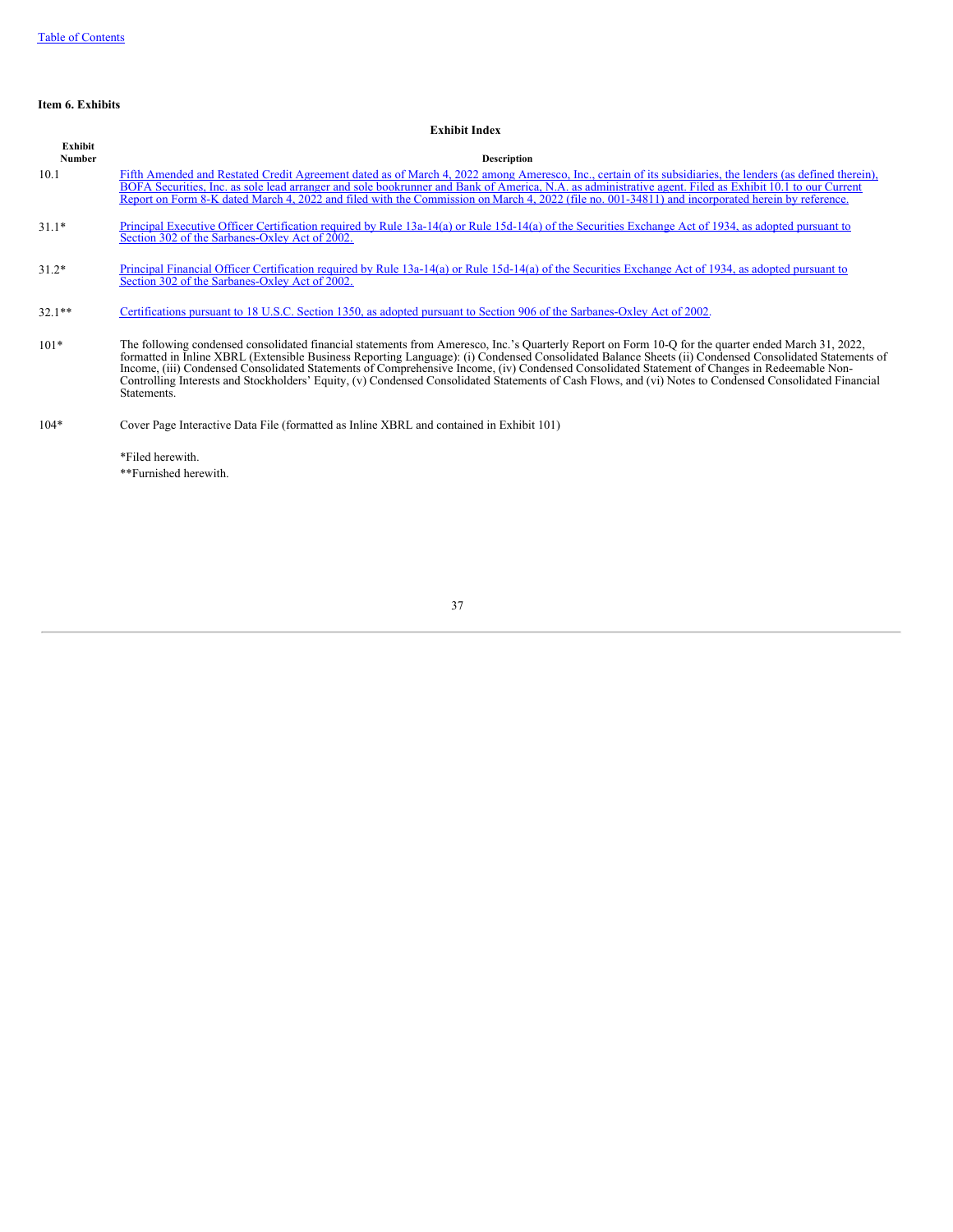**Item 6. Exhibits**

**Exhibit Index**

| Exhibit Number | Description |
| --- | --- |
| 10.1 | Fifth Amended and Restated Credit Agreement dated as of March 4, 2022 among Ameresco, Inc., certain of its subsidiaries, the lenders (as defined therein), BOFA Securities, Inc. as sole lead arranger and sole bookrunner and Bank of America, N.A. as administrative agent. Filed as Exhibit 10.1 to our Current Report on Form 8-K dated March 4, 2022 and filed with the Commission on March 4, 2022 (file no. 001-34811) and incorporated herein by reference. |
| 31.1* | Principal Executive Officer Certification required by Rule 13a-14(a) or Rule 15d-14(a) of the Securities Exchange Act of 1934, as adopted pursuant to Section 302 of the Sarbanes-Oxley Act of 2002. |
| 31.2* | Principal Financial Officer Certification required by Rule 13a-14(a) or Rule 15d-14(a) of the Securities Exchange Act of 1934, as adopted pursuant to Section 302 of the Sarbanes-Oxley Act of 2002. |
| 32.1** | Certifications pursuant to 18 U.S.C. Section 1350, as adopted pursuant to Section 906 of the Sarbanes-Oxley Act of 2002. |
| 101* | The following condensed consolidated financial statements from Ameresco, Inc.'s Quarterly Report on Form 10-Q for the quarter ended March 31, 2022, formatted in Inline XBRL (Extensible Business Reporting Language): (i) Condensed Consolidated Balance Sheets (ii) Condensed Consolidated Statements of Income, (iii) Condensed Consolidated Statements of Comprehensive Income, (iv) Condensed Consolidated Statement of Changes in Redeemable Non-Controlling Interests and Stockholders' Equity, (v) Condensed Consolidated Statements of Cash Flows, and (vi) Notes to Condensed Consolidated Financial Statements. |
| 104* | Cover Page Interactive Data File (formatted as Inline XBRL and contained in Exhibit 101) |

*Filed herewith.

**Furnished herewith.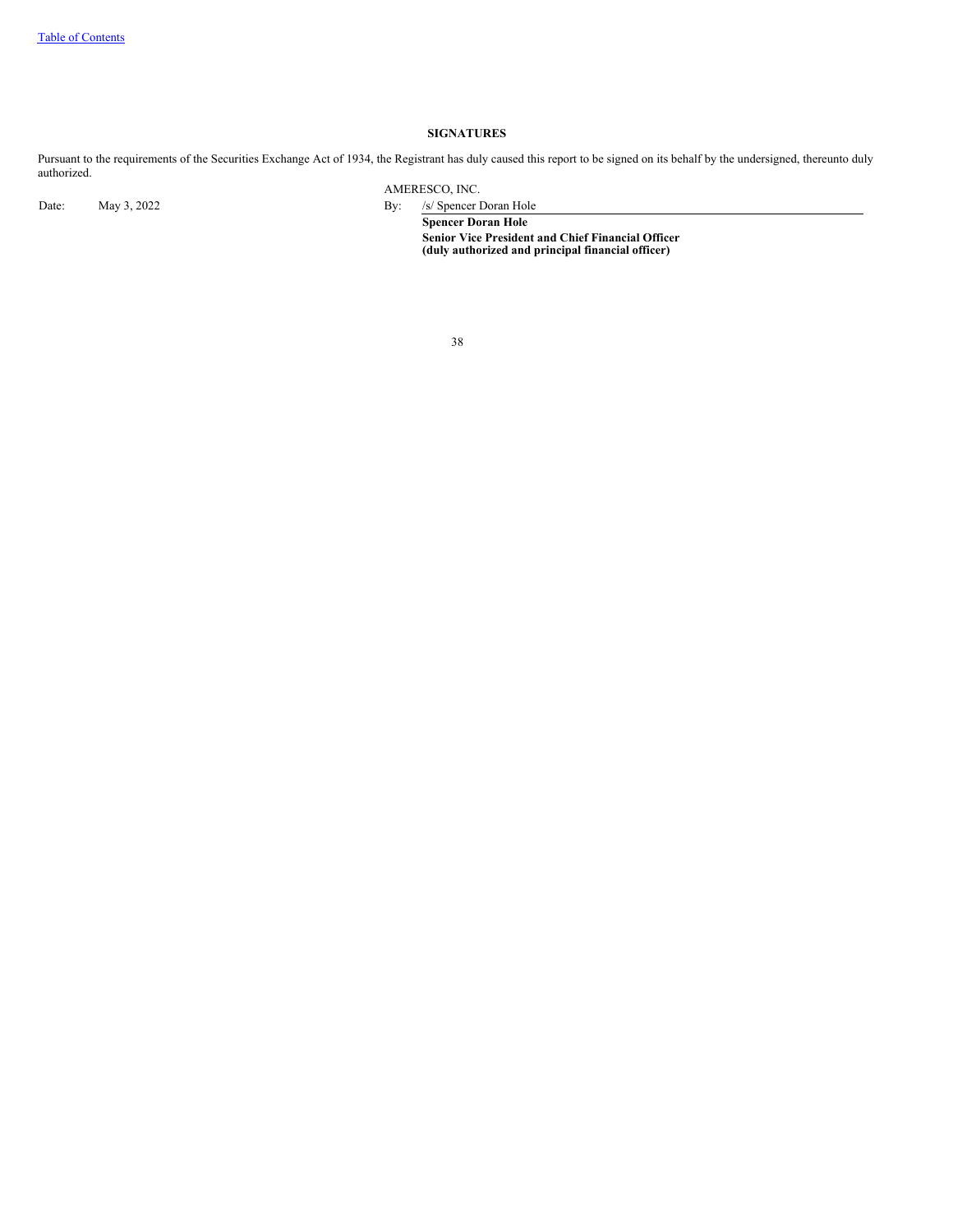[Table of Contents](#)

## SIGNATURES

Pursuant to the requirements of the Securities Exchange Act of 1934, the Registrant has duly caused this report to be signed on its behalf by the undersigned, thereunto duly authorized.

| | | | |
|---|---|---|---|
| | | | AMERESCO, INC. |
| Date: | May 3, 2022 | By: | /s/ Spencer Doran Hole |
| | | | **Spencer Doran Hole** |
| | | | **Senior Vice President and Chief Financial Officer** |
| | | | **(duly authorized and principal financial officer)** |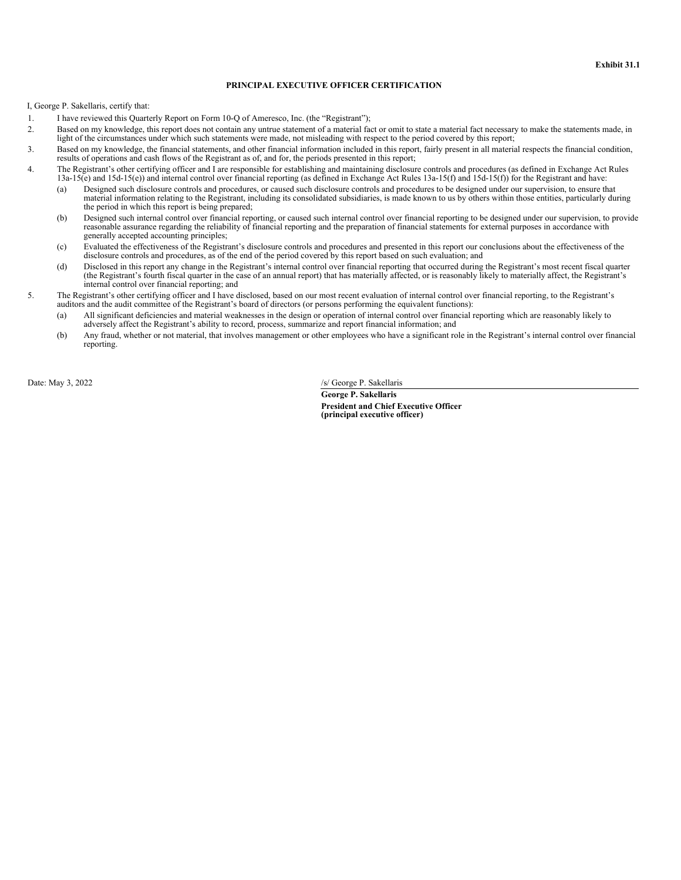**Exhibit 31.1**

**PRINCIPAL EXECUTIVE OFFICER CERTIFICATION**

I, George P. Sakellaris, certify that:

1. I have reviewed this Quarterly Report on Form 10-Q of Ameresco, Inc. (the "Registrant");
2. Based on my knowledge, this report does not contain any untrue statement of a material fact or omit to state a material fact necessary to make the statements made, in light of the circumstances under which such statements were made, not misleading with respect to the period covered by this report;
3. Based on my knowledge, the financial statements, and other financial information included in this report, fairly present in all material respects the financial condition, results of operations and cash flows of the Registrant as of, and for, the periods presented in this report;
4. The Registrant's other certifying officer and I are responsible for establishing and maintaining disclosure controls and procedures (as defined in Exchange Act Rules 13a-15(e) and 15d-15(e)) and internal control over financial reporting (as defined in Exchange Act Rules 13a-15(f) and 15d-15(f)) for the Registrant and have:
   - (a) Designed such disclosure controls and procedures, or caused such disclosure controls and procedures to be designed under our supervision, to ensure that material information relating to the Registrant, including its consolidated subsidiaries, is made known to us by others within those entities, particularly during the period in which this report is being prepared;
   - (b) Designed such internal control over financial reporting, or caused such internal control over financial reporting to be designed under our supervision, to provide reasonable assurance regarding the reliability of financial reporting and the preparation of financial statements for external purposes in accordance with generally accepted accounting principles;
   - (c) Evaluated the effectiveness of the Registrant's disclosure controls and procedures and presented in this report our conclusions about the effectiveness of the disclosure controls and procedures, as of the end of the period covered by this report based on such evaluation; and
   - (d) Disclosed in this report any change in the Registrant's internal control over financial reporting that occurred during the Registrant's most recent fiscal quarter (the Registrant's fourth fiscal quarter in the case of an annual report) that has materially affected, or is reasonably likely to materially affect, the Registrant's internal control over financial reporting; and
5. The Registrant's other certifying officer and I have disclosed, based on our most recent evaluation of internal control over financial reporting, to the Registrant's auditors and the audit committee of the Registrant's board of directors (or persons performing the equivalent functions):
   - (a) All significant deficiencies and material weaknesses in the design or operation of internal control over financial reporting which are reasonably likely to adversely affect the Registrant's ability to record, process, summarize and report financial information; and
   - (b) Any fraud, whether or not material, that involves management or other employees who have a significant role in the Registrant's internal control over financial reporting.

Date: May 3, 2022

/s/ George P. Sakellaris

**George P. Sakellaris**
**President and Chief Executive Officer**
**(principal executive officer)**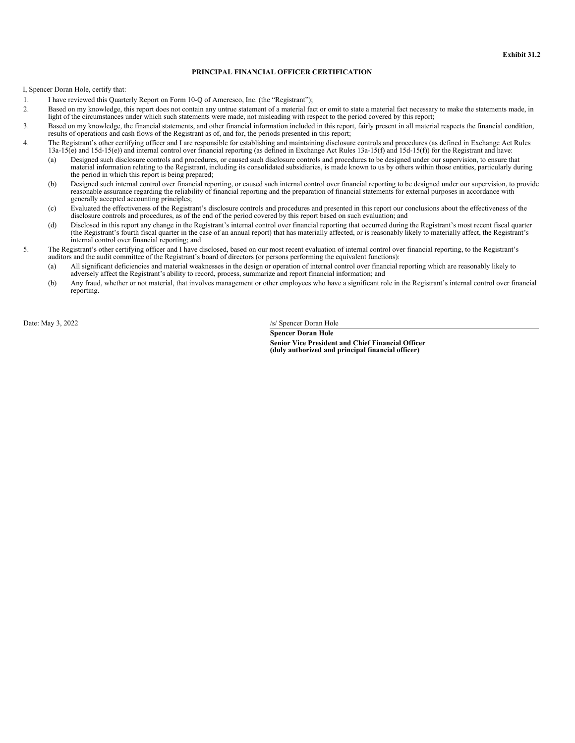**Exhibit 31.2**

**PRINCIPAL FINANCIAL OFFICER CERTIFICATION**

I, Spencer Doran Hole, certify that:

1. I have reviewed this Quarterly Report on Form 10-Q of Ameresco, Inc. (the "Registrant");
2. Based on my knowledge, this report does not contain any untrue statement of a material fact or omit to state a material fact necessary to make the statements made, in light of the circumstances under which such statements were made, not misleading with respect to the period covered by this report;
3. Based on my knowledge, the financial statements, and other financial information included in this report, fairly present in all material respects the financial condition, results of operations and cash flows of the Registrant as of, and for, the periods presented in this report;
4. The Registrant's other certifying officer and I are responsible for establishing and maintaining disclosure controls and procedures (as defined in Exchange Act Rules 13a-15(e) and 15d-15(e)) and internal control over financial reporting (as defined in Exchange Act Rules 13a-15(f) and 15d-15(f)) for the Registrant and have:
   - (a) Designed such disclosure controls and procedures, or caused such disclosure controls and procedures to be designed under our supervision, to ensure that material information relating to the Registrant, including its consolidated subsidiaries, is made known to us by others within those entities, particularly during the period in which this report is being prepared;
   - (b) Designed such internal control over financial reporting, or caused such internal control over financial reporting to be designed under our supervision, to provide reasonable assurance regarding the reliability of financial reporting and the preparation of financial statements for external purposes in accordance with generally accepted accounting principles;
   - (c) Evaluated the effectiveness of the Registrant's disclosure controls and procedures and presented in this report our conclusions about the effectiveness of the disclosure controls and procedures, as of the end of the period covered by this report based on such evaluation; and
   - (d) Disclosed in this report any change in the Registrant's internal control over financial reporting that occurred during the Registrant's most recent fiscal quarter (the Registrant's fourth fiscal quarter in the case of an annual report) that has materially affected, or is reasonably likely to materially affect, the Registrant's internal control over financial reporting; and
5. The Registrant's other certifying officer and I have disclosed, based on our most recent evaluation of internal control over financial reporting, to the Registrant's auditors and the audit committee of the Registrant's board of directors (or persons performing the equivalent functions):
   - (a) All significant deficiencies and material weaknesses in the design or operation of internal control over financial reporting which are reasonably likely to adversely affect the Registrant's ability to record, process, summarize and report financial information; and
   - (b) Any fraud, whether or not material, that involves management or other employees who have a significant role in the Registrant's internal control over financial reporting.

Date: May 3, 2022

/s/ Spencer Doran Hole

**Spencer Doran Hole**
**Senior Vice President and Chief Financial Officer**
**(duly authorized and principal financial officer)**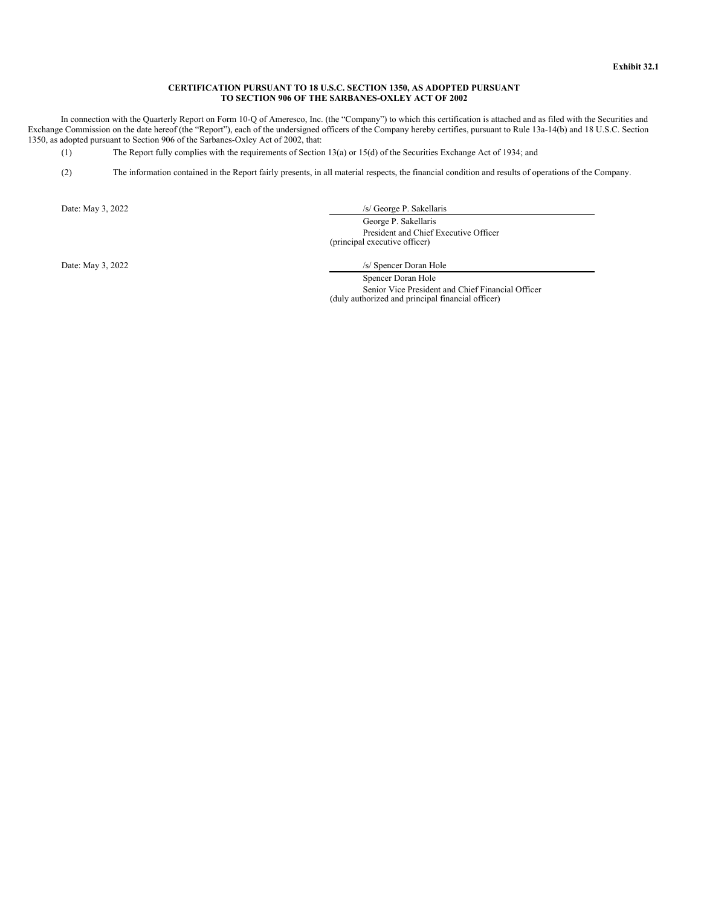**Exhibit 32.1**

**CERTIFICATION PURSUANT TO 18 U.S.C. SECTION 1350, AS ADOPTED PURSUANT TO SECTION 906 OF THE SARBANES-OXLEY ACT OF 2002**

In connection with the Quarterly Report on Form 10-Q of Ameresco, Inc. (the "Company") to which this certification is attached and as filed with the Securities and Exchange Commission on the date hereof (the "Report"), each of the undersigned officers of the Company hereby certifies, pursuant to Rule 13a-14(b) and 18 U.S.C. Section 1350, as adopted pursuant to Section 906 of the Sarbanes-Oxley Act of 2002, that:

(1) The Report fully complies with the requirements of Section 13(a) or 15(d) of the Securities Exchange Act of 1934; and

(2) The information contained in the Report fairly presents, in all material respects, the financial condition and results of operations of the Company.

Date: May 3, 2022

/s/ George P. Sakellaris
George P. Sakellaris
President and Chief Executive Officer
(principal executive officer)

Date: May 3, 2022

/s/ Spencer Doran Hole
Spencer Doran Hole
Senior Vice President and Chief Financial Officer
(duly authorized and principal financial officer)